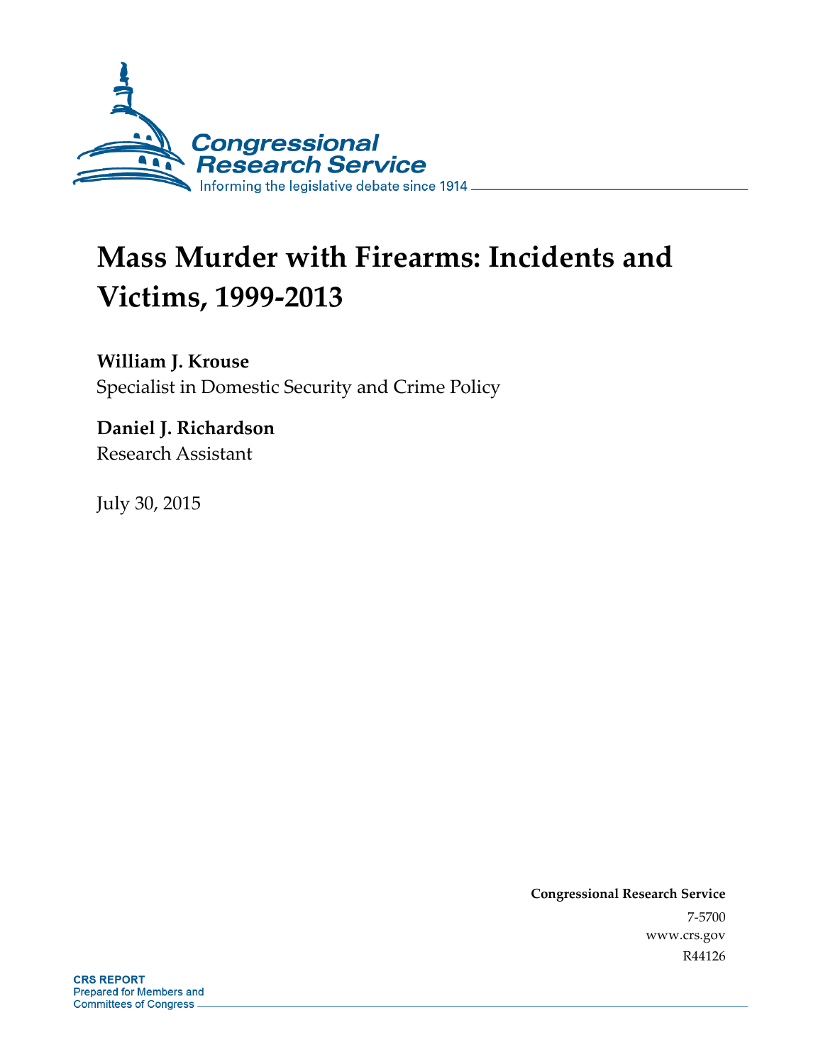Congressional Research Service

Informing the legislative debate since 1914

# Mass Murder with Firearms: Incidents and Victims, 1999-2013

**William J. Krouse**
Specialist in Domestic Security and Crime Policy

**Daniel J. Richardson**
Research Assistant

July 30, 2015

**Congressional Research Service**
7-5700
www.crs.gov
R44126

**CRS REPORT**
Prepared for Members and
Committees of Congress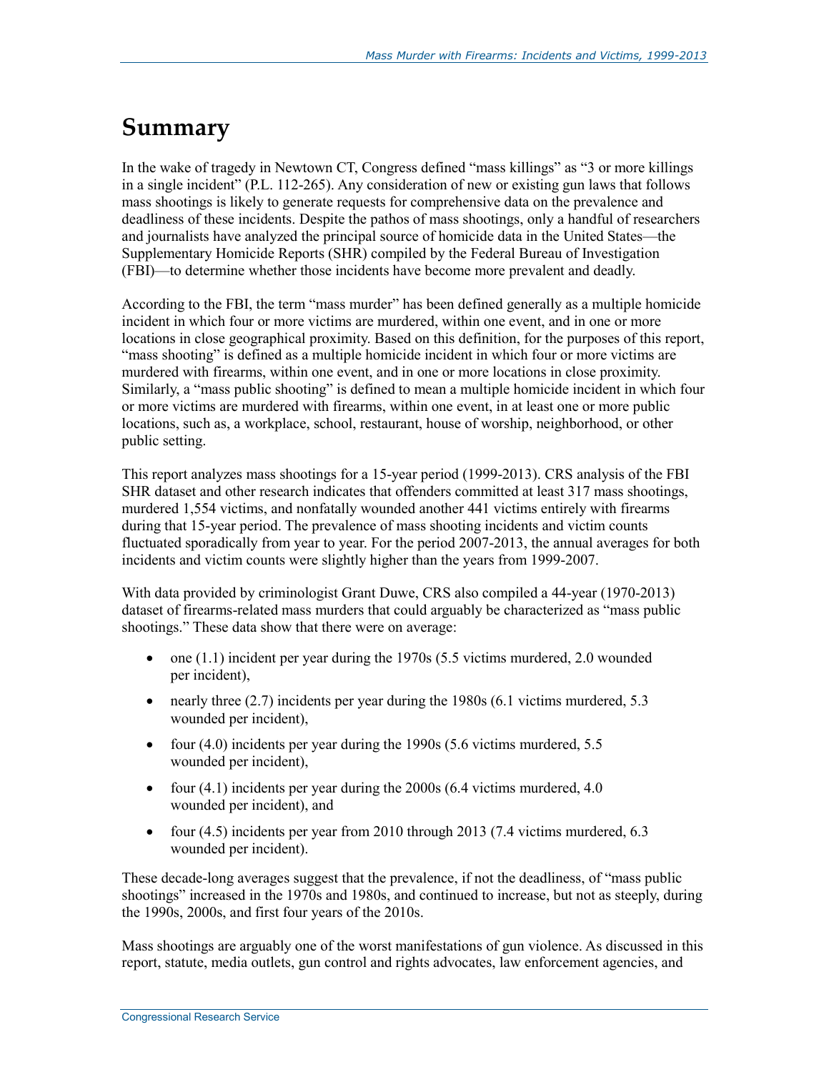# Summary

In the wake of tragedy in Newtown CT, Congress defined "mass killings" as "3 or more killings in a single incident" (P.L. 112-265). Any consideration of new or existing gun laws that follows mass shootings is likely to generate requests for comprehensive data on the prevalence and deadliness of these incidents. Despite the pathos of mass shootings, only a handful of researchers and journalists have analyzed the principal source of homicide data in the United States—the Supplementary Homicide Reports (SHR) compiled by the Federal Bureau of Investigation (FBI)—to determine whether those incidents have become more prevalent and deadly.

According to the FBI, the term "mass murder" has been defined generally as a multiple homicide incident in which four or more victims are murdered, within one event, and in one or more locations in close geographical proximity. Based on this definition, for the purposes of this report, "mass shooting" is defined as a multiple homicide incident in which four or more victims are murdered with firearms, within one event, and in one or more locations in close proximity. Similarly, a "mass public shooting" is defined to mean a multiple homicide incident in which four or more victims are murdered with firearms, within one event, in at least one or more public locations, such as, a workplace, school, restaurant, house of worship, neighborhood, or other public setting.

This report analyzes mass shootings for a 15-year period (1999-2013). CRS analysis of the FBI SHR dataset and other research indicates that offenders committed at least 317 mass shootings, murdered 1,554 victims, and nonfatally wounded another 441 victims entirely with firearms during that 15-year period. The prevalence of mass shooting incidents and victim counts fluctuated sporadically from year to year. For the period 2007-2013, the annual averages for both incidents and victim counts were slightly higher than the years from 1999-2007.

With data provided by criminologist Grant Duwe, CRS also compiled a 44-year (1970-2013) dataset of firearms-related mass murders that could arguably be characterized as "mass public shootings." These data show that there were on average:

- one (1.1) incident per year during the 1970s (5.5 victims murdered, 2.0 wounded per incident),
- nearly three (2.7) incidents per year during the 1980s (6.1 victims murdered, 5.3 wounded per incident),
- four (4.0) incidents per year during the 1990s (5.6 victims murdered, 5.5 wounded per incident),
- four (4.1) incidents per year during the 2000s (6.4 victims murdered, 4.0 wounded per incident), and
- four (4.5) incidents per year from 2010 through 2013 (7.4 victims murdered, 6.3 wounded per incident).

These decade-long averages suggest that the prevalence, if not the deadliness, of "mass public shootings" increased in the 1970s and 1980s, and continued to increase, but not as steeply, during the 1990s, 2000s, and first four years of the 2010s.

Mass shootings are arguably one of the worst manifestations of gun violence. As discussed in this report, statute, media outlets, gun control and rights advocates, law enforcement agencies, and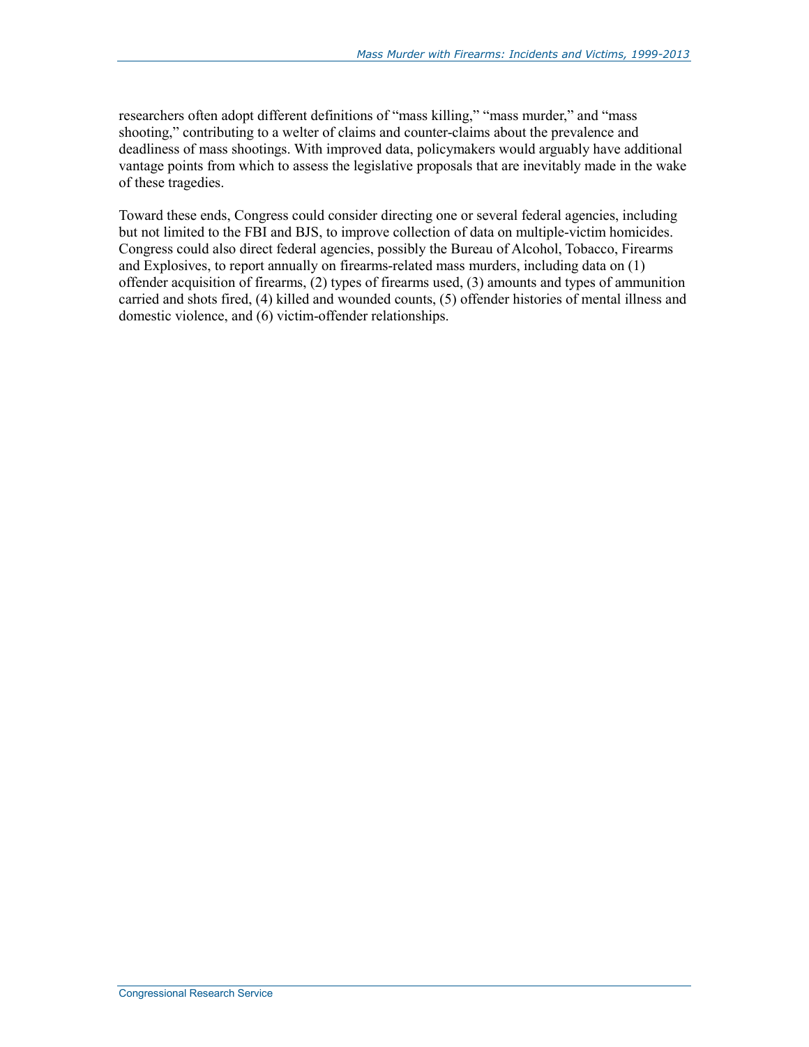researchers often adopt different definitions of "mass killing," "mass murder," and "mass shooting," contributing to a welter of claims and counter-claims about the prevalence and deadliness of mass shootings. With improved data, policymakers would arguably have additional vantage points from which to assess the legislative proposals that are inevitably made in the wake of these tragedies.

Toward these ends, Congress could consider directing one or several federal agencies, including but not limited to the FBI and BJS, to improve collection of data on multiple-victim homicides. Congress could also direct federal agencies, possibly the Bureau of Alcohol, Tobacco, Firearms and Explosives, to report annually on firearms-related mass murders, including data on (1) offender acquisition of firearms, (2) types of firearms used, (3) amounts and types of ammunition carried and shots fired, (4) killed and wounded counts, (5) offender histories of mental illness and domestic violence, and (6) victim-offender relationships.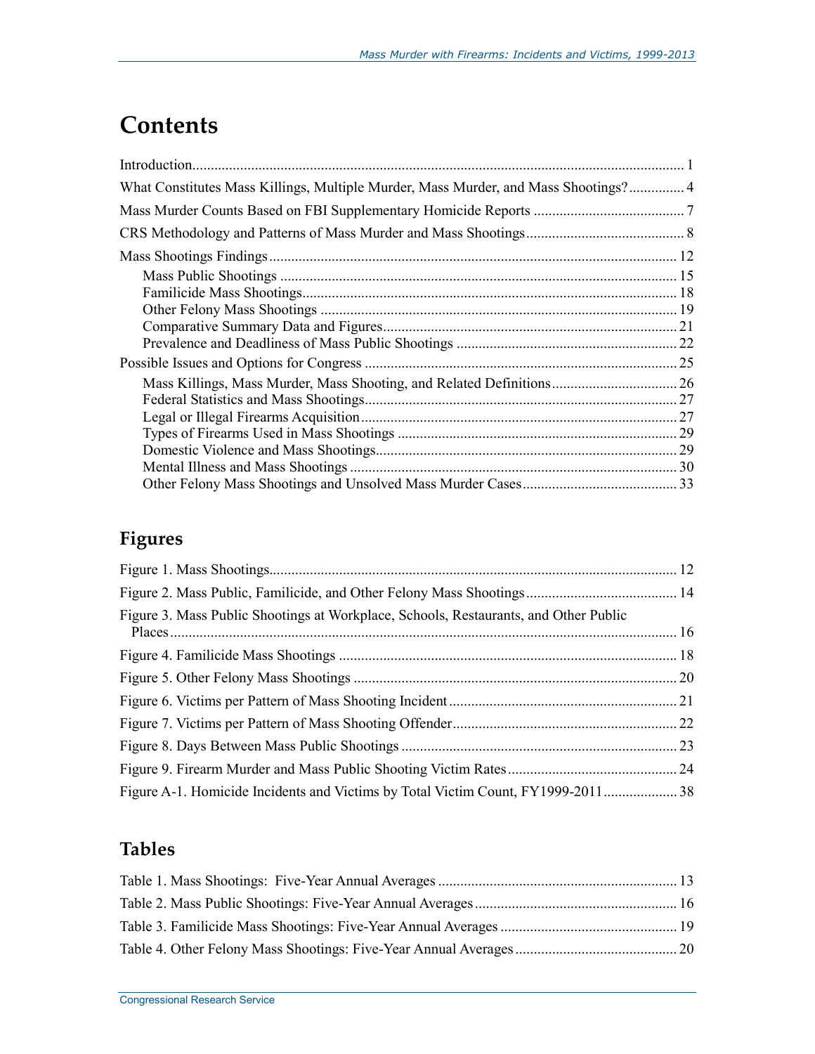# Contents

Introduction ..... 1

What Constitutes Mass Killings, Multiple Murder, Mass Murder, and Mass Shootings? ..... 4

Mass Murder Counts Based on FBI Supplementary Homicide Reports ..... 7

CRS Methodology and Patterns of Mass Murder and Mass Shootings ..... 8

Mass Shootings Findings ..... 12

- Mass Public Shootings ..... 15
- Familicide Mass Shootings ..... 18
- Other Felony Mass Shootings ..... 19
- Comparative Summary Data and Figures ..... 21
- Prevalence and Deadliness of Mass Public Shootings ..... 22

Possible Issues and Options for Congress ..... 25

- Mass Killings, Mass Murder, Mass Shooting, and Related Definitions ..... 26
- Federal Statistics and Mass Shootings ..... 27
- Legal or Illegal Firearms Acquisition ..... 27
- Types of Firearms Used in Mass Shootings ..... 29
- Domestic Violence and Mass Shootings ..... 29
- Mental Illness and Mass Shootings ..... 30
- Other Felony Mass Shootings and Unsolved Mass Murder Cases ..... 33

## Figures

Figure 1. Mass Shootings ..... 12

Figure 2. Mass Public, Familicide, and Other Felony Mass Shootings ..... 14

Figure 3. Mass Public Shootings at Workplace, Schools, Restaurants, and Other Public Places ..... 16

Figure 4. Familicide Mass Shootings ..... 18

Figure 5. Other Felony Mass Shootings ..... 20

Figure 6. Victims per Pattern of Mass Shooting Incident ..... 21

Figure 7. Victims per Pattern of Mass Shooting Offender ..... 22

Figure 8. Days Between Mass Public Shootings ..... 23

Figure 9. Firearm Murder and Mass Public Shooting Victim Rates ..... 24

Figure A-1. Homicide Incidents and Victims by Total Victim Count, FY1999-2011 ..... 38

## Tables

Table 1. Mass Shootings: Five-Year Annual Averages ..... 13

Table 2. Mass Public Shootings: Five-Year Annual Averages ..... 16

Table 3. Familicide Mass Shootings: Five-Year Annual Averages ..... 19

Table 4. Other Felony Mass Shootings: Five-Year Annual Averages ..... 20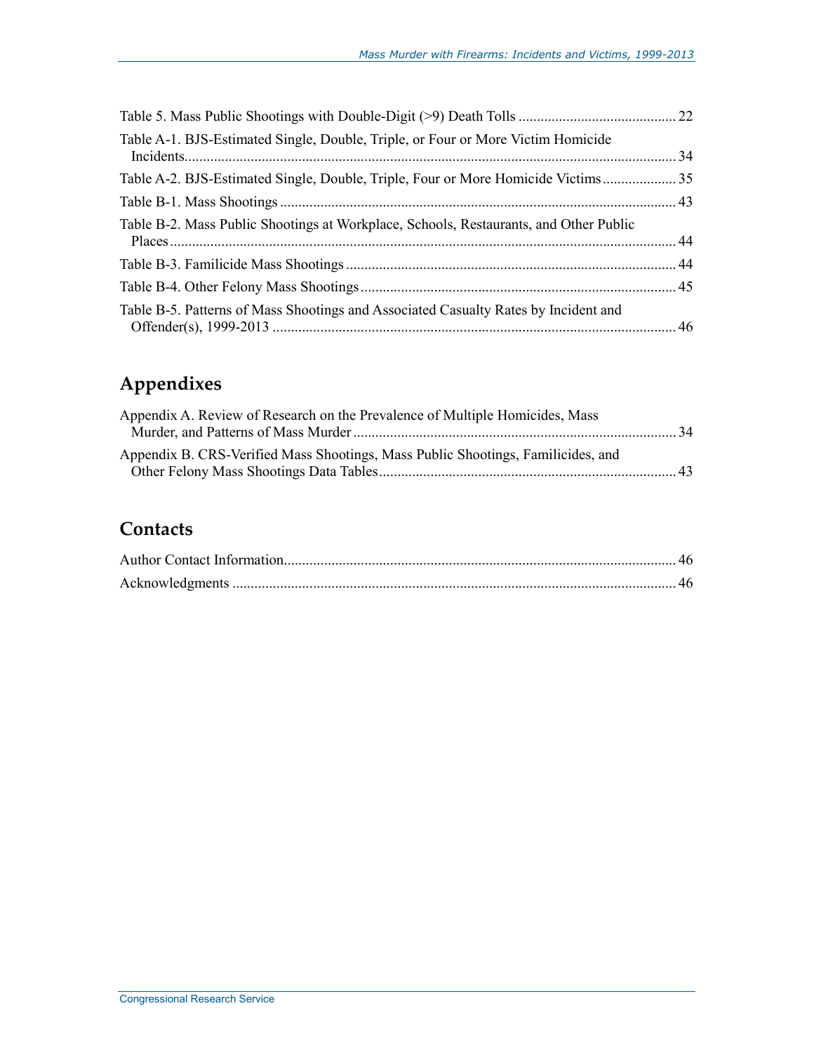Table 5. Mass Public Shootings with Double-Digit (>9) Death Tolls .......................................... 22

Table A-1. BJS-Estimated Single, Double, Triple, or Four or More Victim Homicide Incidents.................................................................................................................................... 34

Table A-2. BJS-Estimated Single, Double, Triple, Four or More Homicide Victims.................... 35

Table B-1. Mass Shootings ........................................................................................................... 43

Table B-2. Mass Public Shootings at Workplace, Schools, Restaurants, and Other Public Places ........................................................................................................................................ 44

Table B-3. Familicide Mass Shootings ........................................................................................ 44

Table B-4. Other Felony Mass Shootings .................................................................................... 45

Table B-5. Patterns of Mass Shootings and Associated Casualty Rates by Incident and Offender(s), 1999-2013 ............................................................................................................ 46

## Appendixes

Appendix A. Review of Research on the Prevalence of Multiple Homicides, Mass Murder, and Patterns of Mass Murder ...................................................................................... 34

Appendix B. CRS-Verified Mass Shootings, Mass Public Shootings, Familicides, and Other Felony Mass Shootings Data Tables ................................................................................ 43

## Contacts

Author Contact Information.......................................................................................................... 46

Acknowledgments ........................................................................................................................ 46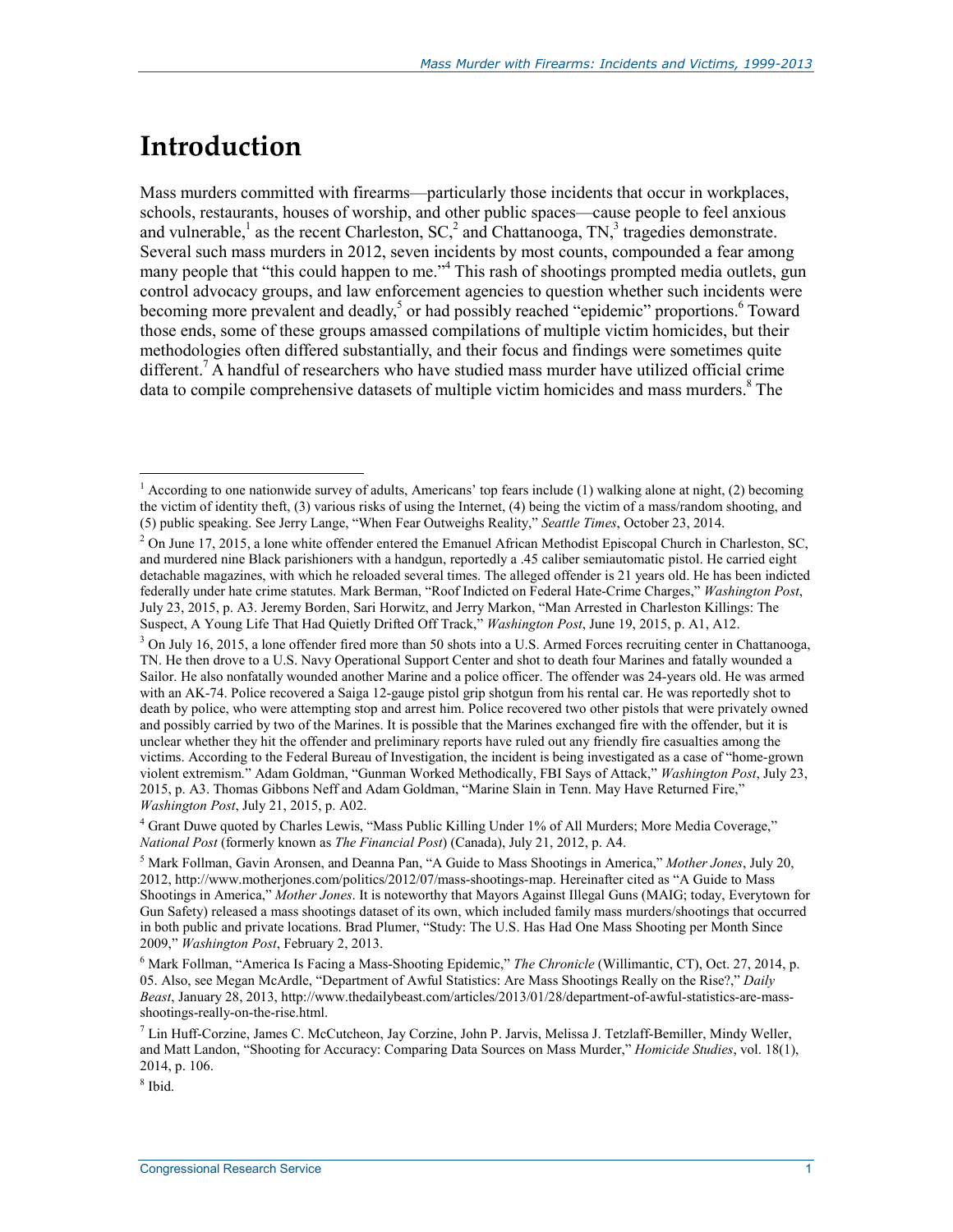# Introduction

Mass murders committed with firearms—particularly those incidents that occur in workplaces, schools, restaurants, houses of worship, and other public spaces—cause people to feel anxious and vulnerable,[1] as the recent Charleston, SC,[2] and Chattanooga, TN,[3] tragedies demonstrate. Several such mass murders in 2012, seven incidents by most counts, compounded a fear among many people that "this could happen to me."[4] This rash of shootings prompted media outlets, gun control advocacy groups, and law enforcement agencies to question whether such incidents were becoming more prevalent and deadly,[5] or had possibly reached "epidemic" proportions.[6] Toward those ends, some of these groups amassed compilations of multiple victim homicides, but their methodologies often differed substantially, and their focus and findings were sometimes quite different.[7] A handful of researchers who have studied mass murder have utilized official crime data to compile comprehensive datasets of multiple victim homicides and mass murders.[8] The

---

[1] According to one nationwide survey of adults, Americans' top fears include (1) walking alone at night, (2) becoming the victim of identity theft, (3) various risks of using the Internet, (4) being the victim of a mass/random shooting, and (5) public speaking. See Jerry Lange, "When Fear Outweighs Reality," *Seattle Times*, October 23, 2014.

[2] On June 17, 2015, a lone white offender entered the Emanuel African Methodist Episcopal Church in Charleston, SC, and murdered nine Black parishioners with a handgun, reportedly a .45 caliber semiautomatic pistol. He carried eight detachable magazines, with which he reloaded several times. The alleged offender is 21 years old. He has been indicted federally under hate crime statutes. Mark Berman, "Roof Indicted on Federal Hate-Crime Charges," *Washington Post*, July 23, 2015, p. A3. Jeremy Borden, Sari Horwitz, and Jerry Markon, "Man Arrested in Charleston Killings: The Suspect, A Young Life That Had Quietly Drifted Off Track," *Washington Post*, June 19, 2015, p. A1, A12.

[3] On July 16, 2015, a lone offender fired more than 50 shots into a U.S. Armed Forces recruiting center in Chattanooga, TN. He then drove to a U.S. Navy Operational Support Center and shot to death four Marines and fatally wounded a Sailor. He also nonfatally wounded another Marine and a police officer. The offender was 24-years old. He was armed with an AK-74. Police recovered a Saiga 12-gauge pistol grip shotgun from his rental car. He was reportedly shot to death by police, who were attempting stop and arrest him. Police recovered two other pistols that were privately owned and possibly carried by two of the Marines. It is possible that the Marines exchanged fire with the offender, but it is unclear whether they hit the offender and preliminary reports have ruled out any friendly fire casualties among the victims. According to the Federal Bureau of Investigation, the incident is being investigated as a case of "home-grown violent extremism." Adam Goldman, "Gunman Worked Methodically, FBI Says of Attack," *Washington Post*, July 23, 2015, p. A3. Thomas Gibbons Neff and Adam Goldman, "Marine Slain in Tenn. May Have Returned Fire," *Washington Post*, July 21, 2015, p. A02.

[4] Grant Duwe quoted by Charles Lewis, "Mass Public Killing Under 1% of All Murders; More Media Coverage," *National Post* (formerly known as *The Financial Post*) (Canada), July 21, 2012, p. A4.

[5] Mark Follman, Gavin Aronsen, and Deanna Pan, "A Guide to Mass Shootings in America," *Mother Jones*, July 20, 2012, http://www.motherjones.com/politics/2012/07/mass-shootings-map. Hereinafter cited as "A Guide to Mass Shootings in America," *Mother Jones*. It is noteworthy that Mayors Against Illegal Guns (MAIG; today, Everytown for Gun Safety) released a mass shootings dataset of its own, which included family mass murders/shootings that occurred in both public and private locations. Brad Plumer, "Study: The U.S. Has Had One Mass Shooting per Month Since 2009," *Washington Post*, February 2, 2013.

[6] Mark Follman, "America Is Facing a Mass-Shooting Epidemic," *The Chronicle* (Willimantic, CT), Oct. 27, 2014, p. 05. Also, see Megan McArdle, "Department of Awful Statistics: Are Mass Shootings Really on the Rise?," *Daily Beast*, January 28, 2013, http://www.thedailybeast.com/articles/2013/01/28/department-of-awful-statistics-are-mass-shootings-really-on-the-rise.html.

[7] Lin Huff-Corzine, James C. McCutcheon, Jay Corzine, John P. Jarvis, Melissa J. Tetzlaff-Bemiller, Mindy Weller, and Matt Landon, "Shooting for Accuracy: Comparing Data Sources on Mass Murder," *Homicide Studies*, vol. 18(1), 2014, p. 106.

[8] Ibid.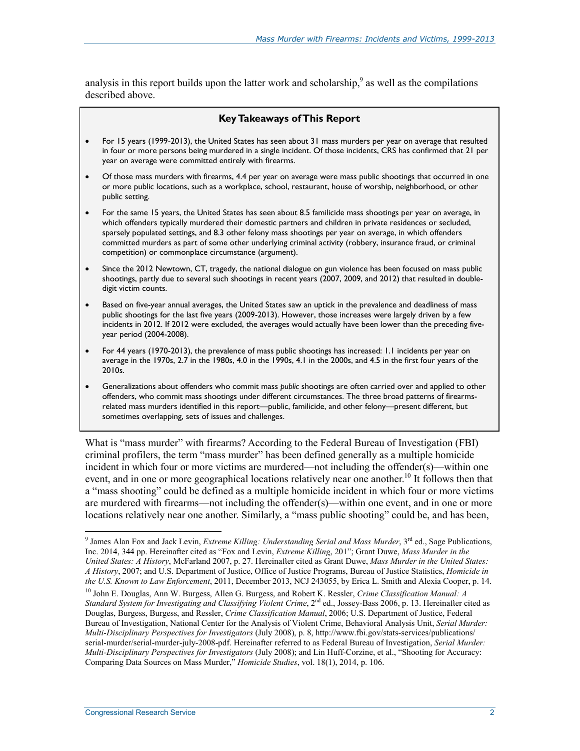analysis in this report builds upon the latter work and scholarship,[9] as well as the compilations described above.

> **Key Takeaways of This Report**
>
> - For 15 years (1999-2013), the United States has seen about 31 mass murders per year on average that resulted in four or more persons being murdered in a single incident. Of those incidents, CRS has confirmed that 21 per year on average were committed entirely with firearms.
> - Of those mass murders with firearms, 4.4 per year on average were mass public shootings that occurred in one or more public locations, such as a workplace, school, restaurant, house of worship, neighborhood, or other public setting.
> - For the same 15 years, the United States has seen about 8.5 familicide mass shootings per year on average, in which offenders typically murdered their domestic partners and children in private residences or secluded, sparsely populated settings, and 8.3 other felony mass shootings per year on average, in which offenders committed murders as part of some other underlying criminal activity (robbery, insurance fraud, or criminal competition) or commonplace circumstance (argument).
> - Since the 2012 Newtown, CT, tragedy, the national dialogue on gun violence has been focused on mass public shootings, partly due to several such shootings in recent years (2007, 2009, and 2012) that resulted in double-digit victim counts.
> - Based on five-year annual averages, the United States saw an uptick in the prevalence and deadliness of mass public shootings for the last five years (2009-2013). However, those increases were largely driven by a few incidents in 2012. If 2012 were excluded, the averages would actually have been lower than the preceding five-year period (2004-2008).
> - For 44 years (1970-2013), the prevalence of mass public shootings has increased: 1.1 incidents per year on average in the 1970s, 2.7 in the 1980s, 4.0 in the 1990s, 4.1 in the 2000s, and 4.5 in the first four years of the 2010s.
> - Generalizations about offenders who commit mass *public* shootings are often carried over and applied to other offenders, who commit mass shootings under different circumstances. The three broad patterns of firearms-related mass murders identified in this report—public, familicide, and other felony—present different, but sometimes overlapping, sets of issues and challenges.

What is "mass murder" with firearms? According to the Federal Bureau of Investigation (FBI) criminal profilers, the term "mass murder" has been defined generally as a multiple homicide incident in which four or more victims are murdered—not including the offender(s)—within one event, and in one or more geographical locations relatively near one another.[10] It follows then that a "mass shooting" could be defined as a multiple homicide incident in which four or more victims are murdered with firearms—not including the offender(s)—within one event, and in one or more locations relatively near one another. Similarly, a "mass public shooting" could be, and has been,

---

[9] James Alan Fox and Jack Levin, *Extreme Killing: Understanding Serial and Mass Murder*, 3rd ed., Sage Publications, Inc. 2014, 344 pp. Hereinafter cited as "Fox and Levin, *Extreme Killing*, 201"; Grant Duwe, *Mass Murder in the United States: A History*, McFarland 2007, p. 27. Hereinafter cited as Grant Duwe, *Mass Murder in the United States: A History*, 2007; and U.S. Department of Justice, Office of Justice Programs, Bureau of Justice Statistics, *Homicide in the U.S. Known to Law Enforcement*, 2011, December 2013, NCJ 243055, by Erica L. Smith and Alexia Cooper, p. 14.

[10] John E. Douglas, Ann W. Burgess, Allen G. Burgess, and Robert K. Ressler, *Crime Classification Manual: A Standard System for Investigating and Classifying Violent Crime*, 2nd ed., Jossey-Bass 2006, p. 13. Hereinafter cited as Douglas, Burgess, Burgess, and Ressler, *Crime Classification Manual*, 2006; U.S. Department of Justice, Federal Bureau of Investigation, National Center for the Analysis of Violent Crime, Behavioral Analysis Unit, *Serial Murder: Multi-Disciplinary Perspectives for Investigators* (July 2008), p. 8, http://www.fbi.gov/stats-services/publications/serial-murder/serial-murder-july-2008-pdf. Hereinafter referred to as Federal Bureau of Investigation, *Serial Murder: Multi-Disciplinary Perspectives for Investigators* (July 2008); and Lin Huff-Corzine, et al., "Shooting for Accuracy: Comparing Data Sources on Mass Murder," *Homicide Studies*, vol. 18(1), 2014, p. 106.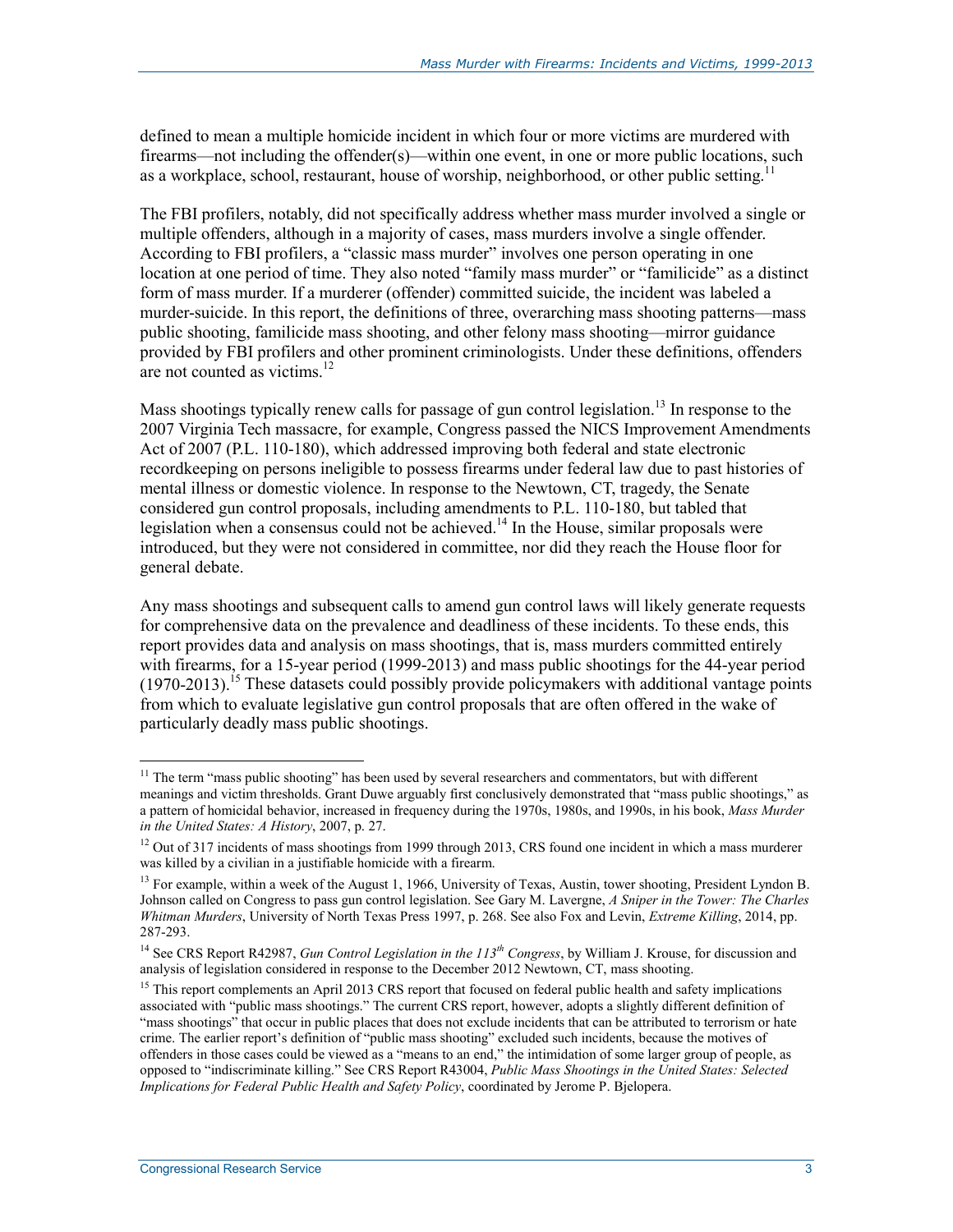defined to mean a multiple homicide incident in which four or more victims are murdered with firearms—not including the offender(s)—within one event, in one or more public locations, such as a workplace, school, restaurant, house of worship, neighborhood, or other public setting.[11]

The FBI profilers, notably, did not specifically address whether mass murder involved a single or multiple offenders, although in a majority of cases, mass murders involve a single offender. According to FBI profilers, a "classic mass murder" involves one person operating in one location at one period of time. They also noted "family mass murder" or "familicide" as a distinct form of mass murder. If a murderer (offender) committed suicide, the incident was labeled a murder-suicide. In this report, the definitions of three, overarching mass shooting patterns—mass public shooting, familicide mass shooting, and other felony mass shooting—mirror guidance provided by FBI profilers and other prominent criminologists. Under these definitions, offenders are not counted as victims.[12]

Mass shootings typically renew calls for passage of gun control legislation.[13] In response to the 2007 Virginia Tech massacre, for example, Congress passed the NICS Improvement Amendments Act of 2007 (P.L. 110-180), which addressed improving both federal and state electronic recordkeeping on persons ineligible to possess firearms under federal law due to past histories of mental illness or domestic violence. In response to the Newtown, CT, tragedy, the Senate considered gun control proposals, including amendments to P.L. 110-180, but tabled that legislation when a consensus could not be achieved.[14] In the House, similar proposals were introduced, but they were not considered in committee, nor did they reach the House floor for general debate.

Any mass shootings and subsequent calls to amend gun control laws will likely generate requests for comprehensive data on the prevalence and deadliness of these incidents. To these ends, this report provides data and analysis on mass shootings, that is, mass murders committed entirely with firearms, for a 15-year period (1999-2013) and mass public shootings for the 44-year period (1970-2013).[15] These datasets could possibly provide policymakers with additional vantage points from which to evaluate legislative gun control proposals that are often offered in the wake of particularly deadly mass public shootings.

---

[11] The term "mass public shooting" has been used by several researchers and commentators, but with different meanings and victim thresholds. Grant Duwe arguably first conclusively demonstrated that "mass public shootings," as a pattern of homicidal behavior, increased in frequency during the 1970s, 1980s, and 1990s, in his book, *Mass Murder in the United States: A History*, 2007, p. 27.

[12] Out of 317 incidents of mass shootings from 1999 through 2013, CRS found one incident in which a mass murderer was killed by a civilian in a justifiable homicide with a firearm.

[13] For example, within a week of the August 1, 1966, University of Texas, Austin, tower shooting, President Lyndon B. Johnson called on Congress to pass gun control legislation. See Gary M. Lavergne, *A Sniper in the Tower: The Charles Whitman Murders*, University of North Texas Press 1997, p. 268. See also Fox and Levin, *Extreme Killing*, 2014, pp. 287-293.

[14] See CRS Report R42987, *Gun Control Legislation in the 113th Congress*, by William J. Krouse, for discussion and analysis of legislation considered in response to the December 2012 Newtown, CT, mass shooting.

[15] This report complements an April 2013 CRS report that focused on federal public health and safety implications associated with "public mass shootings." The current CRS report, however, adopts a slightly different definition of "mass shootings" that occur in public places that does not exclude incidents that can be attributed to terrorism or hate crime. The earlier report's definition of "public mass shooting" excluded such incidents, because the motives of offenders in those cases could be viewed as a "means to an end," the intimidation of some larger group of people, as opposed to "indiscriminate killing." See CRS Report R43004, *Public Mass Shootings in the United States: Selected Implications for Federal Public Health and Safety Policy*, coordinated by Jerome P. Bjelopera.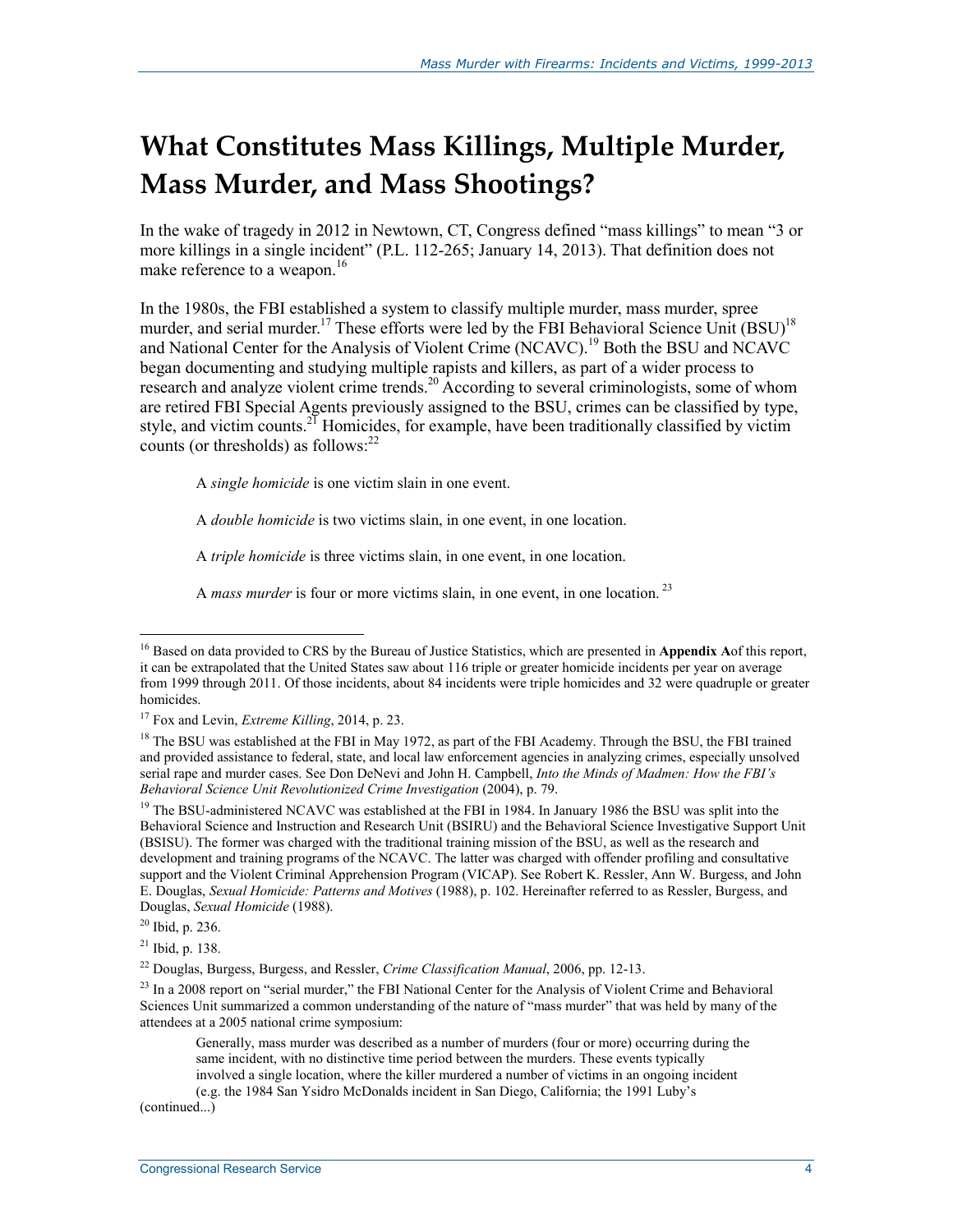# What Constitutes Mass Killings, Multiple Murder, Mass Murder, and Mass Shootings?

In the wake of tragedy in 2012 in Newtown, CT, Congress defined "mass killings" to mean "3 or more killings in a single incident" (P.L. 112-265; January 14, 2013). That definition does not make reference to a weapon.[16]

In the 1980s, the FBI established a system to classify multiple murder, mass murder, spree murder, and serial murder.[17] These efforts were led by the FBI Behavioral Science Unit (BSU)[18] and National Center for the Analysis of Violent Crime (NCAVC).[19] Both the BSU and NCAVC began documenting and studying multiple rapists and killers, as part of a wider process to research and analyze violent crime trends.[20] According to several criminologists, some of whom are retired FBI Special Agents previously assigned to the BSU, crimes can be classified by type, style, and victim counts.[21] Homicides, for example, have been traditionally classified by victim counts (or thresholds) as follows:[22]

> A *single homicide* is one victim slain in one event.
>
> A *double homicide* is two victims slain, in one event, in one location.
>
> A *triple homicide* is three victims slain, in one event, in one location.
>
> A *mass murder* is four or more victims slain, in one event, in one location. [23]

---

[16] Based on data provided to CRS by the Bureau of Justice Statistics, which are presented in **Appendix A** of this report, it can be extrapolated that the United States saw about 116 triple or greater homicide incidents per year on average from 1999 through 2011. Of those incidents, about 84 incidents were triple homicides and 32 were quadruple or greater homicides.

[17] Fox and Levin, *Extreme Killing*, 2014, p. 23.

[18] The BSU was established at the FBI in May 1972, as part of the FBI Academy. Through the BSU, the FBI trained and provided assistance to federal, state, and local law enforcement agencies in analyzing crimes, especially unsolved serial rape and murder cases. See Don DeNevi and John H. Campbell, *Into the Minds of Madmen: How the FBI's Behavioral Science Unit Revolutionized Crime Investigation* (2004), p. 79.

[19] The BSU-administered NCAVC was established at the FBI in 1984. In January 1986 the BSU was split into the Behavioral Science and Instruction and Research Unit (BSIRU) and the Behavioral Science Investigative Support Unit (BSISU). The former was charged with the traditional training mission of the BSU, as well as the research and development and training programs of the NCAVC. The latter was charged with offender profiling and consultative support and the Violent Criminal Apprehension Program (VICAP). See Robert K. Ressler, Ann W. Burgess, and John E. Douglas, *Sexual Homicide: Patterns and Motives* (1988), p. 102. Hereinafter referred to as Ressler, Burgess, and Douglas, *Sexual Homicide* (1988).

[20] Ibid, p. 236.

[21] Ibid, p. 138.

[22] Douglas, Burgess, Burgess, and Ressler, *Crime Classification Manual*, 2006, pp. 12-13.

[23] In a 2008 report on "serial murder," the FBI National Center for the Analysis of Violent Crime and Behavioral Sciences Unit summarized a common understanding of the nature of "mass murder" that was held by many of the attendees at a 2005 national crime symposium:

> Generally, mass murder was described as a number of murders (four or more) occurring during the same incident, with no distinctive time period between the murders. These events typically involved a single location, where the killer murdered a number of victims in an ongoing incident (e.g. the 1984 San Ysidro McDonalds incident in San Diego, California; the 1991 Luby's

(continued...)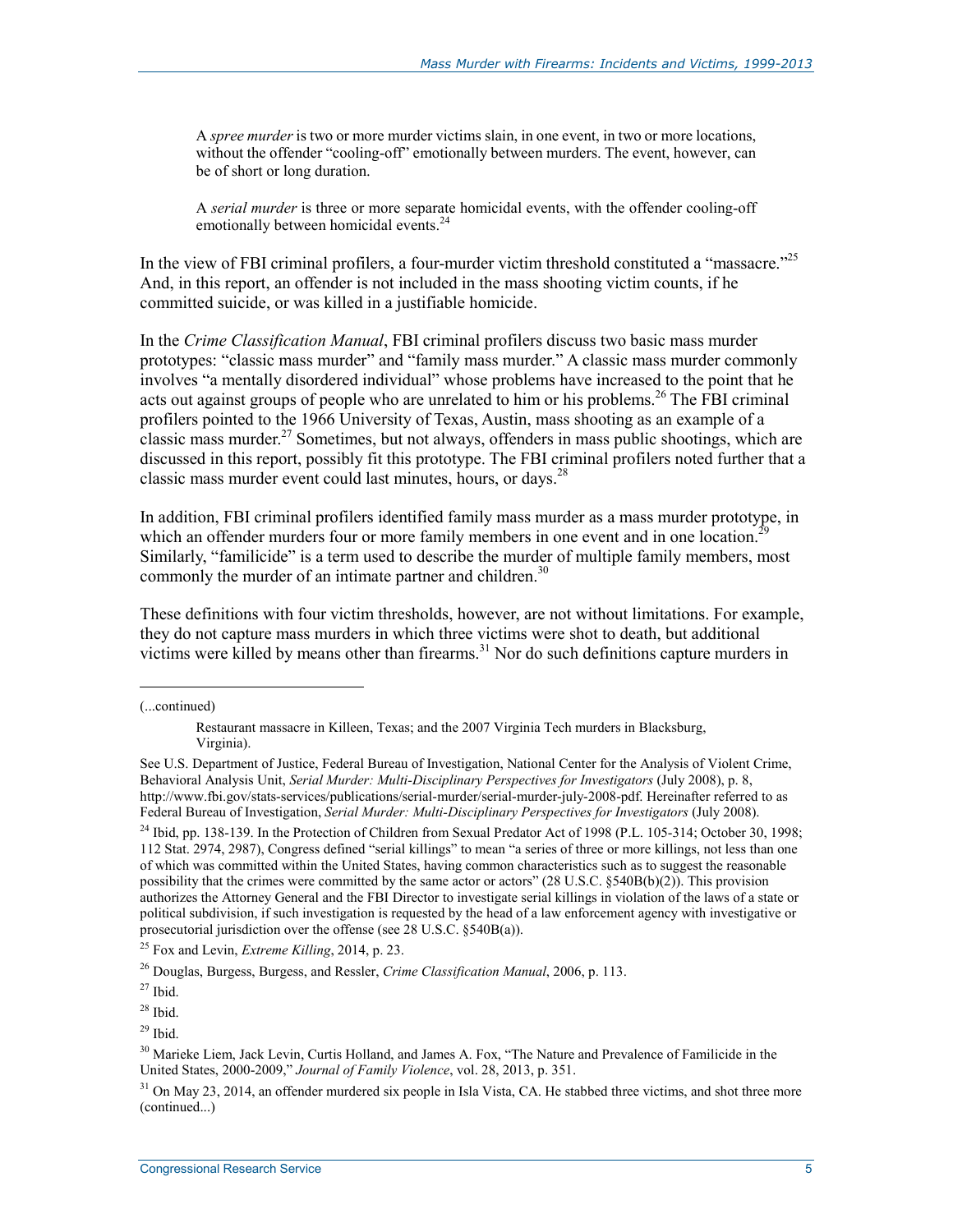> A *spree murder* is two or more murder victims slain, in one event, in two or more locations, without the offender "cooling-off" emotionally between murders. The event, however, can be of short or long duration.
>
> A *serial murder* is three or more separate homicidal events, with the offender cooling-off emotionally between homicidal events.[24]

In the view of FBI criminal profilers, a four-murder victim threshold constituted a "massacre."[25] And, in this report, an offender is not included in the mass shooting victim counts, if he committed suicide, or was killed in a justifiable homicide.

In the *Crime Classification Manual*, FBI criminal profilers discuss two basic mass murder prototypes: "classic mass murder" and "family mass murder." A classic mass murder commonly involves "a mentally disordered individual" whose problems have increased to the point that he acts out against groups of people who are unrelated to him or his problems.[26] The FBI criminal profilers pointed to the 1966 University of Texas, Austin, mass shooting as an example of a classic mass murder.[27] Sometimes, but not always, offenders in mass public shootings, which are discussed in this report, possibly fit this prototype. The FBI criminal profilers noted further that a classic mass murder event could last minutes, hours, or days.[28]

In addition, FBI criminal profilers identified family mass murder as a mass murder prototype, in which an offender murders four or more family members in one event and in one location.[29] Similarly, "familicide" is a term used to describe the murder of multiple family members, most commonly the murder of an intimate partner and children.[30]

These definitions with four victim thresholds, however, are not without limitations. For example, they do not capture mass murders in which three victims were shot to death, but additional victims were killed by means other than firearms.[31] Nor do such definitions capture murders in

---

(...continued)

> Restaurant massacre in Killeen, Texas; and the 2007 Virginia Tech murders in Blacksburg, Virginia).

See U.S. Department of Justice, Federal Bureau of Investigation, National Center for the Analysis of Violent Crime, Behavioral Analysis Unit, *Serial Murder: Multi-Disciplinary Perspectives for Investigators* (July 2008), p. 8, http://www.fbi.gov/stats-services/publications/serial-murder/serial-murder-july-2008-pdf. Hereinafter referred to as Federal Bureau of Investigation, *Serial Murder: Multi-Disciplinary Perspectives for Investigators* (July 2008).

[24] Ibid, pp. 138-139. In the Protection of Children from Sexual Predator Act of 1998 (P.L. 105-314; October 30, 1998; 112 Stat. 2974, 2987), Congress defined "serial killings" to mean "a series of three or more killings, not less than one of which was committed within the United States, having common characteristics such as to suggest the reasonable possibility that the crimes were committed by the same actor or actors" (28 U.S.C. §540B(b)(2)). This provision authorizes the Attorney General and the FBI Director to investigate serial killings in violation of the laws of a state or political subdivision, if such investigation is requested by the head of a law enforcement agency with investigative or prosecutorial jurisdiction over the offense (see 28 U.S.C. §540B(a)).

[25] Fox and Levin, *Extreme Killing*, 2014, p. 23.

[26] Douglas, Burgess, Burgess, and Ressler, *Crime Classification Manual*, 2006, p. 113.

[27] Ibid.

[28] Ibid.

[29] Ibid.

[30] Marieke Liem, Jack Levin, Curtis Holland, and James A. Fox, "The Nature and Prevalence of Familicide in the United States, 2000-2009," *Journal of Family Violence*, vol. 28, 2013, p. 351.

[31] On May 23, 2014, an offender murdered six people in Isla Vista, CA. He stabbed three victims, and shot three more (continued...)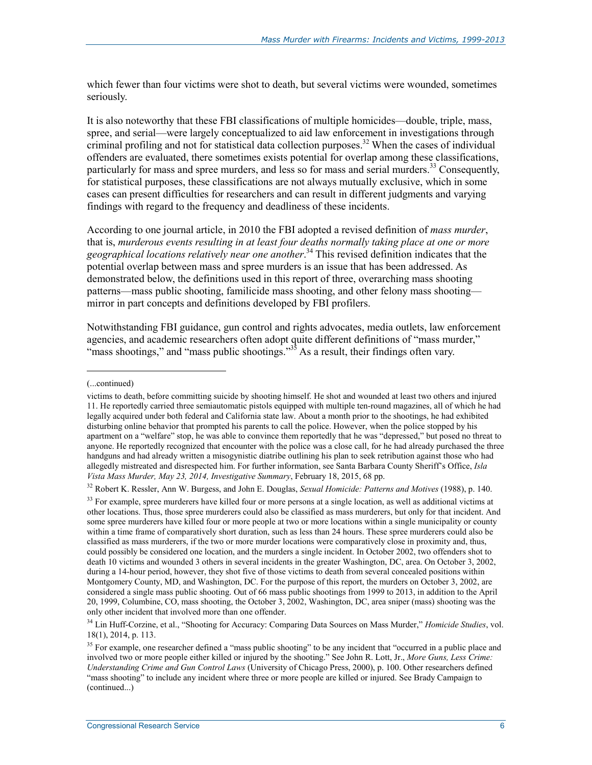which fewer than four victims were shot to death, but several victims were wounded, sometimes seriously.

It is also noteworthy that these FBI classifications of multiple homicides—double, triple, mass, spree, and serial—were largely conceptualized to aid law enforcement in investigations through criminal profiling and not for statistical data collection purposes.[32] When the cases of individual offenders are evaluated, there sometimes exists potential for overlap among these classifications, particularly for mass and spree murders, and less so for mass and serial murders.[33] Consequently, for statistical purposes, these classifications are not always mutually exclusive, which in some cases can present difficulties for researchers and can result in different judgments and varying findings with regard to the frequency and deadliness of these incidents.

According to one journal article, in 2010 the FBI adopted a revised definition of *mass murder*, that is, *murderous events resulting in at least four deaths normally taking place at one or more geographical locations relatively near one another*.[34] This revised definition indicates that the potential overlap between mass and spree murders is an issue that has been addressed. As demonstrated below, the definitions used in this report of three, overarching mass shooting patterns—mass public shooting, familicide mass shooting, and other felony mass shooting—mirror in part concepts and definitions developed by FBI profilers.

Notwithstanding FBI guidance, gun control and rights advocates, media outlets, law enforcement agencies, and academic researchers often adopt quite different definitions of "mass murder," "mass shootings," and "mass public shootings."[35] As a result, their findings often vary.

---

(...continued)

victims to death, before committing suicide by shooting himself. He shot and wounded at least two others and injured 11. He reportedly carried three semiautomatic pistols equipped with multiple ten-round magazines, all of which he had legally acquired under both federal and California state law. About a month prior to the shootings, he had exhibited disturbing online behavior that prompted his parents to call the police. However, when the police stopped by his apartment on a "welfare" stop, he was able to convince them reportedly that he was "depressed," but posed no threat to anyone. He reportedly recognized that encounter with the police was a close call, for he had already purchased the three handguns and had already written a misogynistic diatribe outlining his plan to seek retribution against those who had allegedly mistreated and disrespected him. For further information, see Santa Barbara County Sheriff's Office, *Isla Vista Mass Murder, May 23, 2014, Investigative Summary*, February 18, 2015, 68 pp.

[32] Robert K. Ressler, Ann W. Burgess, and John E. Douglas, *Sexual Homicide: Patterns and Motives* (1988), p. 140.

[33] For example, spree murderers have killed four or more persons at a single location, as well as additional victims at other locations. Thus, those spree murderers could also be classified as mass murderers, but only for that incident. And some spree murderers have killed four or more people at two or more locations within a single municipality or county within a time frame of comparatively short duration, such as less than 24 hours. These spree murderers could also be classified as mass murderers, if the two or more murder locations were comparatively close in proximity and, thus, could possibly be considered one location, and the murders a single incident. In October 2002, two offenders shot to death 10 victims and wounded 3 others in several incidents in the greater Washington, DC, area. On October 3, 2002, during a 14-hour period, however, they shot five of those victims to death from several concealed positions within Montgomery County, MD, and Washington, DC. For the purpose of this report, the murders on October 3, 2002, are considered a single mass public shooting. Out of 66 mass public shootings from 1999 to 2013, in addition to the April 20, 1999, Columbine, CO, mass shooting, the October 3, 2002, Washington, DC, area sniper (mass) shooting was the only other incident that involved more than one offender.

[34] Lin Huff-Corzine, et al., "Shooting for Accuracy: Comparing Data Sources on Mass Murder," *Homicide Studies*, vol. 18(1), 2014, p. 113.

[35] For example, one researcher defined a "mass public shooting" to be any incident that "occurred in a public place and involved two or more people either killed or injured by the shooting." See John R. Lott, Jr., *More Guns, Less Crime: Understanding Crime and Gun Control Laws* (University of Chicago Press, 2000), p. 100. Other researchers defined "mass shooting" to include any incident where three or more people are killed or injured. See Brady Campaign to (continued...)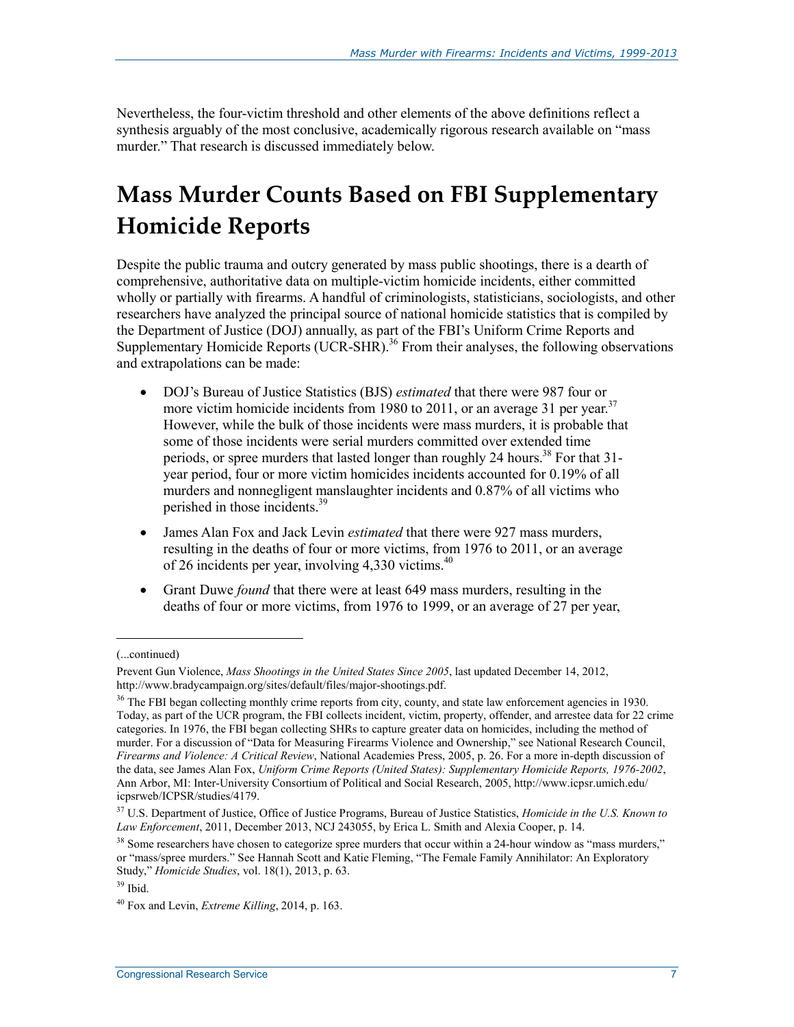Nevertheless, the four-victim threshold and other elements of the above definitions reflect a synthesis arguably of the most conclusive, academically rigorous research available on "mass murder." That research is discussed immediately below.

# Mass Murder Counts Based on FBI Supplementary Homicide Reports

Despite the public trauma and outcry generated by mass public shootings, there is a dearth of comprehensive, authoritative data on multiple-victim homicide incidents, either committed wholly or partially with firearms. A handful of criminologists, statisticians, sociologists, and other researchers have analyzed the principal source of national homicide statistics that is compiled by the Department of Justice (DOJ) annually, as part of the FBI's Uniform Crime Reports and Supplementary Homicide Reports (UCR-SHR).[36] From their analyses, the following observations and extrapolations can be made:

- DOJ's Bureau of Justice Statistics (BJS) *estimated* that there were 987 four or more victim homicide incidents from 1980 to 2011, or an average 31 per year.[37] However, while the bulk of those incidents were mass murders, it is probable that some of those incidents were serial murders committed over extended time periods, or spree murders that lasted longer than roughly 24 hours.[38] For that 31-year period, four or more victim homicides incidents accounted for 0.19% of all murders and nonnegligent manslaughter incidents and 0.87% of all victims who perished in those incidents.[39]
- James Alan Fox and Jack Levin *estimated* that there were 927 mass murders, resulting in the deaths of four or more victims, from 1976 to 2011, or an average of 26 incidents per year, involving 4,330 victims.[40]
- Grant Duwe *found* that there were at least 649 mass murders, resulting in the deaths of four or more victims, from 1976 to 1999, or an average of 27 per year,

---

(...continued)

Prevent Gun Violence, *Mass Shootings in the United States Since 2005*, last updated December 14, 2012, http://www.bradycampaign.org/sites/default/files/major-shootings.pdf.

[36] The FBI began collecting monthly crime reports from city, county, and state law enforcement agencies in 1930. Today, as part of the UCR program, the FBI collects incident, victim, property, offender, and arrestee data for 22 crime categories. In 1976, the FBI began collecting SHRs to capture greater data on homicides, including the method of murder. For a discussion of "Data for Measuring Firearms Violence and Ownership," see National Research Council, *Firearms and Violence: A Critical Review*, National Academies Press, 2005, p. 26. For a more in-depth discussion of the data, see James Alan Fox, *Uniform Crime Reports (United States): Supplementary Homicide Reports, 1976-2002*, Ann Arbor, MI: Inter-University Consortium of Political and Social Research, 2005, http://www.icpsr.umich.edu/icpsrweb/ICPSR/studies/4179.

[37] U.S. Department of Justice, Office of Justice Programs, Bureau of Justice Statistics, *Homicide in the U.S. Known to Law Enforcement*, 2011, December 2013, NCJ 243055, by Erica L. Smith and Alexia Cooper, p. 14.

[38] Some researchers have chosen to categorize spree murders that occur within a 24-hour window as "mass murders," or "mass/spree murders." See Hannah Scott and Katie Fleming, "The Female Family Annihilator: An Exploratory Study," *Homicide Studies*, vol. 18(1), 2013, p. 63.

[39] Ibid.

[40] Fox and Levin, *Extreme Killing*, 2014, p. 163.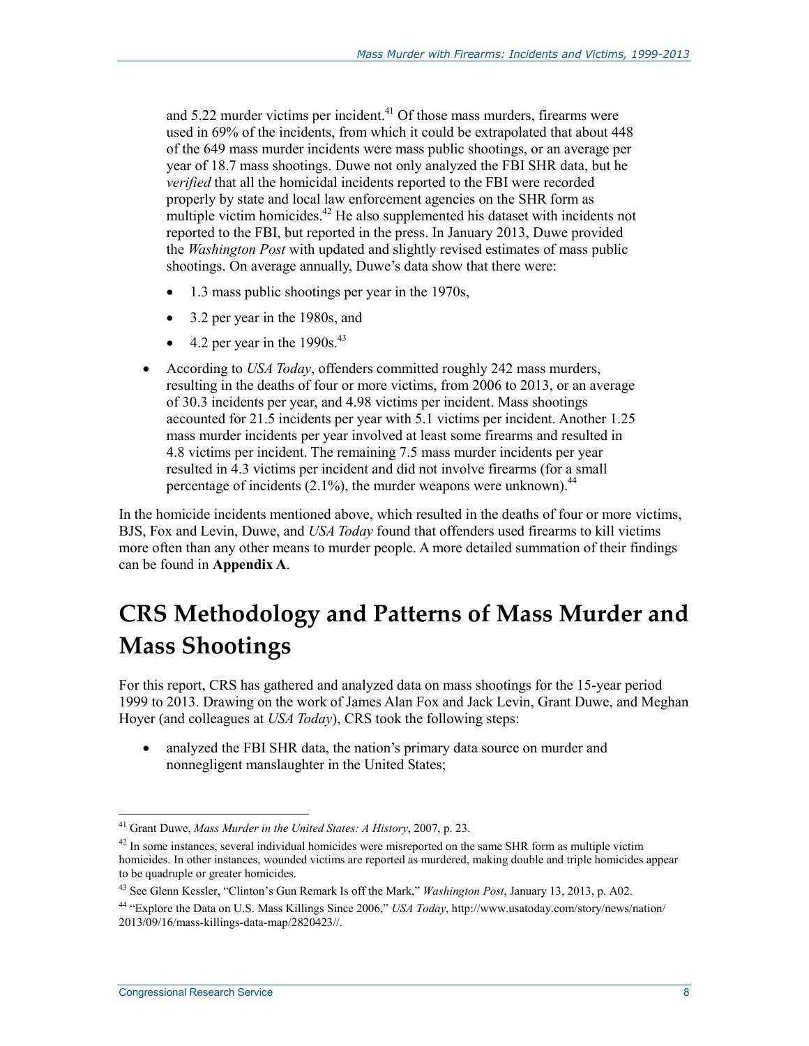and 5.22 murder victims per incident.[41] Of those mass murders, firearms were used in 69% of the incidents, from which it could be extrapolated that about 448 of the 649 mass murder incidents were mass public shootings, or an average per year of 18.7 mass shootings. Duwe not only analyzed the FBI SHR data, but he *verified* that all the homicidal incidents reported to the FBI were recorded properly by state and local law enforcement agencies on the SHR form as multiple victim homicides.[42] He also supplemented his dataset with incidents not reported to the FBI, but reported in the press. In January 2013, Duwe provided the *Washington Post* with updated and slightly revised estimates of mass public shootings. On average annually, Duwe's data show that there were:

- 1.3 mass public shootings per year in the 1970s,
- 3.2 per year in the 1980s, and
- 4.2 per year in the 1990s.[43]

- According to *USA Today*, offenders committed roughly 242 mass murders, resulting in the deaths of four or more victims, from 2006 to 2013, or an average of 30.3 incidents per year, and 4.98 victims per incident. Mass shootings accounted for 21.5 incidents per year with 5.1 victims per incident. Another 1.25 mass murder incidents per year involved at least some firearms and resulted in 4.8 victims per incident. The remaining 7.5 mass murder incidents per year resulted in 4.3 victims per incident and did not involve firearms (for a small percentage of incidents (2.1%), the murder weapons were unknown).[44]

In the homicide incidents mentioned above, which resulted in the deaths of four or more victims, BJS, Fox and Levin, Duwe, and *USA Today* found that offenders used firearms to kill victims more often than any other means to murder people. A more detailed summation of their findings can be found in **Appendix A**.

# CRS Methodology and Patterns of Mass Murder and Mass Shootings

For this report, CRS has gathered and analyzed data on mass shootings for the 15-year period 1999 to 2013. Drawing on the work of James Alan Fox and Jack Levin, Grant Duwe, and Meghan Hoyer (and colleagues at *USA Today*), CRS took the following steps:

- analyzed the FBI SHR data, the nation's primary data source on murder and nonnegligent manslaughter in the United States;

---

[41] Grant Duwe, *Mass Murder in the United States: A History*, 2007, p. 23.

[42] In some instances, several individual homicides were misreported on the same SHR form as multiple victim homicides. In other instances, wounded victims are reported as murdered, making double and triple homicides appear to be quadruple or greater homicides.

[43] See Glenn Kessler, "Clinton's Gun Remark Is off the Mark," *Washington Post*, January 13, 2013, p. A02.

[44] "Explore the Data on U.S. Mass Killings Since 2006," *USA Today*, http://www.usatoday.com/story/news/nation/2013/09/16/mass-killings-data-map/2820423//.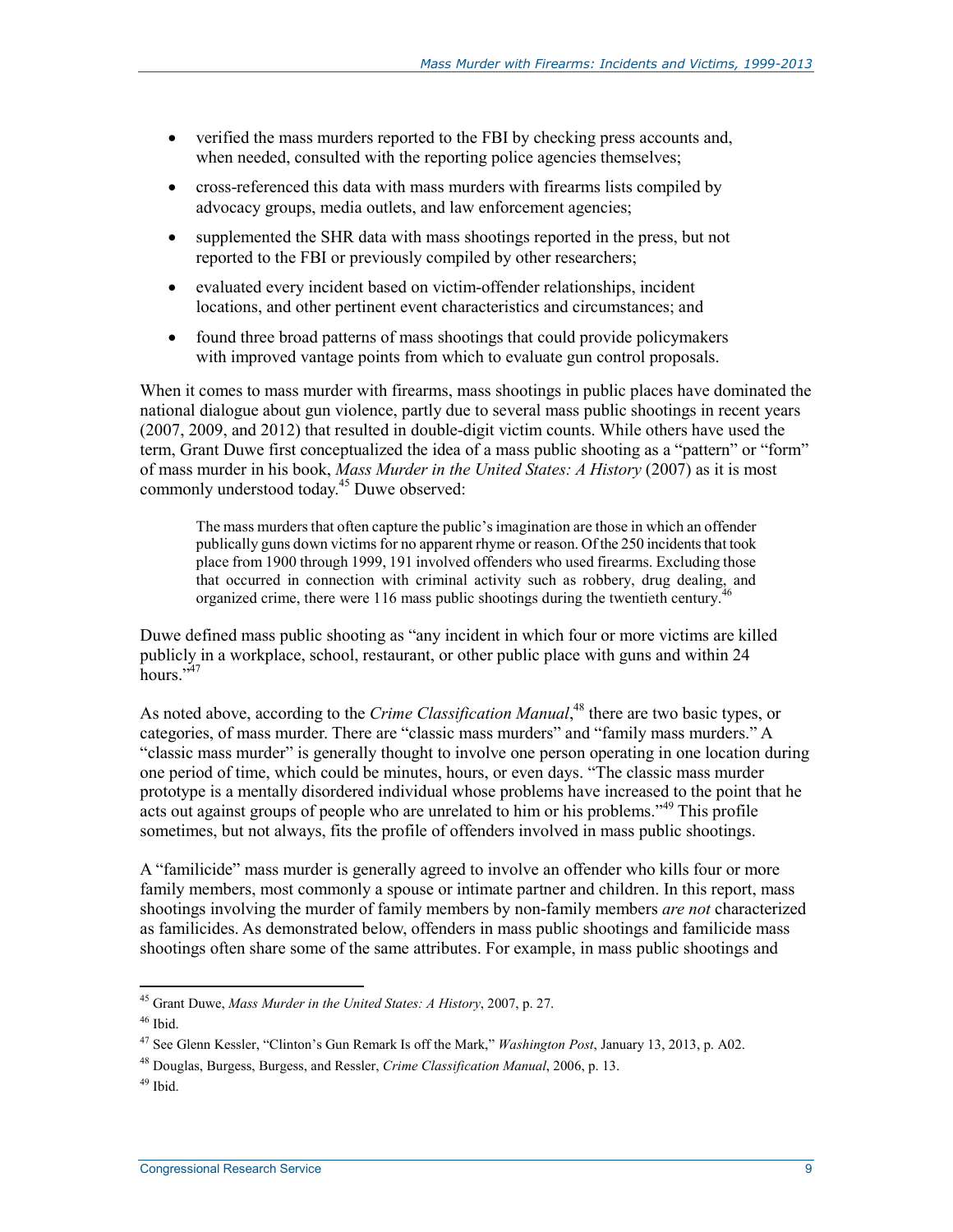- verified the mass murders reported to the FBI by checking press accounts and, when needed, consulted with the reporting police agencies themselves;
- cross-referenced this data with mass murders with firearms lists compiled by advocacy groups, media outlets, and law enforcement agencies;
- supplemented the SHR data with mass shootings reported in the press, but not reported to the FBI or previously compiled by other researchers;
- evaluated every incident based on victim-offender relationships, incident locations, and other pertinent event characteristics and circumstances; and
- found three broad patterns of mass shootings that could provide policymakers with improved vantage points from which to evaluate gun control proposals.

When it comes to mass murder with firearms, mass shootings in public places have dominated the national dialogue about gun violence, partly due to several mass public shootings in recent years (2007, 2009, and 2012) that resulted in double-digit victim counts. While others have used the term, Grant Duwe first conceptualized the idea of a mass public shooting as a "pattern" or "form" of mass murder in his book, *Mass Murder in the United States: A History* (2007) as it is most commonly understood today.[45] Duwe observed:

> The mass murders that often capture the public's imagination are those in which an offender publically guns down victims for no apparent rhyme or reason. Of the 250 incidents that took place from 1900 through 1999, 191 involved offenders who used firearms. Excluding those that occurred in connection with criminal activity such as robbery, drug dealing, and organized crime, there were 116 mass public shootings during the twentieth century.[46]

Duwe defined mass public shooting as "any incident in which four or more victims are killed publicly in a workplace, school, restaurant, or other public place with guns and within 24 hours."[47]

As noted above, according to the *Crime Classification Manual*,[48] there are two basic types, or categories, of mass murder. There are "classic mass murders" and "family mass murders." A "classic mass murder" is generally thought to involve one person operating in one location during one period of time, which could be minutes, hours, or even days. "The classic mass murder prototype is a mentally disordered individual whose problems have increased to the point that he acts out against groups of people who are unrelated to him or his problems."[49] This profile sometimes, but not always, fits the profile of offenders involved in mass public shootings.

A "familicide" mass murder is generally agreed to involve an offender who kills four or more family members, most commonly a spouse or intimate partner and children. In this report, mass shootings involving the murder of family members by non-family members *are not* characterized as familicides. As demonstrated below, offenders in mass public shootings and familicide mass shootings often share some of the same attributes. For example, in mass public shootings and

---

[45] Grant Duwe, *Mass Murder in the United States: A History*, 2007, p. 27.

[46] Ibid.

[47] See Glenn Kessler, "Clinton's Gun Remark Is off the Mark," *Washington Post*, January 13, 2013, p. A02.

[48] Douglas, Burgess, Burgess, and Ressler, *Crime Classification Manual*, 2006, p. 13.

[49] Ibid.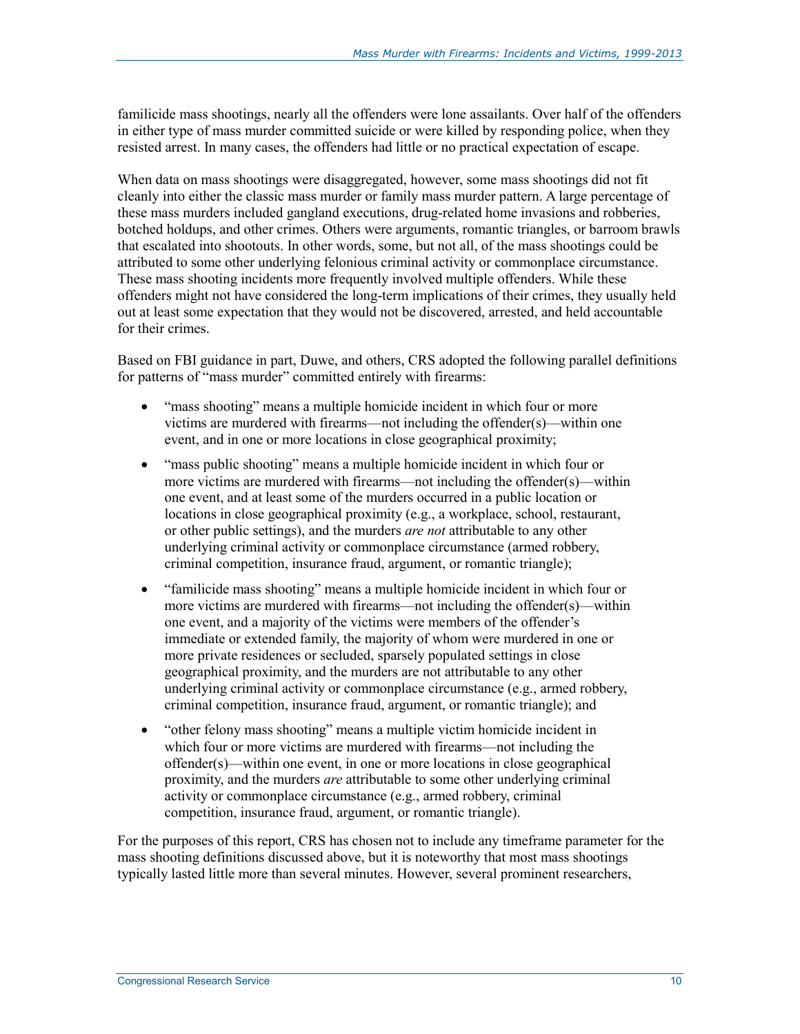familicide mass shootings, nearly all the offenders were lone assailants. Over half of the offenders in either type of mass murder committed suicide or were killed by responding police, when they resisted arrest. In many cases, the offenders had little or no practical expectation of escape.

When data on mass shootings were disaggregated, however, some mass shootings did not fit cleanly into either the classic mass murder or family mass murder pattern. A large percentage of these mass murders included gangland executions, drug-related home invasions and robberies, botched holdups, and other crimes. Others were arguments, romantic triangles, or barroom brawls that escalated into shootouts. In other words, some, but not all, of the mass shootings could be attributed to some other underlying felonious criminal activity or commonplace circumstance. These mass shooting incidents more frequently involved multiple offenders. While these offenders might not have considered the long-term implications of their crimes, they usually held out at least some expectation that they would not be discovered, arrested, and held accountable for their crimes.

Based on FBI guidance in part, Duwe, and others, CRS adopted the following parallel definitions for patterns of "mass murder" committed entirely with firearms:

- "mass shooting" means a multiple homicide incident in which four or more victims are murdered with firearms—not including the offender(s)—within one event, and in one or more locations in close geographical proximity;
- "mass public shooting" means a multiple homicide incident in which four or more victims are murdered with firearms—not including the offender(s)—within one event, and at least some of the murders occurred in a public location or locations in close geographical proximity (e.g., a workplace, school, restaurant, or other public settings), and the murders *are not* attributable to any other underlying criminal activity or commonplace circumstance (armed robbery, criminal competition, insurance fraud, argument, or romantic triangle);
- "familicide mass shooting" means a multiple homicide incident in which four or more victims are murdered with firearms—not including the offender(s)—within one event, and a majority of the victims were members of the offender's immediate or extended family, the majority of whom were murdered in one or more private residences or secluded, sparsely populated settings in close geographical proximity, and the murders are not attributable to any other underlying criminal activity or commonplace circumstance (e.g., armed robbery, criminal competition, insurance fraud, argument, or romantic triangle); and
- "other felony mass shooting" means a multiple victim homicide incident in which four or more victims are murdered with firearms—not including the offender(s)—within one event, in one or more locations in close geographical proximity, and the murders *are* attributable to some other underlying criminal activity or commonplace circumstance (e.g., armed robbery, criminal competition, insurance fraud, argument, or romantic triangle).

For the purposes of this report, CRS has chosen not to include any timeframe parameter for the mass shooting definitions discussed above, but it is noteworthy that most mass shootings typically lasted little more than several minutes. However, several prominent researchers,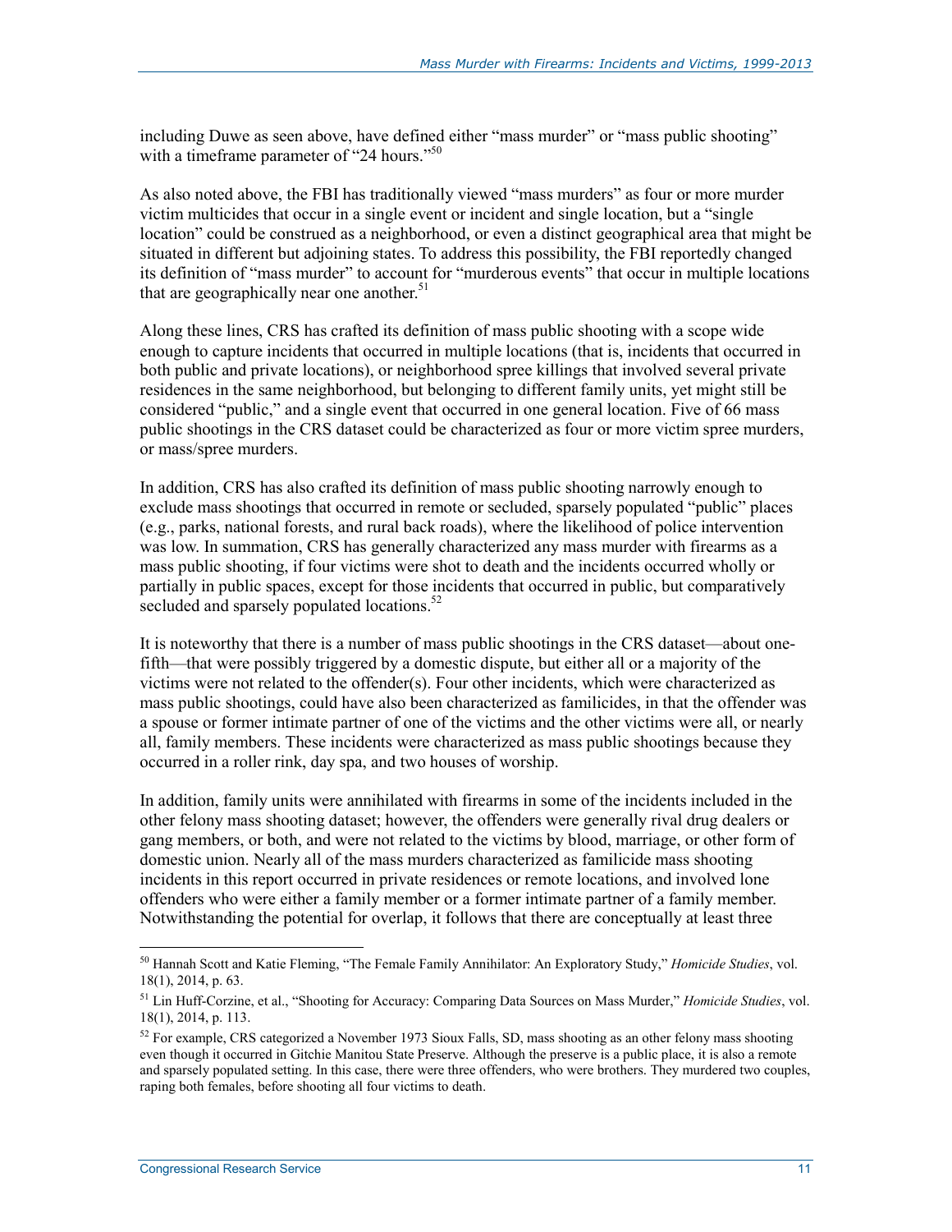including Duwe as seen above, have defined either "mass murder" or "mass public shooting" with a timeframe parameter of "24 hours."[50]

As also noted above, the FBI has traditionally viewed "mass murders" as four or more murder victim multicides that occur in a single event or incident and single location, but a "single location" could be construed as a neighborhood, or even a distinct geographical area that might be situated in different but adjoining states. To address this possibility, the FBI reportedly changed its definition of "mass murder" to account for "murderous events" that occur in multiple locations that are geographically near one another.[51]

Along these lines, CRS has crafted its definition of mass public shooting with a scope wide enough to capture incidents that occurred in multiple locations (that is, incidents that occurred in both public and private locations), or neighborhood spree killings that involved several private residences in the same neighborhood, but belonging to different family units, yet might still be considered "public," and a single event that occurred in one general location. Five of 66 mass public shootings in the CRS dataset could be characterized as four or more victim spree murders, or mass/spree murders.

In addition, CRS has also crafted its definition of mass public shooting narrowly enough to exclude mass shootings that occurred in remote or secluded, sparsely populated "public" places (e.g., parks, national forests, and rural back roads), where the likelihood of police intervention was low. In summation, CRS has generally characterized any mass murder with firearms as a mass public shooting, if four victims were shot to death and the incidents occurred wholly or partially in public spaces, except for those incidents that occurred in public, but comparatively secluded and sparsely populated locations.[52]

It is noteworthy that there is a number of mass public shootings in the CRS dataset—about one-fifth—that were possibly triggered by a domestic dispute, but either all or a majority of the victims were not related to the offender(s). Four other incidents, which were characterized as mass public shootings, could have also been characterized as familicides, in that the offender was a spouse or former intimate partner of one of the victims and the other victims were all, or nearly all, family members. These incidents were characterized as mass public shootings because they occurred in a roller rink, day spa, and two houses of worship.

In addition, family units were annihilated with firearms in some of the incidents included in the other felony mass shooting dataset; however, the offenders were generally rival drug dealers or gang members, or both, and were not related to the victims by blood, marriage, or other form of domestic union. Nearly all of the mass murders characterized as familicide mass shooting incidents in this report occurred in private residences or remote locations, and involved lone offenders who were either a family member or a former intimate partner of a family member. Notwithstanding the potential for overlap, it follows that there are conceptually at least three

---

[50] Hannah Scott and Katie Fleming, "The Female Family Annihilator: An Exploratory Study," *Homicide Studies*, vol. 18(1), 2014, p. 63.

[51] Lin Huff-Corzine, et al., "Shooting for Accuracy: Comparing Data Sources on Mass Murder," *Homicide Studies*, vol. 18(1), 2014, p. 113.

[52] For example, CRS categorized a November 1973 Sioux Falls, SD, mass shooting as an other felony mass shooting even though it occurred in Gitchie Manitou State Preserve. Although the preserve is a public place, it is also a remote and sparsely populated setting. In this case, there were three offenders, who were brothers. They murdered two couples, raping both females, before shooting all four victims to death.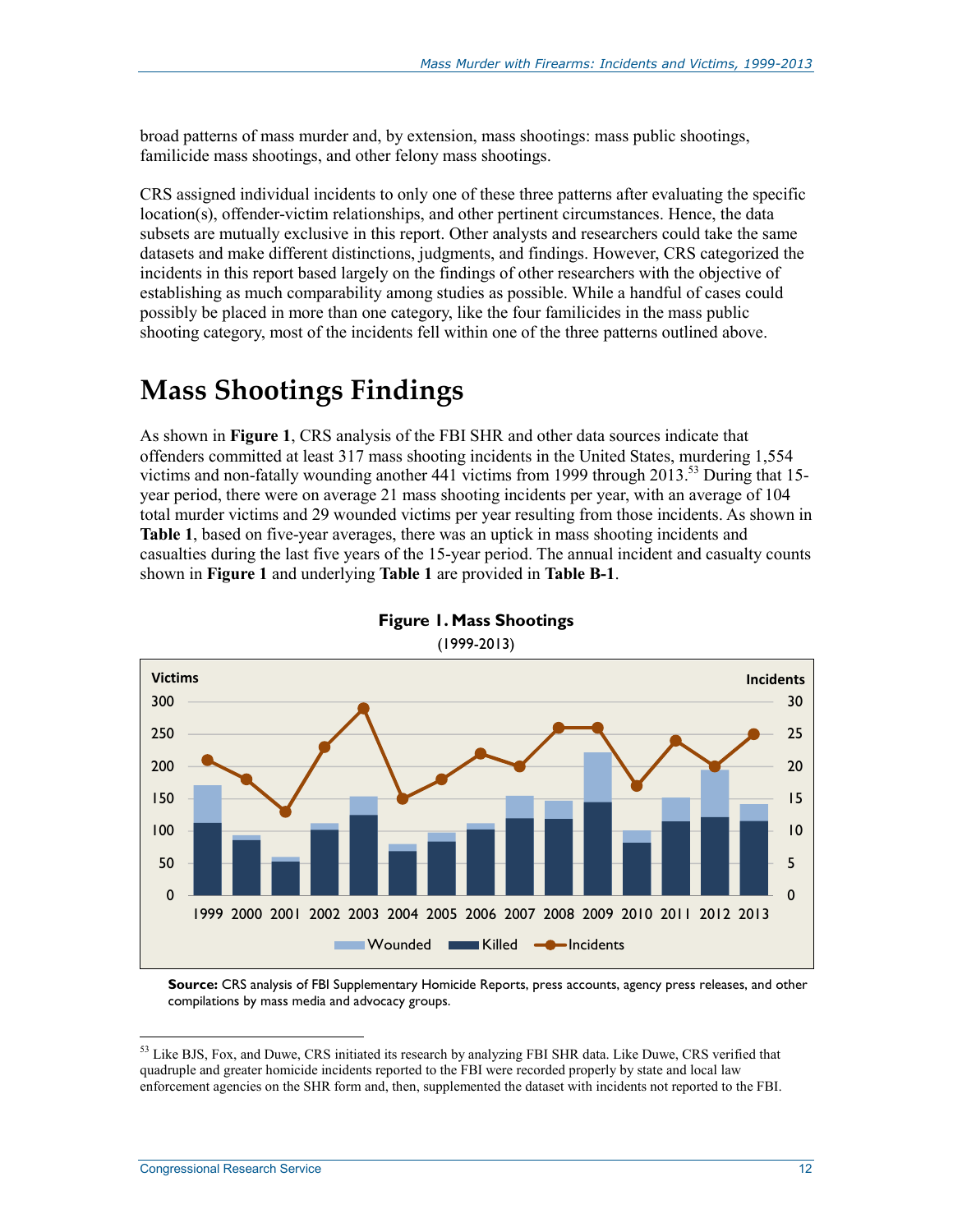broad patterns of mass murder and, by extension, mass shootings: mass public shootings, familicide mass shootings, and other felony mass shootings.

CRS assigned individual incidents to only one of these three patterns after evaluating the specific location(s), offender-victim relationships, and other pertinent circumstances. Hence, the data subsets are mutually exclusive in this report. Other analysts and researchers could take the same datasets and make different distinctions, judgments, and findings. However, CRS categorized the incidents in this report based largely on the findings of other researchers with the objective of establishing as much comparability among studies as possible. While a handful of cases could possibly be placed in more than one category, like the four familicides in the mass public shooting category, most of the incidents fell within one of the three patterns outlined above.

# Mass Shootings Findings

As shown in **Figure 1**, CRS analysis of the FBI SHR and other data sources indicate that offenders committed at least 317 mass shooting incidents in the United States, murdering 1,554 victims and non-fatally wounding another 441 victims from 1999 through 2013.[53] During that 15-year period, there were on average 21 mass shooting incidents per year, with an average of 104 total murder victims and 29 wounded victims per year resulting from those incidents. As shown in **Table 1**, based on five-year averages, there was an uptick in mass shooting incidents and casualties during the last five years of the 15-year period. The annual incident and casualty counts shown in **Figure 1** and underlying **Table 1** are provided in **Table B-1**.

**Figure 1. Mass Shootings**

(1999-2013)

**Source:** CRS analysis of FBI Supplementary Homicide Reports, press accounts, agency press releases, and other compilations by mass media and advocacy groups.

---

[53] Like BJS, Fox, and Duwe, CRS initiated its research by analyzing FBI SHR data. Like Duwe, CRS verified that quadruple and greater homicide incidents reported to the FBI were recorded properly by state and local law enforcement agencies on the SHR form and, then, supplemented the dataset with incidents not reported to the FBI.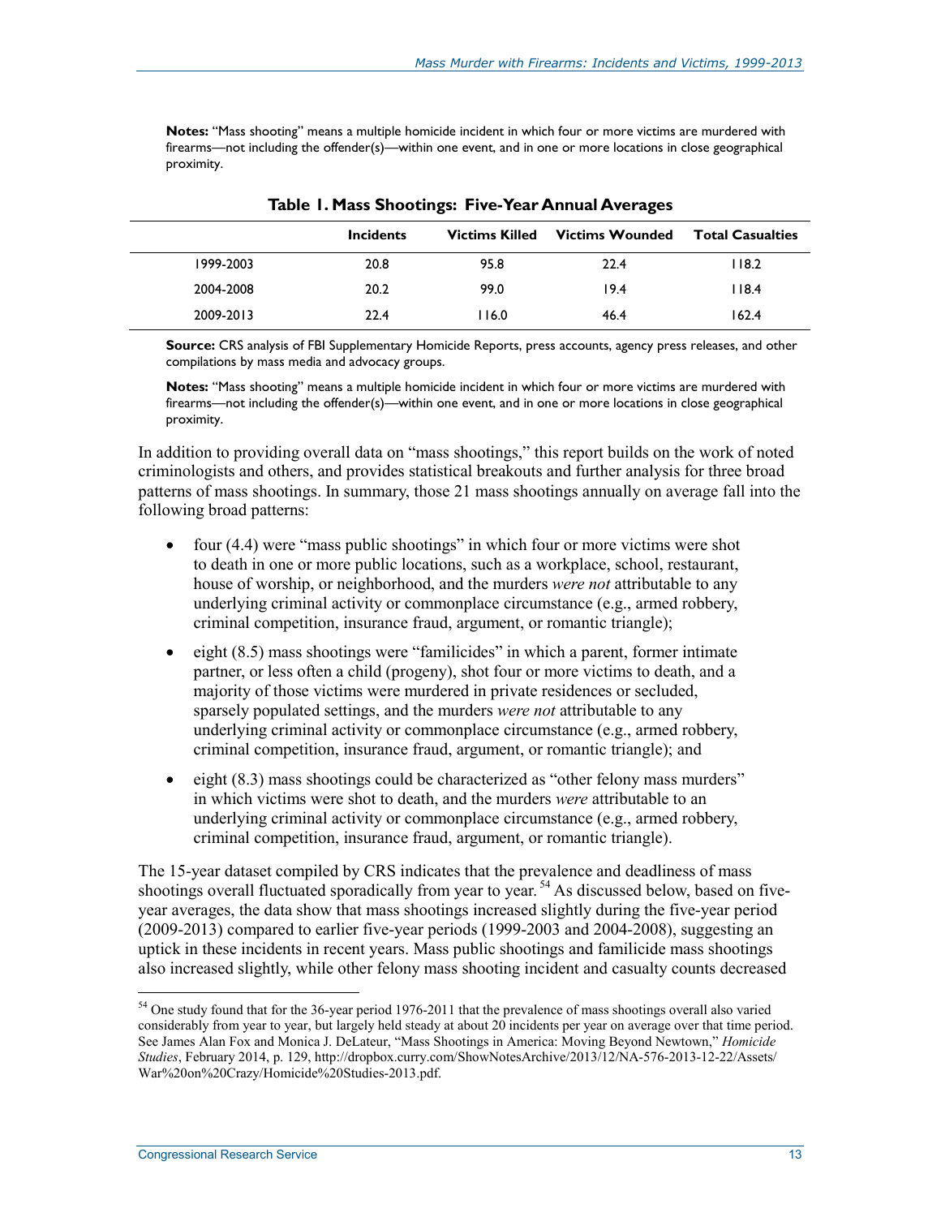**Notes:** "Mass shooting" means a multiple homicide incident in which four or more victims are murdered with firearms—not including the offender(s)—within one event, and in one or more locations in close geographical proximity.

**Table 1. Mass Shootings: Five-Year Annual Averages**

| | Incidents | Victims Killed | Victims Wounded | Total Casualties |
|---|---|---|---|---|
| 1999-2003 | 20.8 | 95.8 | 22.4 | 118.2 |
| 2004-2008 | 20.2 | 99.0 | 19.4 | 118.4 |
| 2009-2013 | 22.4 | 116.0 | 46.4 | 162.4 |

**Source:** CRS analysis of FBI Supplementary Homicide Reports, press accounts, agency press releases, and other compilations by mass media and advocacy groups.

**Notes:** "Mass shooting" means a multiple homicide incident in which four or more victims are murdered with firearms—not including the offender(s)—within one event, and in one or more locations in close geographical proximity.

In addition to providing overall data on "mass shootings," this report builds on the work of noted criminologists and others, and provides statistical breakouts and further analysis for three broad patterns of mass shootings. In summary, those 21 mass shootings annually on average fall into the following broad patterns:

- four (4.4) were "mass public shootings" in which four or more victims were shot to death in one or more public locations, such as a workplace, school, restaurant, house of worship, or neighborhood, and the murders *were not* attributable to any underlying criminal activity or commonplace circumstance (e.g., armed robbery, criminal competition, insurance fraud, argument, or romantic triangle);
- eight (8.5) mass shootings were "familicides" in which a parent, former intimate partner, or less often a child (progeny), shot four or more victims to death, and a majority of those victims were murdered in private residences or secluded, sparsely populated settings, and the murders *were not* attributable to any underlying criminal activity or commonplace circumstance (e.g., armed robbery, criminal competition, insurance fraud, argument, or romantic triangle); and
- eight (8.3) mass shootings could be characterized as "other felony mass murders" in which victims were shot to death, and the murders *were* attributable to an underlying criminal activity or commonplace circumstance (e.g., armed robbery, criminal competition, insurance fraud, argument, or romantic triangle).

The 15-year dataset compiled by CRS indicates that the prevalence and deadliness of mass shootings overall fluctuated sporadically from year to year.[54] As discussed below, based on five-year averages, the data show that mass shootings increased slightly during the five-year period (2009-2013) compared to earlier five-year periods (1999-2003 and 2004-2008), suggesting an uptick in these incidents in recent years. Mass public shootings and familicide mass shootings also increased slightly, while other felony mass shooting incident and casualty counts decreased

[54] One study found that for the 36-year period 1976-2011 that the prevalence of mass shootings overall also varied considerably from year to year, but largely held steady at about 20 incidents per year on average over that time period. See James Alan Fox and Monica J. DeLateur, "Mass Shootings in America: Moving Beyond Newtown," *Homicide Studies*, February 2014, p. 129, http://dropbox.curry.com/ShowNotesArchive/2013/12/NA-576-2013-12-22/Assets/War%20on%20Crazy/Homicide%20Studies-2013.pdf.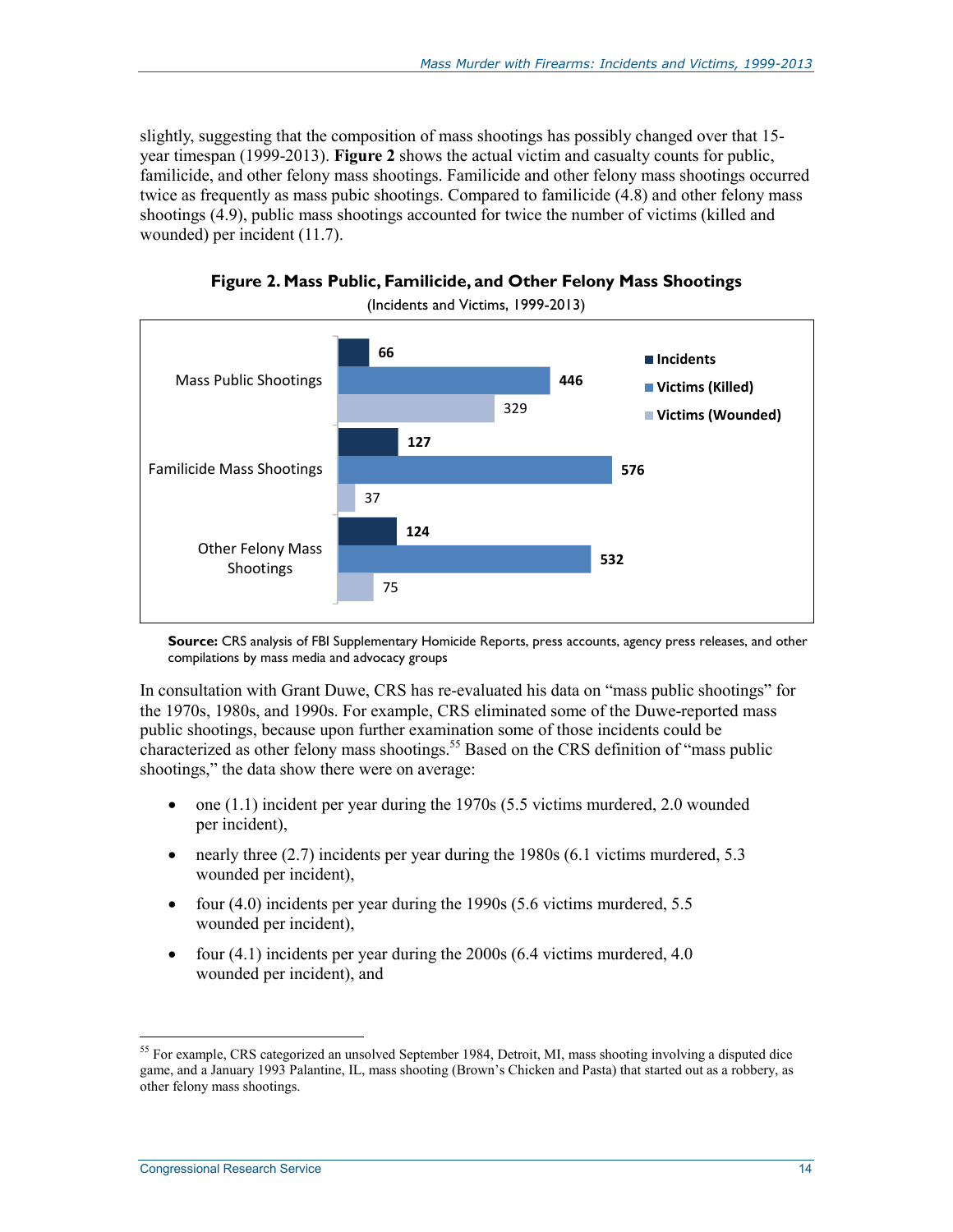slightly, suggesting that the composition of mass shootings has possibly changed over that 15-year timespan (1999-2013). **Figure 2** shows the actual victim and casualty counts for public, familicide, and other felony mass shootings. Familicide and other felony mass shootings occurred twice as frequently as mass pubic shootings. Compared to familicide (4.8) and other felony mass shootings (4.9), public mass shootings accounted for twice the number of victims (killed and wounded) per incident (11.7).

**Figure 2. Mass Public, Familicide, and Other Felony Mass Shootings**

(Incidents and Victims, 1999-2013)

| | Incidents | Victims (Killed) | Victims (Wounded) |
|---|---|---|---|
| Mass Public Shootings | 66 | 446 | 329 |
| Familicide Mass Shootings | 127 | 576 | 37 |
| Other Felony Mass Shootings | 124 | 532 | 75 |

**Source:** CRS analysis of FBI Supplementary Homicide Reports, press accounts, agency press releases, and other compilations by mass media and advocacy groups

In consultation with Grant Duwe, CRS has re-evaluated his data on "mass public shootings" for the 1970s, 1980s, and 1990s. For example, CRS eliminated some of the Duwe-reported mass public shootings, because upon further examination some of those incidents could be characterized as other felony mass shootings.[55] Based on the CRS definition of "mass public shootings," the data show there were on average:

- one (1.1) incident per year during the 1970s (5.5 victims murdered, 2.0 wounded per incident),
- nearly three (2.7) incidents per year during the 1980s (6.1 victims murdered, 5.3 wounded per incident),
- four (4.0) incidents per year during the 1990s (5.6 victims murdered, 5.5 wounded per incident),
- four (4.1) incidents per year during the 2000s (6.4 victims murdered, 4.0 wounded per incident), and

[55] For example, CRS categorized an unsolved September 1984, Detroit, MI, mass shooting involving a disputed dice game, and a January 1993 Palantine, IL, mass shooting (Brown's Chicken and Pasta) that started out as a robbery, as other felony mass shootings.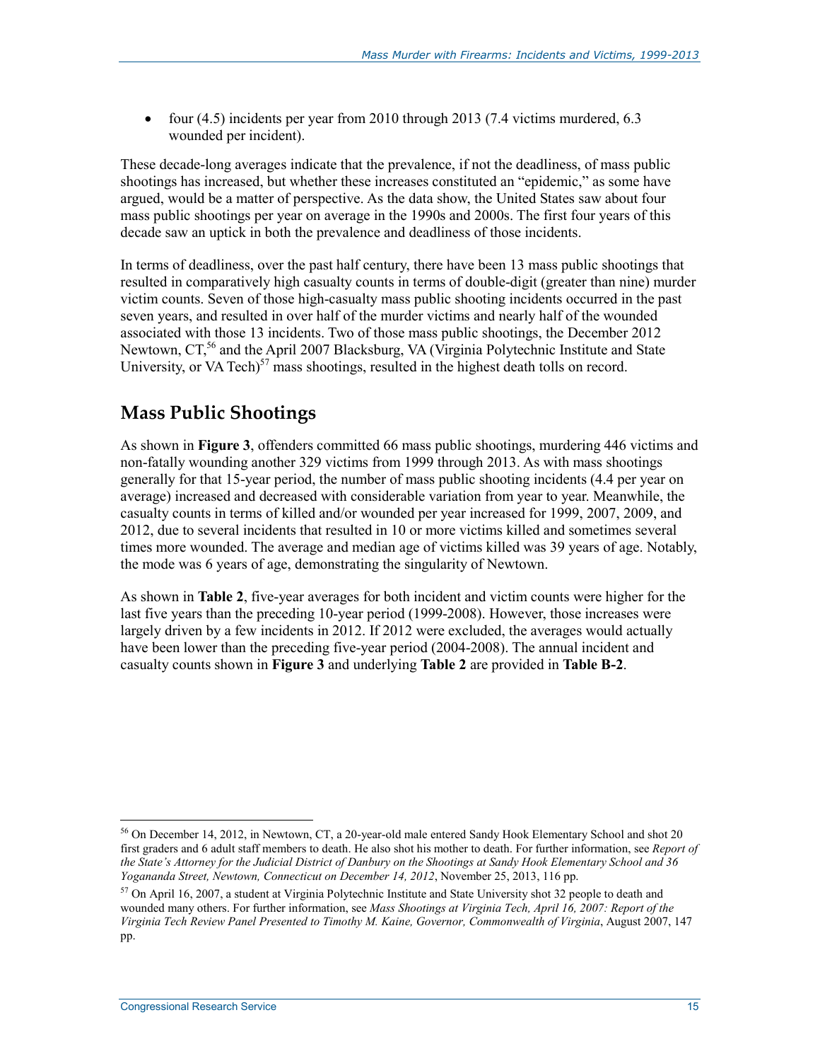- four (4.5) incidents per year from 2010 through 2013 (7.4 victims murdered, 6.3 wounded per incident).

These decade-long averages indicate that the prevalence, if not the deadliness, of mass public shootings has increased, but whether these increases constituted an "epidemic," as some have argued, would be a matter of perspective. As the data show, the United States saw about four mass public shootings per year on average in the 1990s and 2000s. The first four years of this decade saw an uptick in both the prevalence and deadliness of those incidents.

In terms of deadliness, over the past half century, there have been 13 mass public shootings that resulted in comparatively high casualty counts in terms of double-digit (greater than nine) murder victim counts. Seven of those high-casualty mass public shooting incidents occurred in the past seven years, and resulted in over half of the murder victims and nearly half of the wounded associated with those 13 incidents. Two of those mass public shootings, the December 2012 Newtown, CT,[56] and the April 2007 Blacksburg, VA (Virginia Polytechnic Institute and State University, or VA Tech)[57] mass shootings, resulted in the highest death tolls on record.

## Mass Public Shootings

As shown in **Figure 3**, offenders committed 66 mass public shootings, murdering 446 victims and non-fatally wounding another 329 victims from 1999 through 2013. As with mass shootings generally for that 15-year period, the number of mass public shooting incidents (4.4 per year on average) increased and decreased with considerable variation from year to year. Meanwhile, the casualty counts in terms of killed and/or wounded per year increased for 1999, 2007, 2009, and 2012, due to several incidents that resulted in 10 or more victims killed and sometimes several times more wounded. The average and median age of victims killed was 39 years of age. Notably, the mode was 6 years of age, demonstrating the singularity of Newtown.

As shown in **Table 2**, five-year averages for both incident and victim counts were higher for the last five years than the preceding 10-year period (1999-2008). However, those increases were largely driven by a few incidents in 2012. If 2012 were excluded, the averages would actually have been lower than the preceding five-year period (2004-2008). The annual incident and casualty counts shown in **Figure 3** and underlying **Table 2** are provided in **Table B-2**.

---

[56] On December 14, 2012, in Newtown, CT, a 20-year-old male entered Sandy Hook Elementary School and shot 20 first graders and 6 adult staff members to death. He also shot his mother to death. For further information, see *Report of the State's Attorney for the Judicial District of Danbury on the Shootings at Sandy Hook Elementary School and 36 Yogananda Street, Newtown, Connecticut on December 14, 2012*, November 25, 2013, 116 pp.

[57] On April 16, 2007, a student at Virginia Polytechnic Institute and State University shot 32 people to death and wounded many others. For further information, see *Mass Shootings at Virginia Tech, April 16, 2007: Report of the Virginia Tech Review Panel Presented to Timothy M. Kaine, Governor, Commonwealth of Virginia*, August 2007, 147 pp.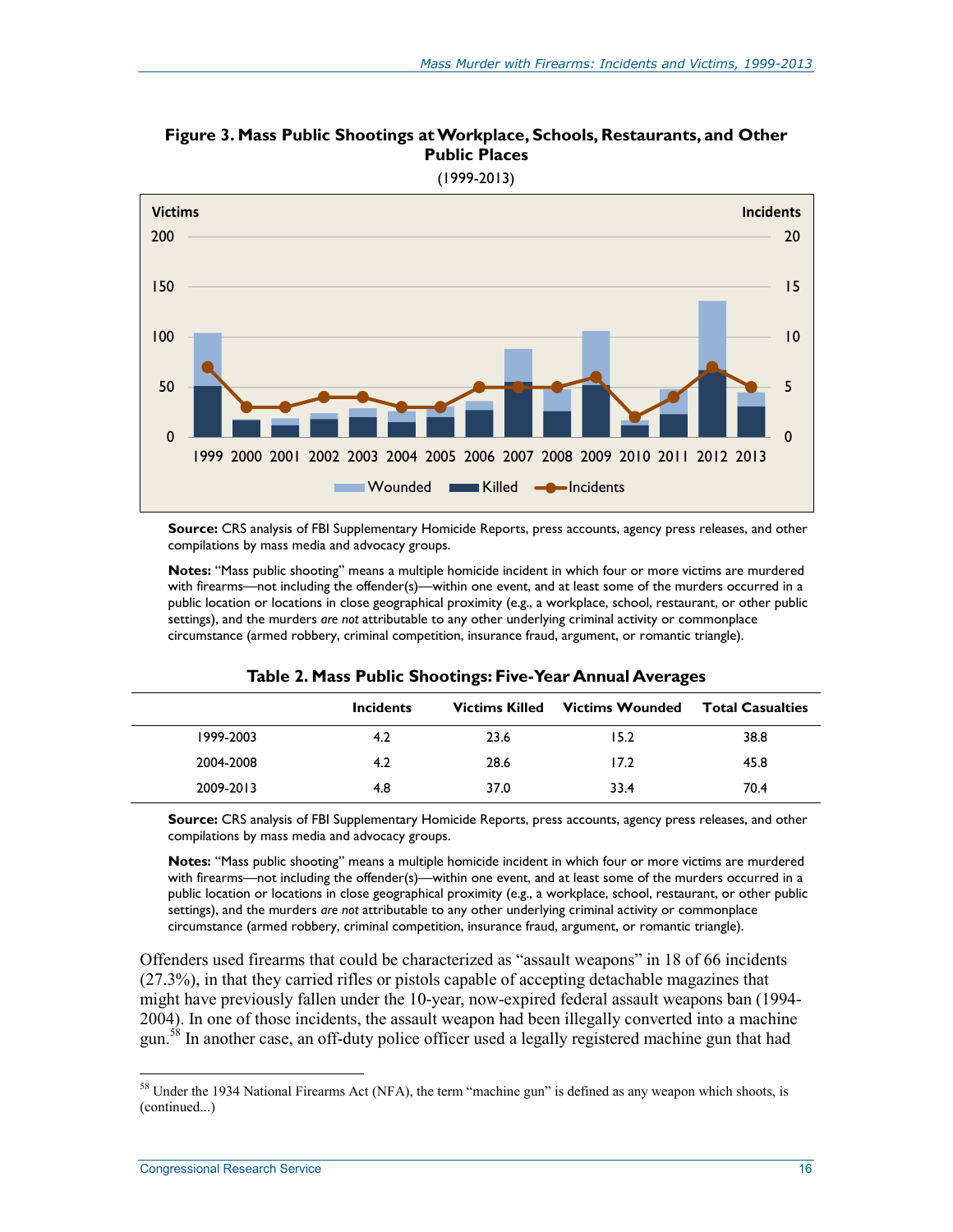**Figure 3. Mass Public Shootings at Workplace, Schools, Restaurants, and Other Public Places**

(1999-2013)

**Source:** CRS analysis of FBI Supplementary Homicide Reports, press accounts, agency press releases, and other compilations by mass media and advocacy groups.

**Notes:** "Mass public shooting" means a multiple homicide incident in which four or more victims are murdered with firearms—not including the offender(s)—within one event, and at least some of the murders occurred in a public location or locations in close geographical proximity (e.g., a workplace, school, restaurant, or other public settings), and the murders *are not* attributable to any other underlying criminal activity or commonplace circumstance (armed robbery, criminal competition, insurance fraud, argument, or romantic triangle).

**Table 2. Mass Public Shootings: Five-Year Annual Averages**

| | Incidents | Victims Killed | Victims Wounded | Total Casualties |
|---|---|---|---|---|
| 1999-2003 | 4.2 | 23.6 | 15.2 | 38.8 |
| 2004-2008 | 4.2 | 28.6 | 17.2 | 45.8 |
| 2009-2013 | 4.8 | 37.0 | 33.4 | 70.4 |

**Source:** CRS analysis of FBI Supplementary Homicide Reports, press accounts, agency press releases, and other compilations by mass media and advocacy groups.

**Notes:** "Mass public shooting" means a multiple homicide incident in which four or more victims are murdered with firearms—not including the offender(s)—within one event, and at least some of the murders occurred in a public location or locations in close geographical proximity (e.g., a workplace, school, restaurant, or other public settings), and the murders *are not* attributable to any other underlying criminal activity or commonplace circumstance (armed robbery, criminal competition, insurance fraud, argument, or romantic triangle).

Offenders used firearms that could be characterized as "assault weapons" in 18 of 66 incidents (27.3%), in that they carried rifles or pistols capable of accepting detachable magazines that might have previously fallen under the 10-year, now-expired federal assault weapons ban (1994-2004). In one of those incidents, the assault weapon had been illegally converted into a machine gun.[58] In another case, an off-duty police officer used a legally registered machine gun that had

[58] Under the 1934 National Firearms Act (NFA), the term "machine gun" is defined as any weapon which shoots, is (continued...)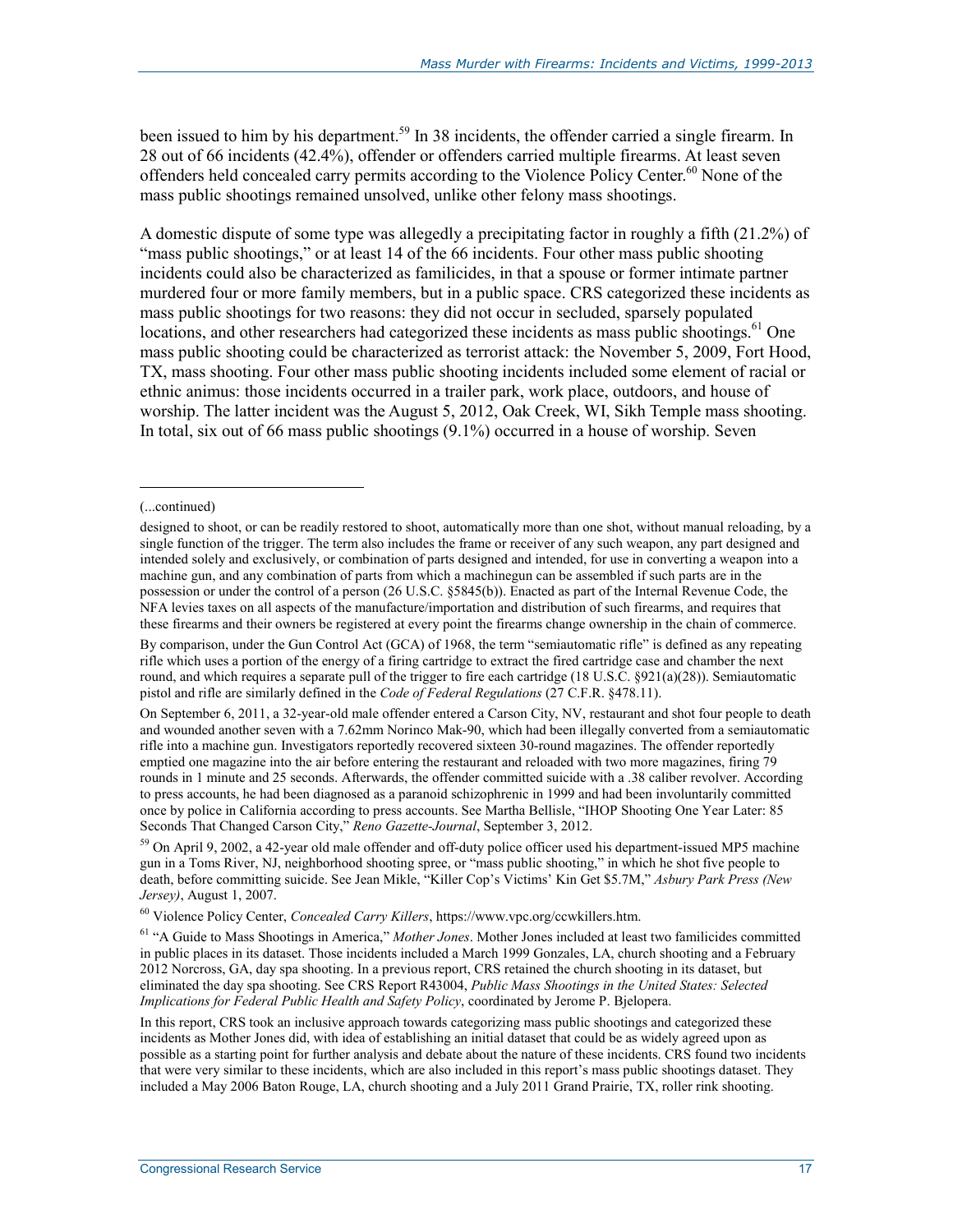been issued to him by his department.[59] In 38 incidents, the offender carried a single firearm. In 28 out of 66 incidents (42.4%), offender or offenders carried multiple firearms. At least seven offenders held concealed carry permits according to the Violence Policy Center.[60] None of the mass public shootings remained unsolved, unlike other felony mass shootings.

A domestic dispute of some type was allegedly a precipitating factor in roughly a fifth (21.2%) of "mass public shootings," or at least 14 of the 66 incidents. Four other mass public shooting incidents could also be characterized as familicides, in that a spouse or former intimate partner murdered four or more family members, but in a public space. CRS categorized these incidents as mass public shootings for two reasons: they did not occur in secluded, sparsely populated locations, and other researchers had categorized these incidents as mass public shootings.[61] One mass public shooting could be characterized as terrorist attack: the November 5, 2009, Fort Hood, TX, mass shooting. Four other mass public shooting incidents included some element of racial or ethnic animus: those incidents occurred in a trailer park, work place, outdoors, and house of worship. The latter incident was the August 5, 2012, Oak Creek, WI, Sikh Temple mass shooting. In total, six out of 66 mass public shootings (9.1%) occurred in a house of worship. Seven

---

(...continued)

designed to shoot, or can be readily restored to shoot, automatically more than one shot, without manual reloading, by a single function of the trigger. The term also includes the frame or receiver of any such weapon, any part designed and intended solely and exclusively, or combination of parts designed and intended, for use in converting a weapon into a machine gun, and any combination of parts from which a machinegun can be assembled if such parts are in the possession or under the control of a person (26 U.S.C. §5845(b)). Enacted as part of the Internal Revenue Code, the NFA levies taxes on all aspects of the manufacture/importation and distribution of such firearms, and requires that these firearms and their owners be registered at every point the firearms change ownership in the chain of commerce.

By comparison, under the Gun Control Act (GCA) of 1968, the term "semiautomatic rifle" is defined as any repeating rifle which uses a portion of the energy of a firing cartridge to extract the fired cartridge case and chamber the next round, and which requires a separate pull of the trigger to fire each cartridge (18 U.S.C. §921(a)(28)). Semiautomatic pistol and rifle are similarly defined in the *Code of Federal Regulations* (27 C.F.R. §478.11).

On September 6, 2011, a 32-year-old male offender entered a Carson City, NV, restaurant and shot four people to death and wounded another seven with a 7.62mm Norinco Mak-90, which had been illegally converted from a semiautomatic rifle into a machine gun. Investigators reportedly recovered sixteen 30-round magazines. The offender reportedly emptied one magazine into the air before entering the restaurant and reloaded with two more magazines, firing 79 rounds in 1 minute and 25 seconds. Afterwards, the offender committed suicide with a .38 caliber revolver. According to press accounts, he had been diagnosed as a paranoid schizophrenic in 1999 and had been involuntarily committed once by police in California according to press accounts. See Martha Bellisle, "IHOP Shooting One Year Later: 85 Seconds That Changed Carson City," *Reno Gazette-Journal*, September 3, 2012.

[59] On April 9, 2002, a 42-year old male offender and off-duty police officer used his department-issued MP5 machine gun in a Toms River, NJ, neighborhood shooting spree, or "mass public shooting," in which he shot five people to death, before committing suicide. See Jean Mikle, "Killer Cop's Victims' Kin Get $5.7M," *Asbury Park Press (New Jersey)*, August 1, 2007.

[60] Violence Policy Center, *Concealed Carry Killers*, https://www.vpc.org/ccwkillers.htm.

[61] "A Guide to Mass Shootings in America," *Mother Jones*. Mother Jones included at least two familicides committed in public places in its dataset. Those incidents included a March 1999 Gonzales, LA, church shooting and a February 2012 Norcross, GA, day spa shooting. In a previous report, CRS retained the church shooting in its dataset, but eliminated the day spa shooting. See CRS Report R43004, *Public Mass Shootings in the United States: Selected Implications for Federal Public Health and Safety Policy*, coordinated by Jerome P. Bjelopera.

In this report, CRS took an inclusive approach towards categorizing mass public shootings and categorized these incidents as Mother Jones did, with idea of establishing an initial dataset that could be as widely agreed upon as possible as a starting point for further analysis and debate about the nature of these incidents. CRS found two incidents that were very similar to these incidents, which are also included in this report's mass public shootings dataset. They included a May 2006 Baton Rouge, LA, church shooting and a July 2011 Grand Prairie, TX, roller rink shooting.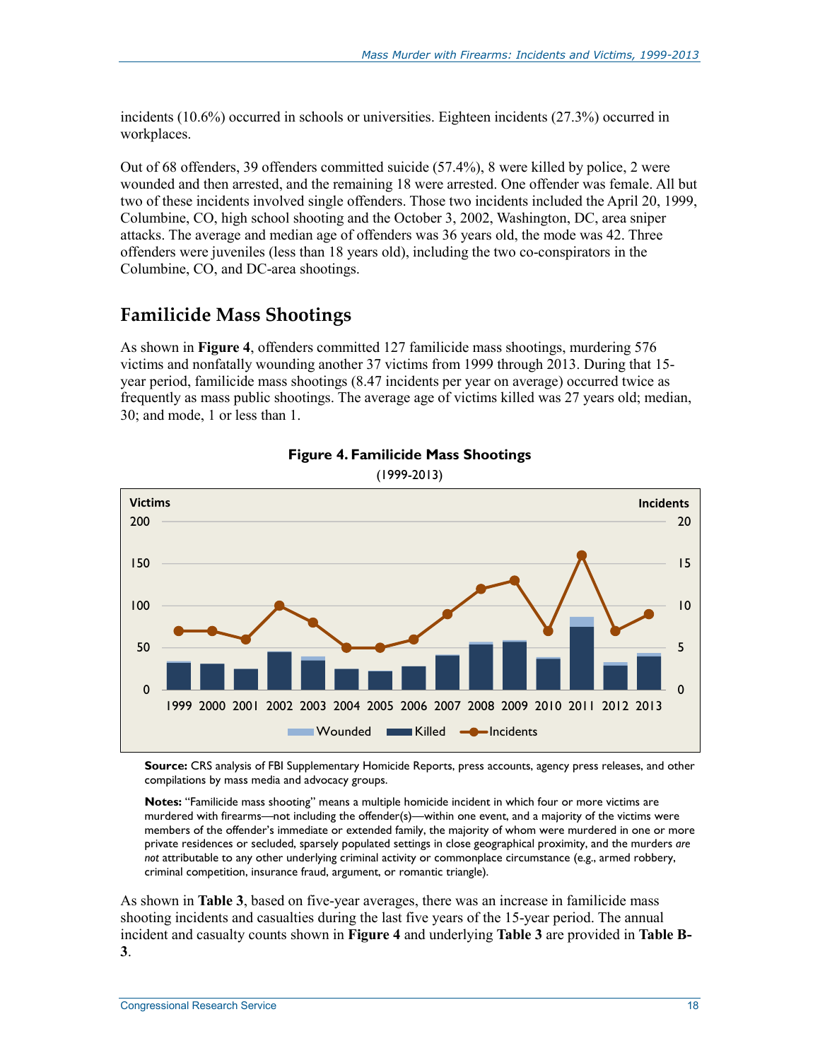incidents (10.6%) occurred in schools or universities. Eighteen incidents (27.3%) occurred in workplaces.

Out of 68 offenders, 39 offenders committed suicide (57.4%), 8 were killed by police, 2 were wounded and then arrested, and the remaining 18 were arrested. One offender was female. All but two of these incidents involved single offenders. Those two incidents included the April 20, 1999, Columbine, CO, high school shooting and the October 3, 2002, Washington, DC, area sniper attacks. The average and median age of offenders was 36 years old, the mode was 42. Three offenders were juveniles (less than 18 years old), including the two co-conspirators in the Columbine, CO, and DC-area shootings.

## Familicide Mass Shootings

As shown in **Figure 4**, offenders committed 127 familicide mass shootings, murdering 576 victims and nonfatally wounding another 37 victims from 1999 through 2013. During that 15-year period, familicide mass shootings (8.47 incidents per year on average) occurred twice as frequently as mass public shootings. The average age of victims killed was 27 years old; median, 30; and mode, 1 or less than 1.

**Figure 4. Familicide Mass Shootings**

(1999-2013)

**Source:** CRS analysis of FBI Supplementary Homicide Reports, press accounts, agency press releases, and other compilations by mass media and advocacy groups.

**Notes:** "Familicide mass shooting" means a multiple homicide incident in which four or more victims are murdered with firearms—not including the offender(s)—within one event, and a majority of the victims were members of the offender's immediate or extended family, the majority of whom were murdered in one or more private residences or secluded, sparsely populated settings in close geographical proximity, and the murders *are not* attributable to any other underlying criminal activity or commonplace circumstance (e.g., armed robbery, criminal competition, insurance fraud, argument, or romantic triangle).

As shown in **Table 3**, based on five-year averages, there was an increase in familicide mass shooting incidents and casualties during the last five years of the 15-year period. The annual incident and casualty counts shown in **Figure 4** and underlying **Table 3** are provided in **Table B-3**.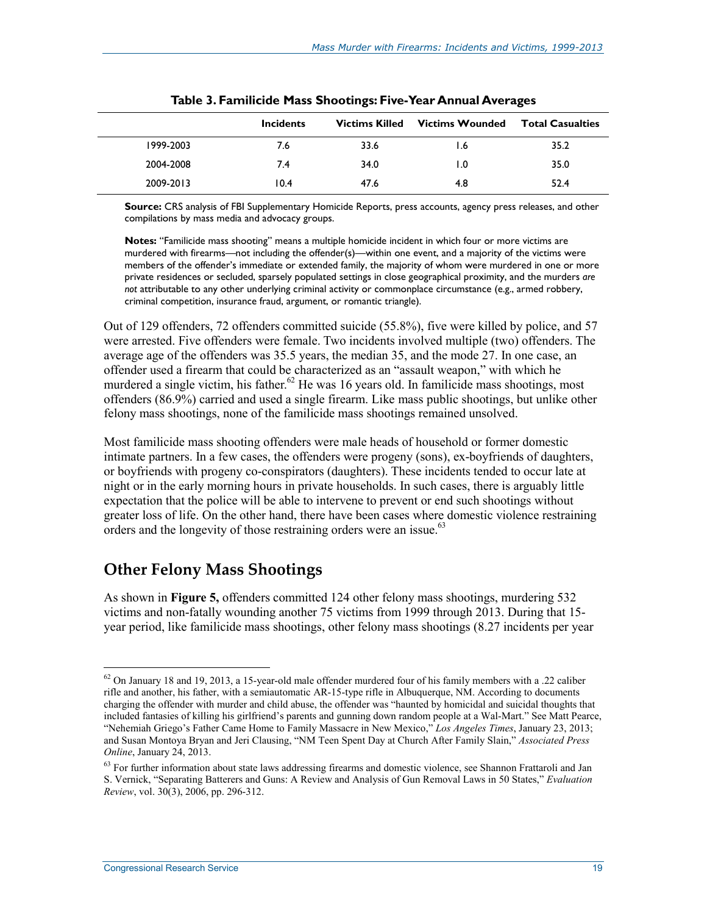**Table 3. Familicide Mass Shootings: Five-Year Annual Averages**

| | Incidents | Victims Killed | Victims Wounded | Total Casualties |
|---|---|---|---|---|
| 1999-2003 | 7.6 | 33.6 | 1.6 | 35.2 |
| 2004-2008 | 7.4 | 34.0 | 1.0 | 35.0 |
| 2009-2013 | 10.4 | 47.6 | 4.8 | 52.4 |

**Source:** CRS analysis of FBI Supplementary Homicide Reports, press accounts, agency press releases, and other compilations by mass media and advocacy groups.

**Notes:** "Familicide mass shooting" means a multiple homicide incident in which four or more victims are murdered with firearms—not including the offender(s)—within one event, and a majority of the victims were members of the offender's immediate or extended family, the majority of whom were murdered in one or more private residences or secluded, sparsely populated settings in close geographical proximity, and the murders *are not* attributable to any other underlying criminal activity or commonplace circumstance (e.g., armed robbery, criminal competition, insurance fraud, argument, or romantic triangle).

Out of 129 offenders, 72 offenders committed suicide (55.8%), five were killed by police, and 57 were arrested. Five offenders were female. Two incidents involved multiple (two) offenders. The average age of the offenders was 35.5 years, the median 35, and the mode 27. In one case, an offender used a firearm that could be characterized as an "assault weapon," with which he murdered a single victim, his father.[62] He was 16 years old. In familicide mass shootings, most offenders (86.9%) carried and used a single firearm. Like mass public shootings, but unlike other felony mass shootings, none of the familicide mass shootings remained unsolved.

Most familicide mass shooting offenders were male heads of household or former domestic intimate partners. In a few cases, the offenders were progeny (sons), ex-boyfriends of daughters, or boyfriends with progeny co-conspirators (daughters). These incidents tended to occur late at night or in the early morning hours in private households. In such cases, there is arguably little expectation that the police will be able to intervene to prevent or end such shootings without greater loss of life. On the other hand, there have been cases where domestic violence restraining orders and the longevity of those restraining orders were an issue.[63]

## Other Felony Mass Shootings

As shown in **Figure 5,** offenders committed 124 other felony mass shootings, murdering 532 victims and non-fatally wounding another 75 victims from 1999 through 2013. During that 15-year period, like familicide mass shootings, other felony mass shootings (8.27 incidents per year

---

[62] On January 18 and 19, 2013, a 15-year-old male offender murdered four of his family members with a .22 caliber rifle and another, his father, with a semiautomatic AR-15-type rifle in Albuquerque, NM. According to documents charging the offender with murder and child abuse, the offender was "haunted by homicidal and suicidal thoughts that included fantasies of killing his girlfriend's parents and gunning down random people at a Wal-Mart." See Matt Pearce, "Nehemiah Griego's Father Came Home to Family Massacre in New Mexico," *Los Angeles Times*, January 23, 2013; and Susan Montoya Bryan and Jeri Clausing, "NM Teen Spent Day at Church After Family Slain," *Associated Press Online*, January 24, 2013.

[63] For further information about state laws addressing firearms and domestic violence, see Shannon Frattaroli and Jan S. Vernick, "Separating Batterers and Guns: A Review and Analysis of Gun Removal Laws in 50 States," *Evaluation Review*, vol. 30(3), 2006, pp. 296-312.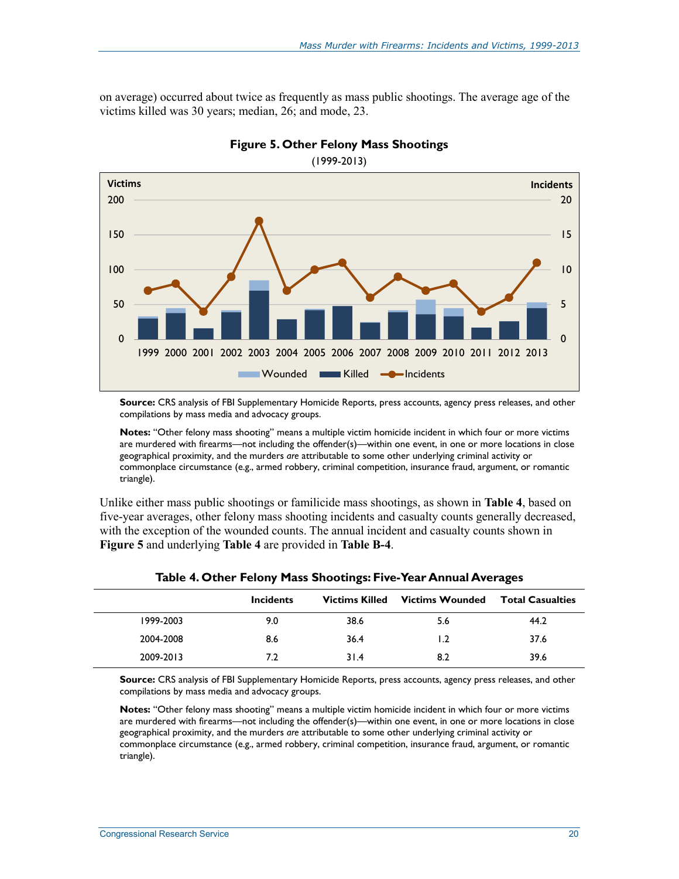on average) occurred about twice as frequently as mass public shootings. The average age of the victims killed was 30 years; median, 26; and mode, 23.

**Figure 5. Other Felony Mass Shootings**

(1999-2013)

**Source:** CRS analysis of FBI Supplementary Homicide Reports, press accounts, agency press releases, and other compilations by mass media and advocacy groups.

**Notes:** "Other felony mass shooting" means a multiple victim homicide incident in which four or more victims are murdered with firearms—not including the offender(s)—within one event, in one or more locations in close geographical proximity, and the murders *are* attributable to some other underlying criminal activity or commonplace circumstance (e.g., armed robbery, criminal competition, insurance fraud, argument, or romantic triangle).

Unlike either mass public shootings or familicide mass shootings, as shown in **Table 4**, based on five-year averages, other felony mass shooting incidents and casualty counts generally decreased, with the exception of the wounded counts. The annual incident and casualty counts shown in **Figure 5** and underlying **Table 4** are provided in **Table B-4**.

**Table 4. Other Felony Mass Shootings: Five-Year Annual Averages**

| | Incidents | Victims Killed | Victims Wounded | Total Casualties |
|---|---|---|---|---|
| 1999-2003 | 9.0 | 38.6 | 5.6 | 44.2 |
| 2004-2008 | 8.6 | 36.4 | 1.2 | 37.6 |
| 2009-2013 | 7.2 | 31.4 | 8.2 | 39.6 |

**Source:** CRS analysis of FBI Supplementary Homicide Reports, press accounts, agency press releases, and other compilations by mass media and advocacy groups.

**Notes:** "Other felony mass shooting" means a multiple victim homicide incident in which four or more victims are murdered with firearms—not including the offender(s)—within one event, in one or more locations in close geographical proximity, and the murders *are* attributable to some other underlying criminal activity or commonplace circumstance (e.g., armed robbery, criminal competition, insurance fraud, argument, or romantic triangle).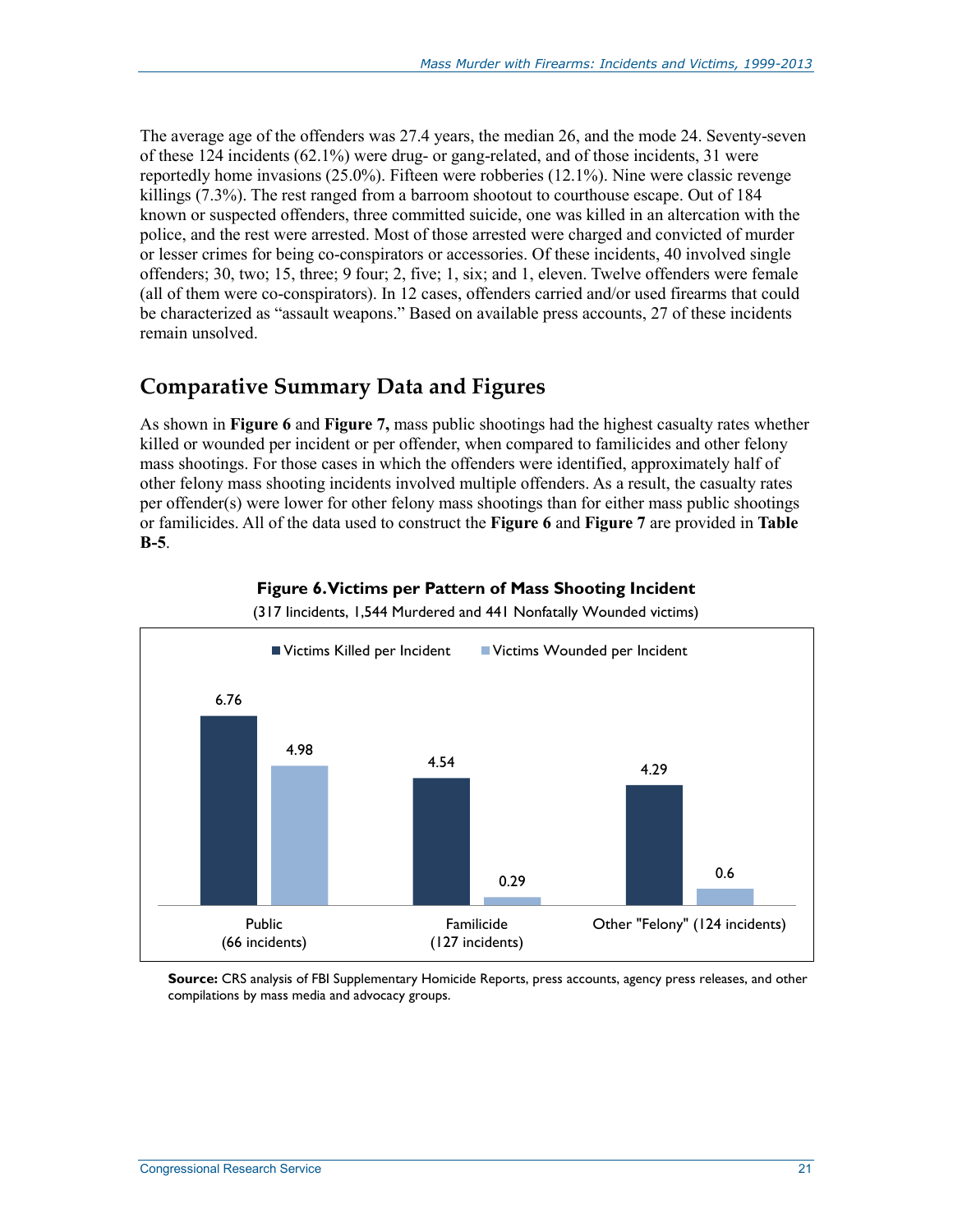The average age of the offenders was 27.4 years, the median 26, and the mode 24. Seventy-seven of these 124 incidents (62.1%) were drug- or gang-related, and of those incidents, 31 were reportedly home invasions (25.0%). Fifteen were robberies (12.1%). Nine were classic revenge killings (7.3%). The rest ranged from a barroom shootout to courthouse escape. Out of 184 known or suspected offenders, three committed suicide, one was killed in an altercation with the police, and the rest were arrested. Most of those arrested were charged and convicted of murder or lesser crimes for being co-conspirators or accessories. Of these incidents, 40 involved single offenders; 30, two; 15, three; 9 four; 2, five; 1, six; and 1, eleven. Twelve offenders were female (all of them were co-conspirators). In 12 cases, offenders carried and/or used firearms that could be characterized as "assault weapons." Based on available press accounts, 27 of these incidents remain unsolved.

## Comparative Summary Data and Figures

As shown in **Figure 6** and **Figure 7,** mass public shootings had the highest casualty rates whether killed or wounded per incident or per offender, when compared to familicides and other felony mass shootings. For those cases in which the offenders were identified, approximately half of other felony mass shooting incidents involved multiple offenders. As a result, the casualty rates per offender(s) were lower for other felony mass shootings than for either mass public shootings or familicides. All of the data used to construct the **Figure 6** and **Figure 7** are provided in **Table B-5**.

**Figure 6. Victims per Pattern of Mass Shooting Incident**

(317 Iincidents, 1,544 Murdered and 441 Nonfatally Wounded victims)

| | Victims Killed per Incident | Victims Wounded per Incident |
|---|---|---|
| Public (66 incidents) | 6.76 | 4.98 |
| Familicide (127 incidents) | 4.54 | 0.29 |
| Other "Felony" (124 incidents) | 4.29 | 0.6 |

**Source:** CRS analysis of FBI Supplementary Homicide Reports, press accounts, agency press releases, and other compilations by mass media and advocacy groups.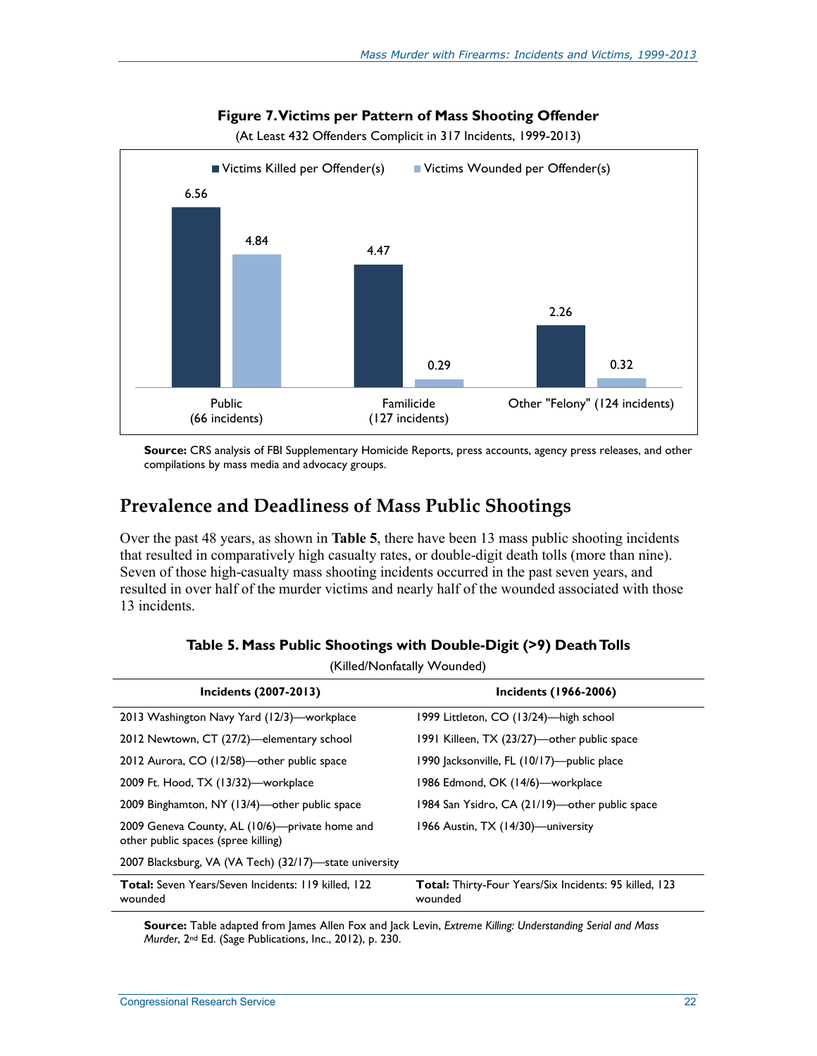**Figure 7. Victims per Pattern of Mass Shooting Offender**

(At Least 432 Offenders Complicit in 317 Incidents, 1999-2013)

| | Victims Killed per Offender(s) | Victims Wounded per Offender(s) |
|---|---|---|
| Public (66 incidents) | 6.56 | 4.84 |
| Familicide (127 incidents) | 4.47 | 0.29 |
| Other "Felony" (124 incidents) | 2.26 | 0.32 |

**Source:** CRS analysis of FBI Supplementary Homicide Reports, press accounts, agency press releases, and other compilations by mass media and advocacy groups.

## Prevalence and Deadliness of Mass Public Shootings

Over the past 48 years, as shown in **Table 5**, there have been 13 mass public shooting incidents that resulted in comparatively high casualty rates, or double-digit death tolls (more than nine). Seven of those high-casualty mass shooting incidents occurred in the past seven years, and resulted in over half of the murder victims and nearly half of the wounded associated with those 13 incidents.

**Table 5. Mass Public Shootings with Double-Digit (>9) Death Tolls**

(Killed/Nonfatally Wounded)

| Incidents (2007-2013) | Incidents (1966-2006) |
|---|---|
| 2013 Washington Navy Yard (12/3)—workplace | 1999 Littleton, CO (13/24)—high school |
| 2012 Newtown, CT (27/2)—elementary school | 1991 Killeen, TX (23/27)—other public space |
| 2012 Aurora, CO (12/58)—other public space | 1990 Jacksonville, FL (10/17)—public place |
| 2009 Ft. Hood, TX (13/32)—workplace | 1986 Edmond, OK (14/6)—workplace |
| 2009 Binghamton, NY (13/4)—other public space | 1984 San Ysidro, CA (21/19)—other public space |
| 2009 Geneva County, AL (10/6)—private home and other public spaces (spree killing) | 1966 Austin, TX (14/30)—university |
| 2007 Blacksburg, VA (VA Tech) (32/17)—state university | |
| **Total:** Seven Years/Seven Incidents: 119 killed, 122 wounded | **Total:** Thirty-Four Years/Six Incidents: 95 killed, 123 wounded |

**Source:** Table adapted from James Allen Fox and Jack Levin, *Extreme Killing: Understanding Serial and Mass Murder*, 2nd Ed. (Sage Publications, Inc., 2012), p. 230.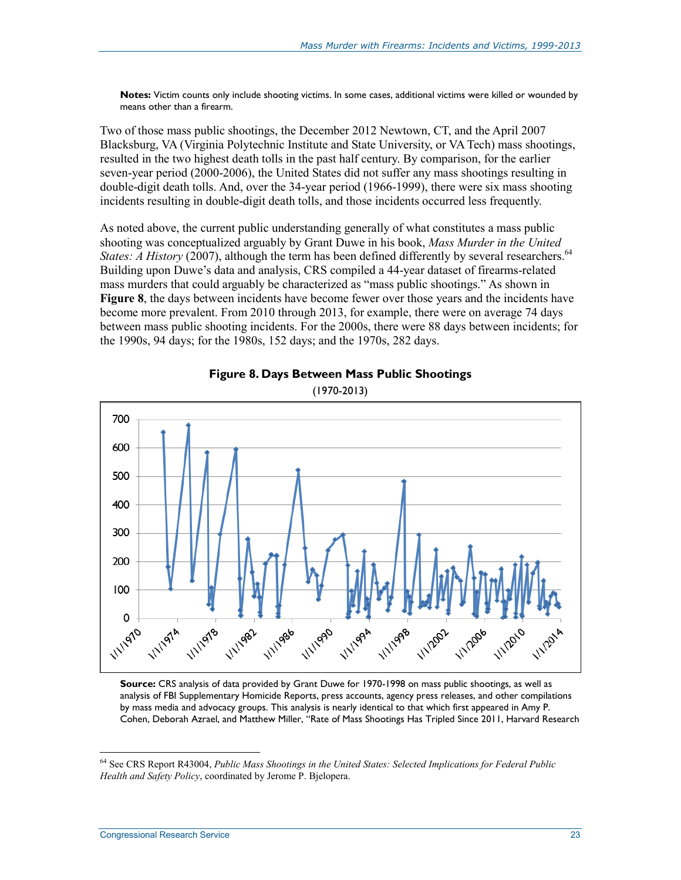**Notes:** Victim counts only include shooting victims. In some cases, additional victims were killed or wounded by means other than a firearm.

Two of those mass public shootings, the December 2012 Newtown, CT, and the April 2007 Blacksburg, VA (Virginia Polytechnic Institute and State University, or VA Tech) mass shootings, resulted in the two highest death tolls in the past half century. By comparison, for the earlier seven-year period (2000-2006), the United States did not suffer any mass shootings resulting in double-digit death tolls. And, over the 34-year period (1966-1999), there were six mass shooting incidents resulting in double-digit death tolls, and those incidents occurred less frequently.

As noted above, the current public understanding generally of what constitutes a mass public shooting was conceptualized arguably by Grant Duwe in his book, *Mass Murder in the United States: A History* (2007), although the term has been defined differently by several researchers.[64] Building upon Duwe's data and analysis, CRS compiled a 44-year dataset of firearms-related mass murders that could arguably be characterized as "mass public shootings." As shown in **Figure 8**, the days between incidents have become fewer over those years and the incidents have become more prevalent. From 2010 through 2013, for example, there were on average 74 days between mass public shooting incidents. For the 2000s, there were 88 days between incidents; for the 1990s, 94 days; for the 1980s, 152 days; and the 1970s, 282 days.

**Figure 8. Days Between Mass Public Shootings**

(1970-2013)

**Source:** CRS analysis of data provided by Grant Duwe for 1970-1998 on mass public shootings, as well as analysis of FBI Supplementary Homicide Reports, press accounts, agency press releases, and other compilations by mass media and advocacy groups. This analysis is nearly identical to that which first appeared in Amy P. Cohen, Deborah Azrael, and Matthew Miller, "Rate of Mass Shootings Has Tripled Since 2011, Harvard Research

---

[64] See CRS Report R43004, *Public Mass Shootings in the United States: Selected Implications for Federal Public Health and Safety Policy*, coordinated by Jerome P. Bjelopera.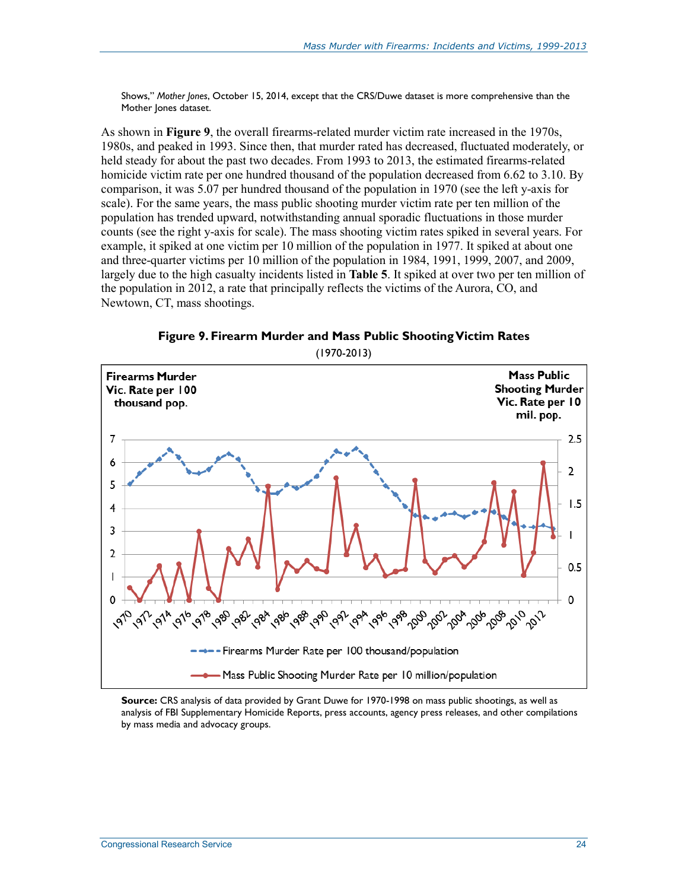Shows," *Mother Jones*, October 15, 2014, except that the CRS/Duwe dataset is more comprehensive than the Mother Jones dataset.

As shown in **Figure 9**, the overall firearms-related murder victim rate increased in the 1970s, 1980s, and peaked in 1993. Since then, that murder rated has decreased, fluctuated moderately, or held steady for about the past two decades. From 1993 to 2013, the estimated firearms-related homicide victim rate per one hundred thousand of the population decreased from 6.62 to 3.10. By comparison, it was 5.07 per hundred thousand of the population in 1970 (see the left y-axis for scale). For the same years, the mass public shooting murder victim rate per ten million of the population has trended upward, notwithstanding annual sporadic fluctuations in those murder counts (see the right y-axis for scale). The mass shooting victim rates spiked in several years. For example, it spiked at one victim per 10 million of the population in 1977. It spiked at about one and three-quarter victims per 10 million of the population in 1984, 1991, 1999, 2007, and 2009, largely due to the high casualty incidents listed in **Table 5**. It spiked at over two per ten million of the population in 2012, a rate that principally reflects the victims of the Aurora, CO, and Newtown, CT, mass shootings.

**Figure 9. Firearm Murder and Mass Public Shooting Victim Rates**

(1970-2013)

**Source:** CRS analysis of data provided by Grant Duwe for 1970-1998 on mass public shootings, as well as analysis of FBI Supplementary Homicide Reports, press accounts, agency press releases, and other compilations by mass media and advocacy groups.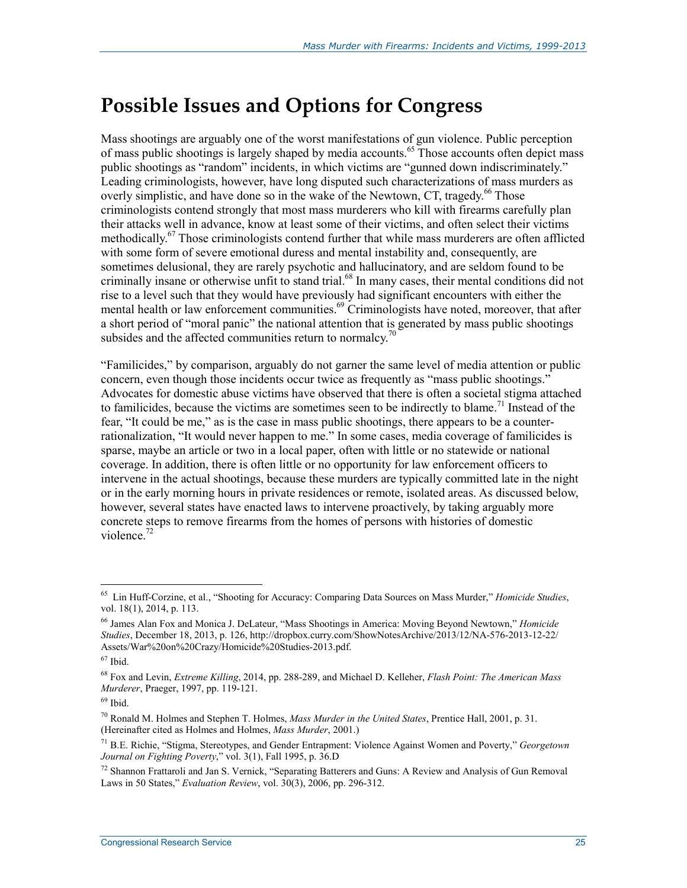## Possible Issues and Options for Congress

Mass shootings are arguably one of the worst manifestations of gun violence. Public perception of mass public shootings is largely shaped by media accounts.[65] Those accounts often depict mass public shootings as "random" incidents, in which victims are "gunned down indiscriminately." Leading criminologists, however, have long disputed such characterizations of mass murders as overly simplistic, and have done so in the wake of the Newtown, CT, tragedy.[66] Those criminologists contend strongly that most mass murderers who kill with firearms carefully plan their attacks well in advance, know at least some of their victims, and often select their victims methodically.[67] Those criminologists contend further that while mass murderers are often afflicted with some form of severe emotional duress and mental instability and, consequently, are sometimes delusional, they are rarely psychotic and hallucinatory, and are seldom found to be criminally insane or otherwise unfit to stand trial.[68] In many cases, their mental conditions did not rise to a level such that they would have previously had significant encounters with either the mental health or law enforcement communities.[69] Criminologists have noted, moreover, that after a short period of "moral panic" the national attention that is generated by mass public shootings subsides and the affected communities return to normalcy.[70]

"Familicides," by comparison, arguably do not garner the same level of media attention or public concern, even though those incidents occur twice as frequently as "mass public shootings." Advocates for domestic abuse victims have observed that there is often a societal stigma attached to familicides, because the victims are sometimes seen to be indirectly to blame.[71] Instead of the fear, "It could be me," as is the case in mass public shootings, there appears to be a counter-rationalization, "It would never happen to me." In some cases, media coverage of familicides is sparse, maybe an article or two in a local paper, often with little or no statewide or national coverage. In addition, there is often little or no opportunity for law enforcement officers to intervene in the actual shootings, because these murders are typically committed late in the night or in the early morning hours in private residences or remote, isolated areas. As discussed below, however, several states have enacted laws to intervene proactively, by taking arguably more concrete steps to remove firearms from the homes of persons with histories of domestic violence.[72]

---

[65] Lin Huff-Corzine, et al., "Shooting for Accuracy: Comparing Data Sources on Mass Murder," *Homicide Studies*, vol. 18(1), 2014, p. 113.

[66] James Alan Fox and Monica J. DeLateur, "Mass Shootings in America: Moving Beyond Newtown," *Homicide Studies*, December 18, 2013, p. 126, http://dropbox.curry.com/ShowNotesArchive/2013/12/NA-576-2013-12-22/Assets/War%20on%20Crazy/Homicide%20Studies-2013.pdf.

[67] Ibid.

[68] Fox and Levin, *Extreme Killing*, 2014, pp. 288-289, and Michael D. Kelleher, *Flash Point: The American Mass Murderer*, Praeger, 1997, pp. 119-121.

[69] Ibid.

[70] Ronald M. Holmes and Stephen T. Holmes, *Mass Murder in the United States*, Prentice Hall, 2001, p. 31. (Hereinafter cited as Holmes and Holmes, *Mass Murder*, 2001.)

[71] B.E. Richie, "Stigma, Stereotypes, and Gender Entrapment: Violence Against Women and Poverty," *Georgetown Journal on Fighting Poverty*," vol. 3(1), Fall 1995, p. 36.D

[72] Shannon Frattaroli and Jan S. Vernick, "Separating Batterers and Guns: A Review and Analysis of Gun Removal Laws in 50 States," *Evaluation Review*, vol. 30(3), 2006, pp. 296-312.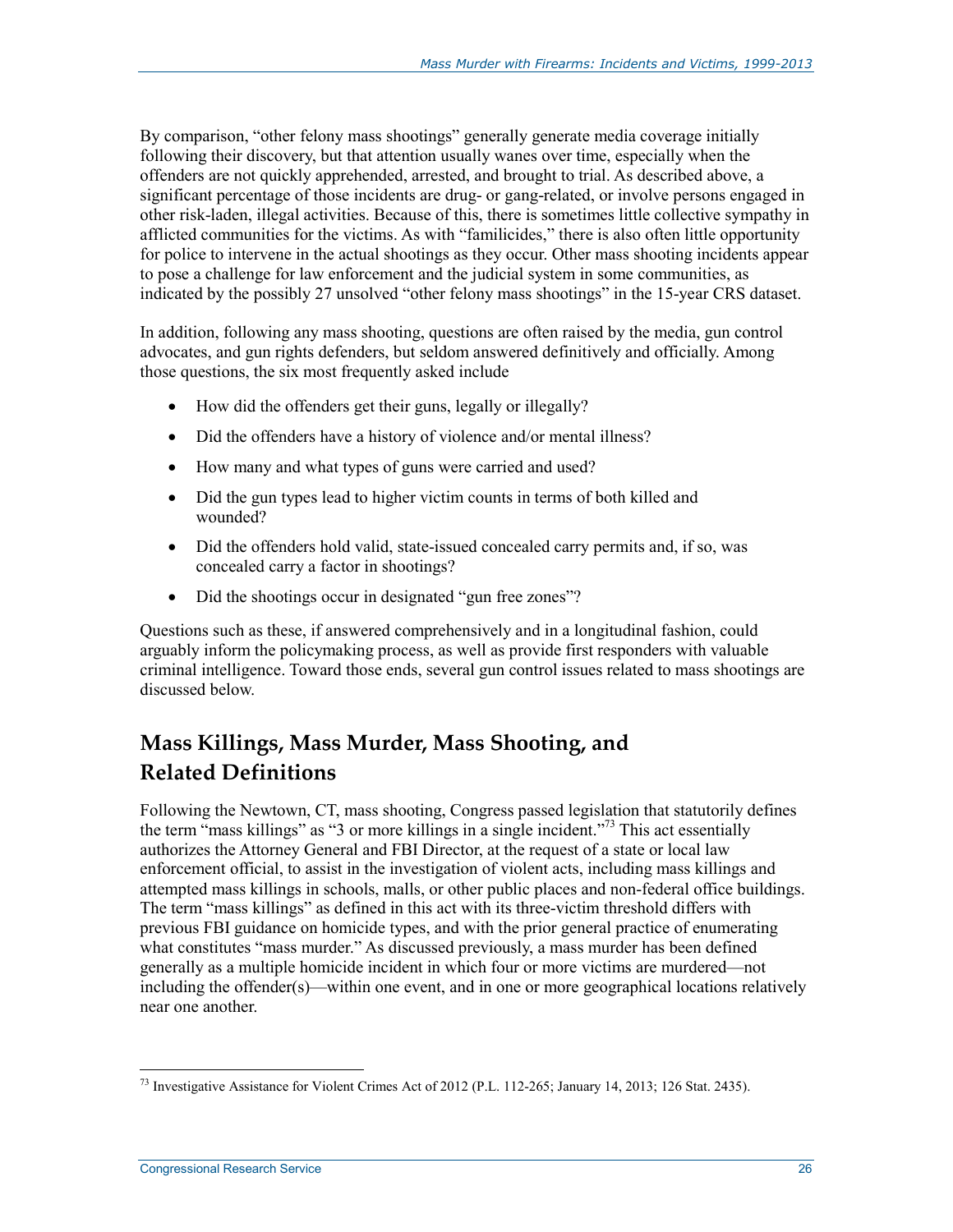By comparison, "other felony mass shootings" generally generate media coverage initially following their discovery, but that attention usually wanes over time, especially when the offenders are not quickly apprehended, arrested, and brought to trial. As described above, a significant percentage of those incidents are drug- or gang-related, or involve persons engaged in other risk-laden, illegal activities. Because of this, there is sometimes little collective sympathy in afflicted communities for the victims. As with "familicides," there is also often little opportunity for police to intervene in the actual shootings as they occur. Other mass shooting incidents appear to pose a challenge for law enforcement and the judicial system in some communities, as indicated by the possibly 27 unsolved "other felony mass shootings" in the 15-year CRS dataset.

In addition, following any mass shooting, questions are often raised by the media, gun control advocates, and gun rights defenders, but seldom answered definitively and officially. Among those questions, the six most frequently asked include

- How did the offenders get their guns, legally or illegally?
- Did the offenders have a history of violence and/or mental illness?
- How many and what types of guns were carried and used?
- Did the gun types lead to higher victim counts in terms of both killed and wounded?
- Did the offenders hold valid, state-issued concealed carry permits and, if so, was concealed carry a factor in shootings?
- Did the shootings occur in designated "gun free zones"?

Questions such as these, if answered comprehensively and in a longitudinal fashion, could arguably inform the policymaking process, as well as provide first responders with valuable criminal intelligence. Toward those ends, several gun control issues related to mass shootings are discussed below.

## Mass Killings, Mass Murder, Mass Shooting, and Related Definitions

Following the Newtown, CT, mass shooting, Congress passed legislation that statutorily defines the term "mass killings" as "3 or more killings in a single incident."[73] This act essentially authorizes the Attorney General and FBI Director, at the request of a state or local law enforcement official, to assist in the investigation of violent acts, including mass killings and attempted mass killings in schools, malls, or other public places and non-federal office buildings. The term "mass killings" as defined in this act with its three-victim threshold differs with previous FBI guidance on homicide types, and with the prior general practice of enumerating what constitutes "mass murder." As discussed previously, a mass murder has been defined generally as a multiple homicide incident in which four or more victims are murdered—not including the offender(s)—within one event, and in one or more geographical locations relatively near one another.

[73] Investigative Assistance for Violent Crimes Act of 2012 (P.L. 112-265; January 14, 2013; 126 Stat. 2435).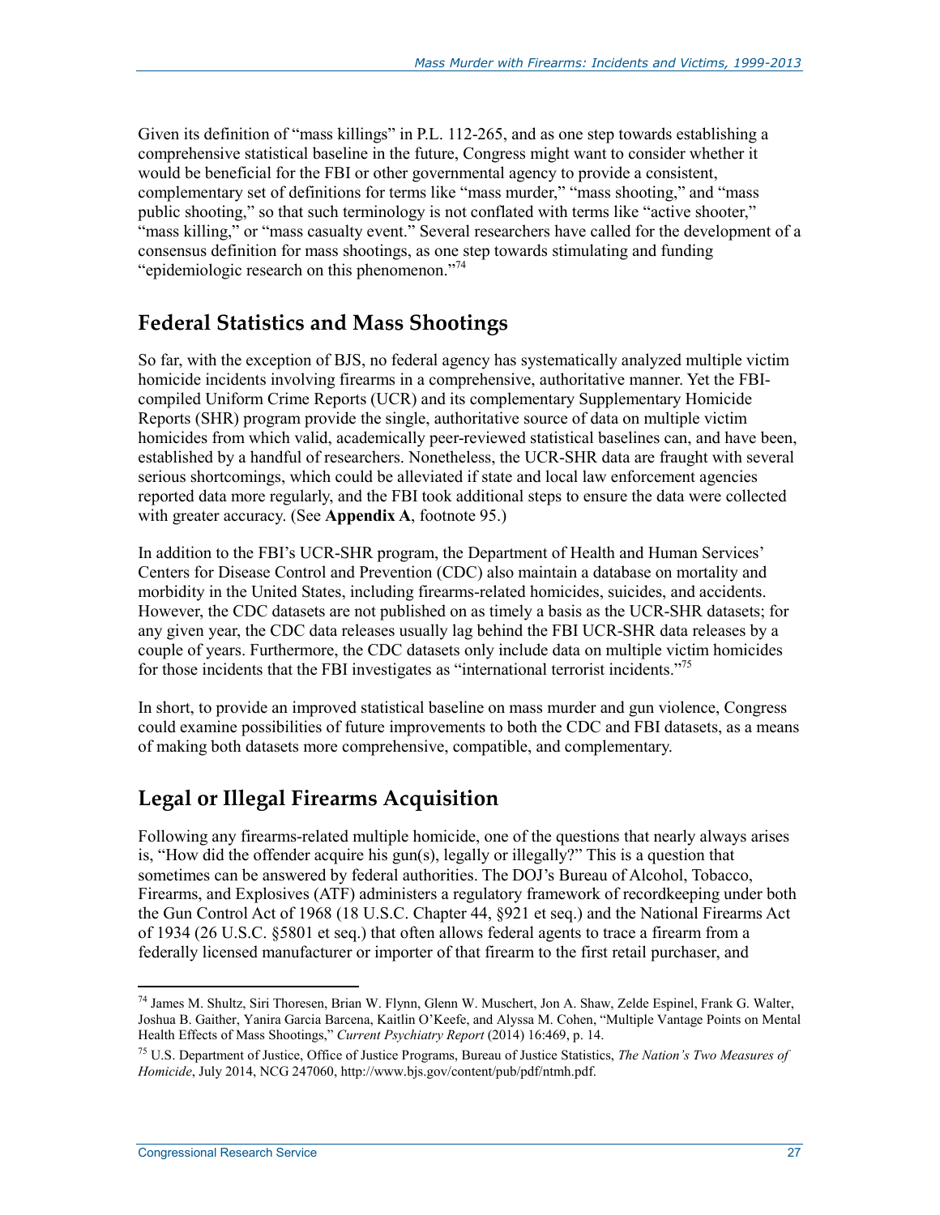Given its definition of "mass killings" in P.L. 112-265, and as one step towards establishing a comprehensive statistical baseline in the future, Congress might want to consider whether it would be beneficial for the FBI or other governmental agency to provide a consistent, complementary set of definitions for terms like "mass murder," "mass shooting," and "mass public shooting," so that such terminology is not conflated with terms like "active shooter," "mass killing," or "mass casualty event." Several researchers have called for the development of a consensus definition for mass shootings, as one step towards stimulating and funding "epidemiologic research on this phenomenon."[74]

## Federal Statistics and Mass Shootings

So far, with the exception of BJS, no federal agency has systematically analyzed multiple victim homicide incidents involving firearms in a comprehensive, authoritative manner. Yet the FBI-compiled Uniform Crime Reports (UCR) and its complementary Supplementary Homicide Reports (SHR) program provide the single, authoritative source of data on multiple victim homicides from which valid, academically peer-reviewed statistical baselines can, and have been, established by a handful of researchers. Nonetheless, the UCR-SHR data are fraught with several serious shortcomings, which could be alleviated if state and local law enforcement agencies reported data more regularly, and the FBI took additional steps to ensure the data were collected with greater accuracy. (See **Appendix A**, footnote 95.)

In addition to the FBI's UCR-SHR program, the Department of Health and Human Services' Centers for Disease Control and Prevention (CDC) also maintain a database on mortality and morbidity in the United States, including firearms-related homicides, suicides, and accidents. However, the CDC datasets are not published on as timely a basis as the UCR-SHR datasets; for any given year, the CDC data releases usually lag behind the FBI UCR-SHR data releases by a couple of years. Furthermore, the CDC datasets only include data on multiple victim homicides for those incidents that the FBI investigates as "international terrorist incidents."[75]

In short, to provide an improved statistical baseline on mass murder and gun violence, Congress could examine possibilities of future improvements to both the CDC and FBI datasets, as a means of making both datasets more comprehensive, compatible, and complementary.

## Legal or Illegal Firearms Acquisition

Following any firearms-related multiple homicide, one of the questions that nearly always arises is, "How did the offender acquire his gun(s), legally or illegally?" This is a question that sometimes can be answered by federal authorities. The DOJ's Bureau of Alcohol, Tobacco, Firearms, and Explosives (ATF) administers a regulatory framework of recordkeeping under both the Gun Control Act of 1968 (18 U.S.C. Chapter 44, §921 et seq.) and the National Firearms Act of 1934 (26 U.S.C. §5801 et seq.) that often allows federal agents to trace a firearm from a federally licensed manufacturer or importer of that firearm to the first retail purchaser, and

---

[74] James M. Shultz, Siri Thoresen, Brian W. Flynn, Glenn W. Muschert, Jon A. Shaw, Zelde Espinel, Frank G. Walter, Joshua B. Gaither, Yanira Garcia Barcena, Kaitlin O'Keefe, and Alyssa M. Cohen, "Multiple Vantage Points on Mental Health Effects of Mass Shootings," *Current Psychiatry Report* (2014) 16:469, p. 14.

[75] U.S. Department of Justice, Office of Justice Programs, Bureau of Justice Statistics, *The Nation's Two Measures of Homicide*, July 2014, NCG 247060, http://www.bjs.gov/content/pub/pdf/ntmh.pdf.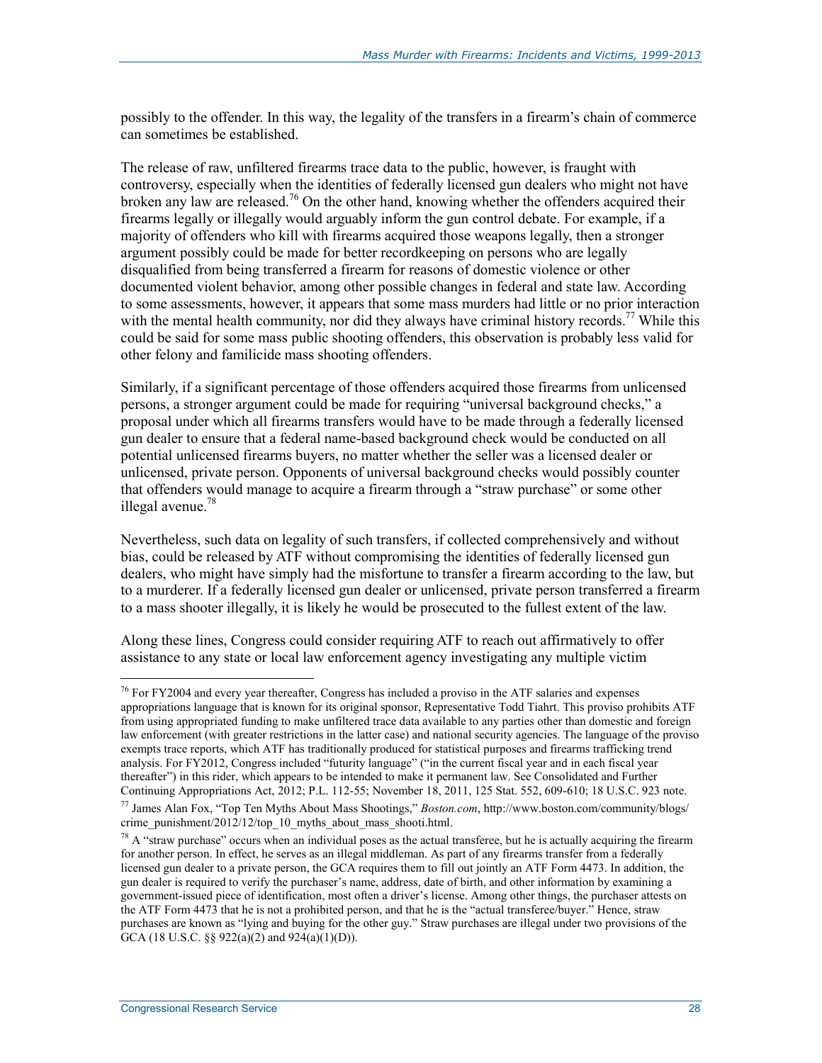possibly to the offender. In this way, the legality of the transfers in a firearm's chain of commerce can sometimes be established.

The release of raw, unfiltered firearms trace data to the public, however, is fraught with controversy, especially when the identities of federally licensed gun dealers who might not have broken any law are released.[76] On the other hand, knowing whether the offenders acquired their firearms legally or illegally would arguably inform the gun control debate. For example, if a majority of offenders who kill with firearms acquired those weapons legally, then a stronger argument possibly could be made for better recordkeeping on persons who are legally disqualified from being transferred a firearm for reasons of domestic violence or other documented violent behavior, among other possible changes in federal and state law. According to some assessments, however, it appears that some mass murders had little or no prior interaction with the mental health community, nor did they always have criminal history records.[77] While this could be said for some mass public shooting offenders, this observation is probably less valid for other felony and familicide mass shooting offenders.

Similarly, if a significant percentage of those offenders acquired those firearms from unlicensed persons, a stronger argument could be made for requiring "universal background checks," a proposal under which all firearms transfers would have to be made through a federally licensed gun dealer to ensure that a federal name-based background check would be conducted on all potential unlicensed firearms buyers, no matter whether the seller was a licensed dealer or unlicensed, private person. Opponents of universal background checks would possibly counter that offenders would manage to acquire a firearm through a "straw purchase" or some other illegal avenue.[78]

Nevertheless, such data on legality of such transfers, if collected comprehensively and without bias, could be released by ATF without compromising the identities of federally licensed gun dealers, who might have simply had the misfortune to transfer a firearm according to the law, but to a murderer. If a federally licensed gun dealer or unlicensed, private person transferred a firearm to a mass shooter illegally, it is likely he would be prosecuted to the fullest extent of the law.

Along these lines, Congress could consider requiring ATF to reach out affirmatively to offer assistance to any state or local law enforcement agency investigating any multiple victim

---

[76] For FY2004 and every year thereafter, Congress has included a proviso in the ATF salaries and expenses appropriations language that is known for its original sponsor, Representative Todd Tiahrt. This proviso prohibits ATF from using appropriated funding to make unfiltered trace data available to any parties other than domestic and foreign law enforcement (with greater restrictions in the latter case) and national security agencies. The language of the proviso exempts trace reports, which ATF has traditionally produced for statistical purposes and firearms trafficking trend analysis. For FY2012, Congress included "futurity language" ("in the current fiscal year and in each fiscal year thereafter") in this rider, which appears to be intended to make it permanent law. See Consolidated and Further Continuing Appropriations Act, 2012; P.L. 112-55; November 18, 2011, 125 Stat. 552, 609-610; 18 U.S.C. 923 note.

[77] James Alan Fox, "Top Ten Myths About Mass Shootings," *Boston.com*, http://www.boston.com/community/blogs/crime_punishment/2012/12/top_10_myths_about_mass_shooti.html.

[78] A "straw purchase" occurs when an individual poses as the actual transferee, but he is actually acquiring the firearm for another person. In effect, he serves as an illegal middleman. As part of any firearms transfer from a federally licensed gun dealer to a private person, the GCA requires them to fill out jointly an ATF Form 4473. In addition, the gun dealer is required to verify the purchaser's name, address, date of birth, and other information by examining a government-issued piece of identification, most often a driver's license. Among other things, the purchaser attests on the ATF Form 4473 that he is not a prohibited person, and that he is the "actual transferee/buyer." Hence, straw purchases are known as "lying and buying for the other guy." Straw purchases are illegal under two provisions of the GCA (18 U.S.C. §§ 922(a)(2) and 924(a)(1)(D)).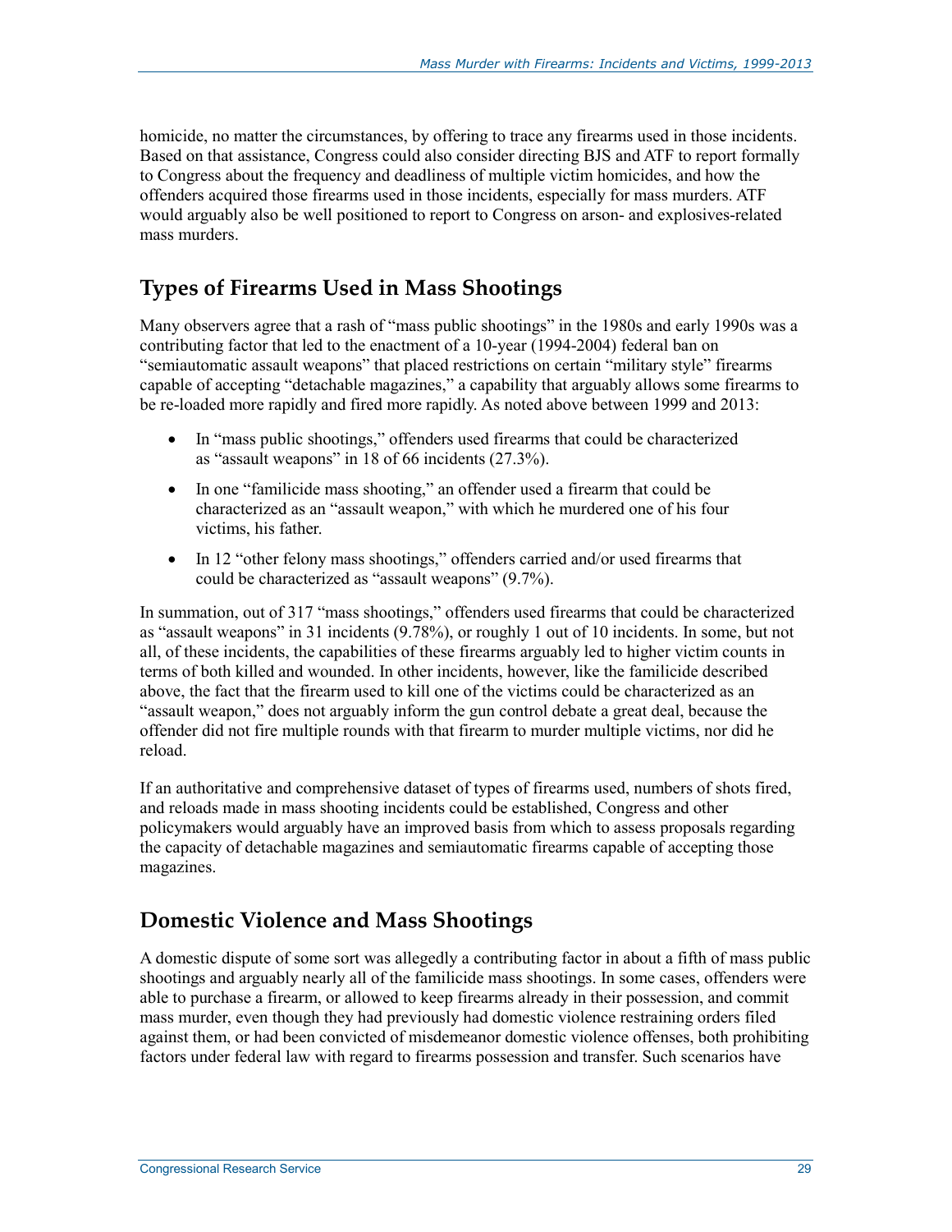homicide, no matter the circumstances, by offering to trace any firearms used in those incidents. Based on that assistance, Congress could also consider directing BJS and ATF to report formally to Congress about the frequency and deadliness of multiple victim homicides, and how the offenders acquired those firearms used in those incidents, especially for mass murders. ATF would arguably also be well positioned to report to Congress on arson- and explosives-related mass murders.

## Types of Firearms Used in Mass Shootings

Many observers agree that a rash of "mass public shootings" in the 1980s and early 1990s was a contributing factor that led to the enactment of a 10-year (1994-2004) federal ban on "semiautomatic assault weapons" that placed restrictions on certain "military style" firearms capable of accepting "detachable magazines," a capability that arguably allows some firearms to be re-loaded more rapidly and fired more rapidly. As noted above between 1999 and 2013:

- In "mass public shootings," offenders used firearms that could be characterized as "assault weapons" in 18 of 66 incidents (27.3%).
- In one "familicide mass shooting," an offender used a firearm that could be characterized as an "assault weapon," with which he murdered one of his four victims, his father.
- In 12 "other felony mass shootings," offenders carried and/or used firearms that could be characterized as "assault weapons" (9.7%).

In summation, out of 317 "mass shootings," offenders used firearms that could be characterized as "assault weapons" in 31 incidents (9.78%), or roughly 1 out of 10 incidents. In some, but not all, of these incidents, the capabilities of these firearms arguably led to higher victim counts in terms of both killed and wounded. In other incidents, however, like the familicide described above, the fact that the firearm used to kill one of the victims could be characterized as an "assault weapon," does not arguably inform the gun control debate a great deal, because the offender did not fire multiple rounds with that firearm to murder multiple victims, nor did he reload.

If an authoritative and comprehensive dataset of types of firearms used, numbers of shots fired, and reloads made in mass shooting incidents could be established, Congress and other policymakers would arguably have an improved basis from which to assess proposals regarding the capacity of detachable magazines and semiautomatic firearms capable of accepting those magazines.

## Domestic Violence and Mass Shootings

A domestic dispute of some sort was allegedly a contributing factor in about a fifth of mass public shootings and arguably nearly all of the familicide mass shootings. In some cases, offenders were able to purchase a firearm, or allowed to keep firearms already in their possession, and commit mass murder, even though they had previously had domestic violence restraining orders filed against them, or had been convicted of misdemeanor domestic violence offenses, both prohibiting factors under federal law with regard to firearms possession and transfer. Such scenarios have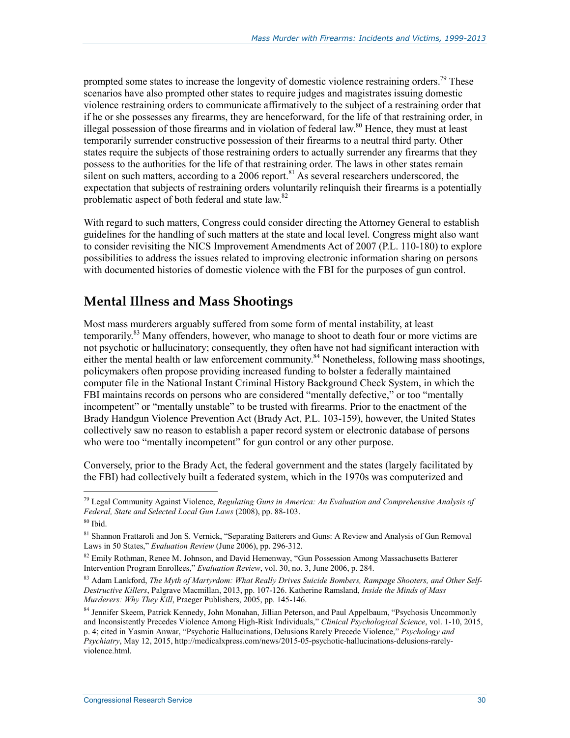prompted some states to increase the longevity of domestic violence restraining orders.[79] These scenarios have also prompted other states to require judges and magistrates issuing domestic violence restraining orders to communicate affirmatively to the subject of a restraining order that if he or she possesses any firearms, they are henceforward, for the life of that restraining order, in illegal possession of those firearms and in violation of federal law.[80] Hence, they must at least temporarily surrender constructive possession of their firearms to a neutral third party. Other states require the subjects of those restraining orders to actually surrender any firearms that they possess to the authorities for the life of that restraining order. The laws in other states remain silent on such matters, according to a 2006 report.[81] As several researchers underscored, the expectation that subjects of restraining orders voluntarily relinquish their firearms is a potentially problematic aspect of both federal and state law.[82]

With regard to such matters, Congress could consider directing the Attorney General to establish guidelines for the handling of such matters at the state and local level. Congress might also want to consider revisiting the NICS Improvement Amendments Act of 2007 (P.L. 110-180) to explore possibilities to address the issues related to improving electronic information sharing on persons with documented histories of domestic violence with the FBI for the purposes of gun control.

## Mental Illness and Mass Shootings

Most mass murderers arguably suffered from some form of mental instability, at least temporarily.[83] Many offenders, however, who manage to shoot to death four or more victims are not psychotic or hallucinatory; consequently, they often have not had significant interaction with either the mental health or law enforcement community.[84] Nonetheless, following mass shootings, policymakers often propose providing increased funding to bolster a federally maintained computer file in the National Instant Criminal History Background Check System, in which the FBI maintains records on persons who are considered "mentally defective," or too "mentally incompetent" or "mentally unstable" to be trusted with firearms. Prior to the enactment of the Brady Handgun Violence Prevention Act (Brady Act, P.L. 103-159), however, the United States collectively saw no reason to establish a paper record system or electronic database of persons who were too "mentally incompetent" for gun control or any other purpose.

Conversely, prior to the Brady Act, the federal government and the states (largely facilitated by the FBI) had collectively built a federated system, which in the 1970s was computerized and

---

[79] Legal Community Against Violence, *Regulating Guns in America: An Evaluation and Comprehensive Analysis of Federal, State and Selected Local Gun Laws* (2008), pp. 88-103.

[80] Ibid.

[81] Shannon Frattaroli and Jon S. Vernick, "Separating Batterers and Guns: A Review and Analysis of Gun Removal Laws in 50 States," *Evaluation Review* (June 2006), pp. 296-312.

[82] Emily Rothman, Renee M. Johnson, and David Hemenway, "Gun Possession Among Massachusetts Batterer Intervention Program Enrollees," *Evaluation Review*, vol. 30, no. 3, June 2006, p. 284.

[83] Adam Lankford, *The Myth of Martyrdom: What Really Drives Suicide Bombers, Rampage Shooters, and Other Self-Destructive Killers*, Palgrave Macmillan, 2013, pp. 107-126. Katherine Ramsland, *Inside the Minds of Mass Murderers: Why They Kill*, Praeger Publishers, 2005, pp. 145-146.

[84] Jennifer Skeem, Patrick Kennedy, John Monahan, Jillian Peterson, and Paul Appelbaum, "Psychosis Uncommonly and Inconsistently Precedes Violence Among High-Risk Individuals," *Clinical Psychological Science*, vol. 1-10, 2015, p. 4; cited in Yasmin Anwar, "Psychotic Hallucinations, Delusions Rarely Precede Violence," *Psychology and Psychiatry*, May 12, 2015, http://medicalxpress.com/news/2015-05-psychotic-hallucinations-delusions-rarely-violence.html.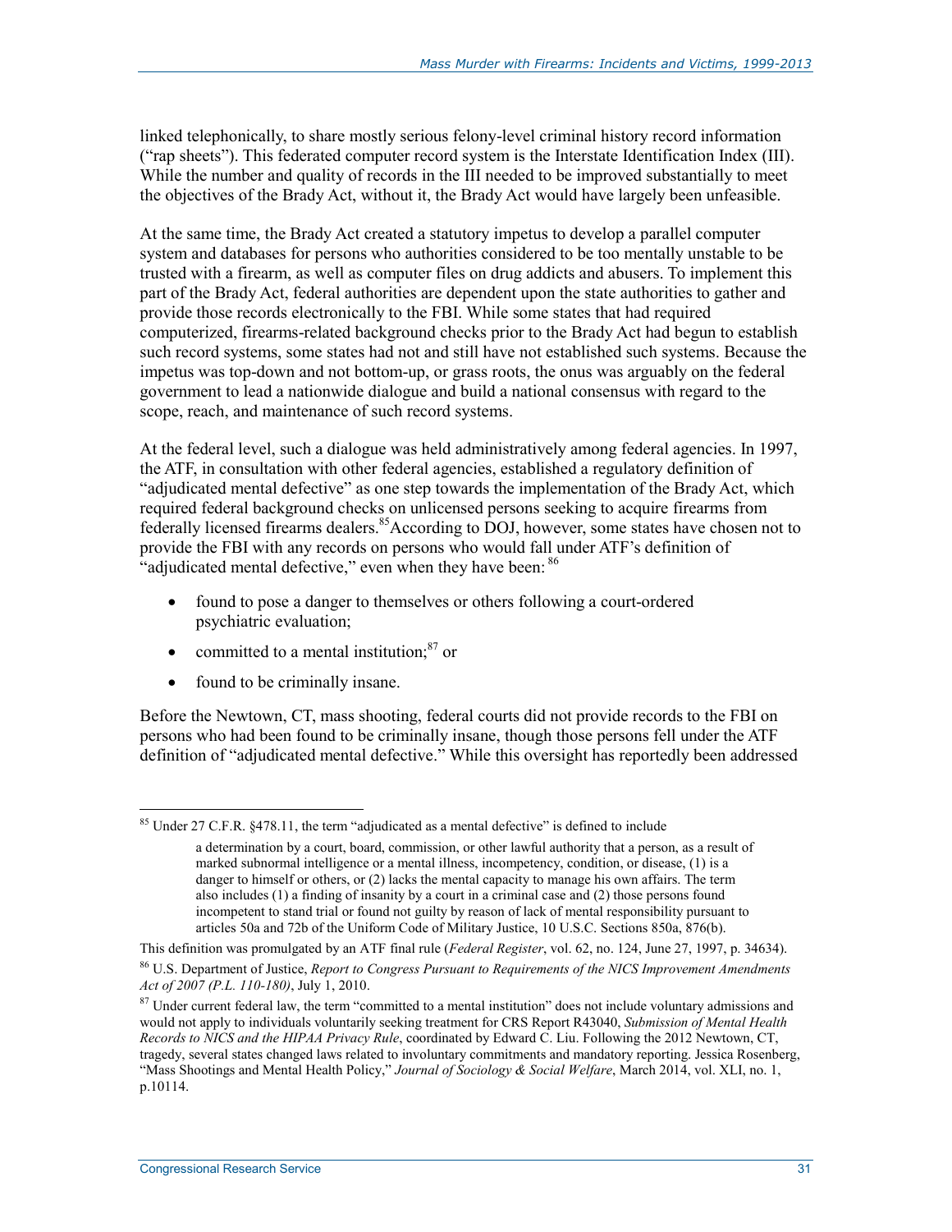linked telephonically, to share mostly serious felony-level criminal history record information ("rap sheets"). This federated computer record system is the Interstate Identification Index (III). While the number and quality of records in the III needed to be improved substantially to meet the objectives of the Brady Act, without it, the Brady Act would have largely been unfeasible.

At the same time, the Brady Act created a statutory impetus to develop a parallel computer system and databases for persons who authorities considered to be too mentally unstable to be trusted with a firearm, as well as computer files on drug addicts and abusers. To implement this part of the Brady Act, federal authorities are dependent upon the state authorities to gather and provide those records electronically to the FBI. While some states that had required computerized, firearms-related background checks prior to the Brady Act had begun to establish such record systems, some states had not and still have not established such systems. Because the impetus was top-down and not bottom-up, or grass roots, the onus was arguably on the federal government to lead a nationwide dialogue and build a national consensus with regard to the scope, reach, and maintenance of such record systems.

At the federal level, such a dialogue was held administratively among federal agencies. In 1997, the ATF, in consultation with other federal agencies, established a regulatory definition of "adjudicated mental defective" as one step towards the implementation of the Brady Act, which required federal background checks on unlicensed persons seeking to acquire firearms from federally licensed firearms dealers.[85] According to DOJ, however, some states have chosen not to provide the FBI with any records on persons who would fall under ATF's definition of "adjudicated mental defective," even when they have been: [86]

- found to pose a danger to themselves or others following a court-ordered psychiatric evaluation;
- committed to a mental institution;[87] or
- found to be criminally insane.

Before the Newtown, CT, mass shooting, federal courts did not provide records to the FBI on persons who had been found to be criminally insane, though those persons fell under the ATF definition of "adjudicated mental defective." While this oversight has reportedly been addressed

---

[85] Under 27 C.F.R. §478.11, the term "adjudicated as a mental defective" is defined to include

> a determination by a court, board, commission, or other lawful authority that a person, as a result of marked subnormal intelligence or a mental illness, incompetency, condition, or disease, (1) is a danger to himself or others, or (2) lacks the mental capacity to manage his own affairs. The term also includes (1) a finding of insanity by a court in a criminal case and (2) those persons found incompetent to stand trial or found not guilty by reason of lack of mental responsibility pursuant to articles 50a and 72b of the Uniform Code of Military Justice, 10 U.S.C. Sections 850a, 876(b).

This definition was promulgated by an ATF final rule (*Federal Register*, vol. 62, no. 124, June 27, 1997, p. 34634).

[86] U.S. Department of Justice, *Report to Congress Pursuant to Requirements of the NICS Improvement Amendments Act of 2007 (P.L. 110-180)*, July 1, 2010.

[87] Under current federal law, the term "committed to a mental institution" does not include voluntary admissions and would not apply to individuals voluntarily seeking treatment for CRS Report R43040, *Submission of Mental Health Records to NICS and the HIPAA Privacy Rule*, coordinated by Edward C. Liu. Following the 2012 Newtown, CT, tragedy, several states changed laws related to involuntary commitments and mandatory reporting. Jessica Rosenberg, "Mass Shootings and Mental Health Policy," *Journal of Sociology & Social Welfare*, March 2014, vol. XLI, no. 1, p.10114.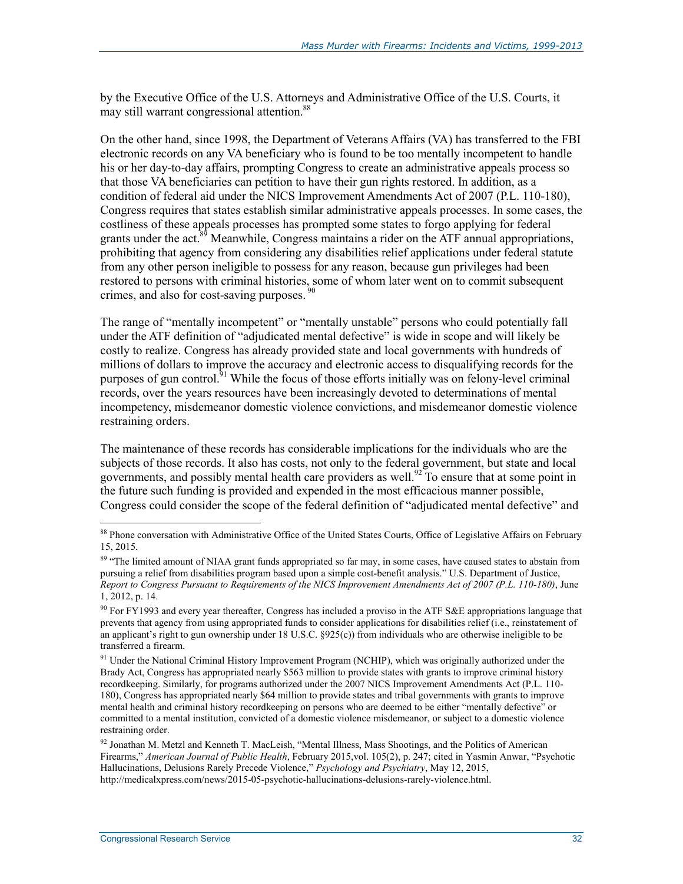by the Executive Office of the U.S. Attorneys and Administrative Office of the U.S. Courts, it may still warrant congressional attention.[88]

On the other hand, since 1998, the Department of Veterans Affairs (VA) has transferred to the FBI electronic records on any VA beneficiary who is found to be too mentally incompetent to handle his or her day-to-day affairs, prompting Congress to create an administrative appeals process so that those VA beneficiaries can petition to have their gun rights restored. In addition, as a condition of federal aid under the NICS Improvement Amendments Act of 2007 (P.L. 110-180), Congress requires that states establish similar administrative appeals processes. In some cases, the costliness of these appeals processes has prompted some states to forgo applying for federal grants under the act.[89] Meanwhile, Congress maintains a rider on the ATF annual appropriations, prohibiting that agency from considering any disabilities relief applications under federal statute from any other person ineligible to possess for any reason, because gun privileges had been restored to persons with criminal histories, some of whom later went on to commit subsequent crimes, and also for cost-saving purposes.[90]

The range of "mentally incompetent" or "mentally unstable" persons who could potentially fall under the ATF definition of "adjudicated mental defective" is wide in scope and will likely be costly to realize. Congress has already provided state and local governments with hundreds of millions of dollars to improve the accuracy and electronic access to disqualifying records for the purposes of gun control.[91] While the focus of those efforts initially was on felony-level criminal records, over the years resources have been increasingly devoted to determinations of mental incompetency, misdemeanor domestic violence convictions, and misdemeanor domestic violence restraining orders.

The maintenance of these records has considerable implications for the individuals who are the subjects of those records. It also has costs, not only to the federal government, but state and local governments, and possibly mental health care providers as well.[92] To ensure that at some point in the future such funding is provided and expended in the most efficacious manner possible, Congress could consider the scope of the federal definition of "adjudicated mental defective" and

---

[88] Phone conversation with Administrative Office of the United States Courts, Office of Legislative Affairs on February 15, 2015.

[89] "The limited amount of NIAA grant funds appropriated so far may, in some cases, have caused states to abstain from pursuing a relief from disabilities program based upon a simple cost-benefit analysis." U.S. Department of Justice, *Report to Congress Pursuant to Requirements of the NICS Improvement Amendments Act of 2007 (P.L. 110-180)*, June 1, 2012, p. 14.

[90] For FY1993 and every year thereafter, Congress has included a proviso in the ATF S&E appropriations language that prevents that agency from using appropriated funds to consider applications for disabilities relief (i.e., reinstatement of an applicant's right to gun ownership under 18 U.S.C. §925(c)) from individuals who are otherwise ineligible to be transferred a firearm.

[91] Under the National Criminal History Improvement Program (NCHIP), which was originally authorized under the Brady Act, Congress has appropriated nearly $563 million to provide states with grants to improve criminal history recordkeeping. Similarly, for programs authorized under the 2007 NICS Improvement Amendments Act (P.L. 110-180), Congress has appropriated nearly $64 million to provide states and tribal governments with grants to improve mental health and criminal history recordkeeping on persons who are deemed to be either "mentally defective" or committed to a mental institution, convicted of a domestic violence misdemeanor, or subject to a domestic violence restraining order.

[92] Jonathan M. Metzl and Kenneth T. MacLeish, "Mental Illness, Mass Shootings, and the Politics of American Firearms," *American Journal of Public Health*, February 2015,vol. 105(2), p. 247; cited in Yasmin Anwar, "Psychotic Hallucinations, Delusions Rarely Precede Violence," *Psychology and Psychiatry*, May 12, 2015, http://medicalxpress.com/news/2015-05-psychotic-hallucinations-delusions-rarely-violence.html.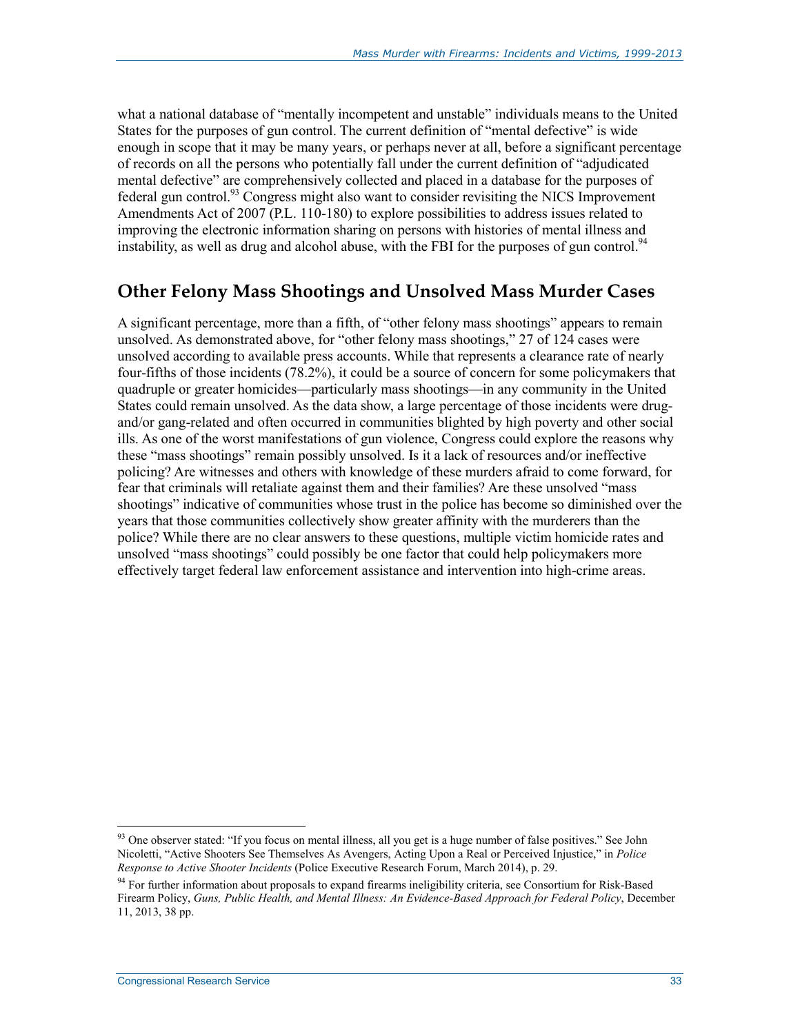what a national database of "mentally incompetent and unstable" individuals means to the United States for the purposes of gun control. The current definition of "mental defective" is wide enough in scope that it may be many years, or perhaps never at all, before a significant percentage of records on all the persons who potentially fall under the current definition of "adjudicated mental defective" are comprehensively collected and placed in a database for the purposes of federal gun control.[93] Congress might also want to consider revisiting the NICS Improvement Amendments Act of 2007 (P.L. 110-180) to explore possibilities to address issues related to improving the electronic information sharing on persons with histories of mental illness and instability, as well as drug and alcohol abuse, with the FBI for the purposes of gun control.[94]

## Other Felony Mass Shootings and Unsolved Mass Murder Cases

A significant percentage, more than a fifth, of "other felony mass shootings" appears to remain unsolved. As demonstrated above, for "other felony mass shootings," 27 of 124 cases were unsolved according to available press accounts. While that represents a clearance rate of nearly four-fifths of those incidents (78.2%), it could be a source of concern for some policymakers that quadruple or greater homicides—particularly mass shootings—in any community in the United States could remain unsolved. As the data show, a large percentage of those incidents were drug- and/or gang-related and often occurred in communities blighted by high poverty and other social ills. As one of the worst manifestations of gun violence, Congress could explore the reasons why these "mass shootings" remain possibly unsolved. Is it a lack of resources and/or ineffective policing? Are witnesses and others with knowledge of these murders afraid to come forward, for fear that criminals will retaliate against them and their families? Are these unsolved "mass shootings" indicative of communities whose trust in the police has become so diminished over the years that those communities collectively show greater affinity with the murderers than the police? While there are no clear answers to these questions, multiple victim homicide rates and unsolved "mass shootings" could possibly be one factor that could help policymakers more effectively target federal law enforcement assistance and intervention into high-crime areas.

---

[93] One observer stated: "If you focus on mental illness, all you get is a huge number of false positives." See John Nicoletti, "Active Shooters See Themselves As Avengers, Acting Upon a Real or Perceived Injustice," in *Police Response to Active Shooter Incidents* (Police Executive Research Forum, March 2014), p. 29.

[94] For further information about proposals to expand firearms ineligibility criteria, see Consortium for Risk-Based Firearm Policy, *Guns, Public Health, and Mental Illness: An Evidence-Based Approach for Federal Policy*, December 11, 2013, 38 pp.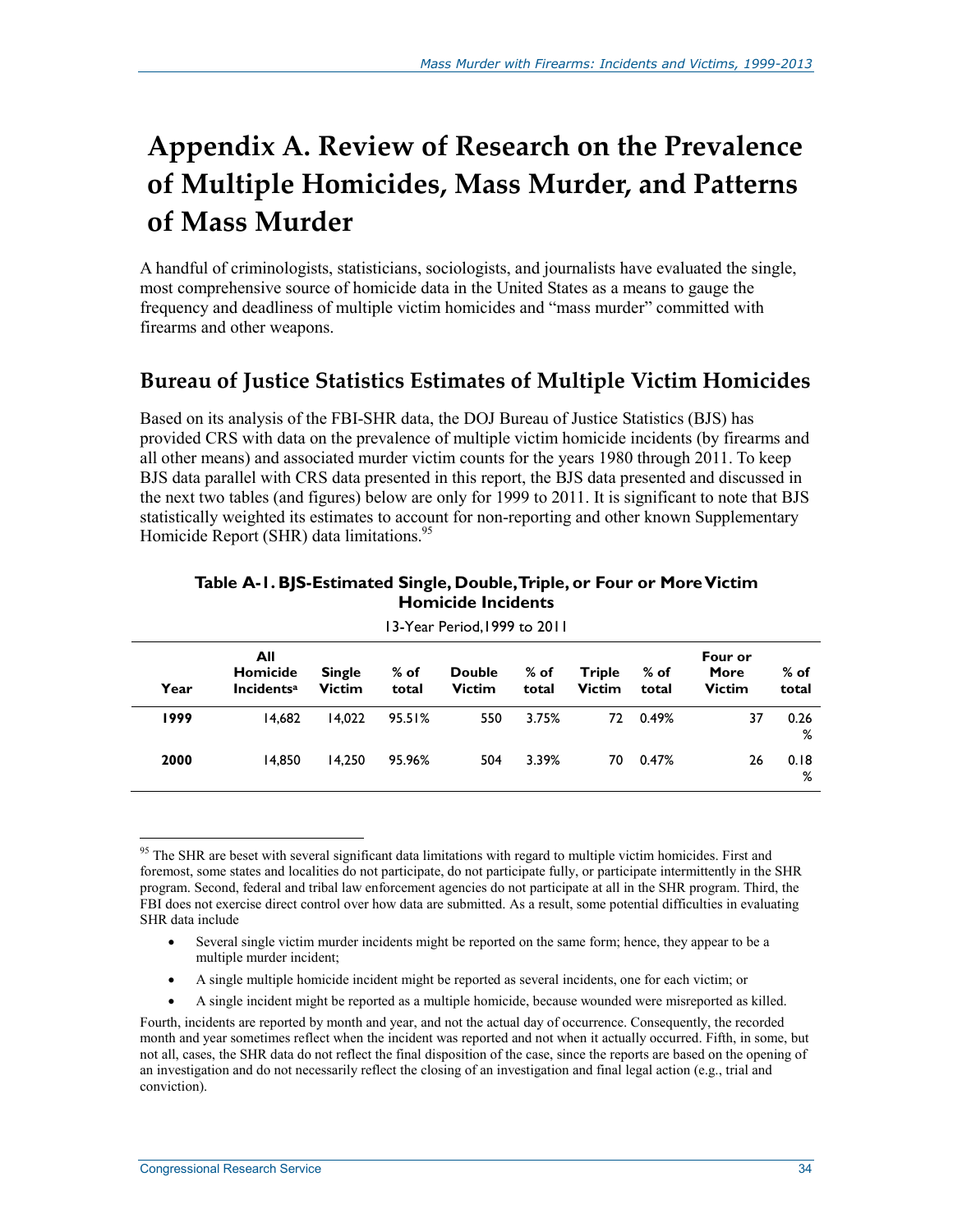# Appendix A. Review of Research on the Prevalence of Multiple Homicides, Mass Murder, and Patterns of Mass Murder

A handful of criminologists, statisticians, sociologists, and journalists have evaluated the single, most comprehensive source of homicide data in the United States as a means to gauge the frequency and deadliness of multiple victim homicides and "mass murder" committed with firearms and other weapons.

## Bureau of Justice Statistics Estimates of Multiple Victim Homicides

Based on its analysis of the FBI-SHR data, the DOJ Bureau of Justice Statistics (BJS) has provided CRS with data on the prevalence of multiple victim homicide incidents (by firearms and all other means) and associated murder victim counts for the years 1980 through 2011. To keep BJS data parallel with CRS data presented in this report, the BJS data presented and discussed in the next two tables (and figures) below are only for 1999 to 2011. It is significant to note that BJS statistically weighted its estimates to account for non-reporting and other known Supplementary Homicide Report (SHR) data limitations.[95]

**Table A-1. BJS-Estimated Single, Double, Triple, or Four or More Victim Homicide Incidents**

13-Year Period, 1999 to 2011

| Year | All Homicide Incidents[a] | Single Victim | % of total | Double Victim | % of total | Triple Victim | % of total | Four or More Victim | % of total |
|---|---|---|---|---|---|---|---|---|---|
| **1999** | 14,682 | 14,022 | 95.51% | 550 | 3.75% | 72 | 0.49% | 37 | 0.26% |
| **2000** | 14,850 | 14,250 | 95.96% | 504 | 3.39% | 70 | 0.47% | 26 | 0.18% |

[95] The SHR are beset with several significant data limitations with regard to multiple victim homicides. First and foremost, some states and localities do not participate, do not participate fully, or participate intermittently in the SHR program. Second, federal and tribal law enforcement agencies do not participate at all in the SHR program. Third, the FBI does not exercise direct control over how data are submitted. As a result, some potential difficulties in evaluating SHR data include

- Several single victim murder incidents might be reported on the same form; hence, they appear to be a multiple murder incident;
- A single multiple homicide incident might be reported as several incidents, one for each victim; or
- A single incident might be reported as a multiple homicide, because wounded were misreported as killed.

Fourth, incidents are reported by month and year, and not the actual day of occurrence. Consequently, the recorded month and year sometimes reflect when the incident was reported and not when it actually occurred. Fifth, in some, but not all, cases, the SHR data do not reflect the final disposition of the case, since the reports are based on the opening of an investigation and do not necessarily reflect the closing of an investigation and final legal action (e.g., trial and conviction).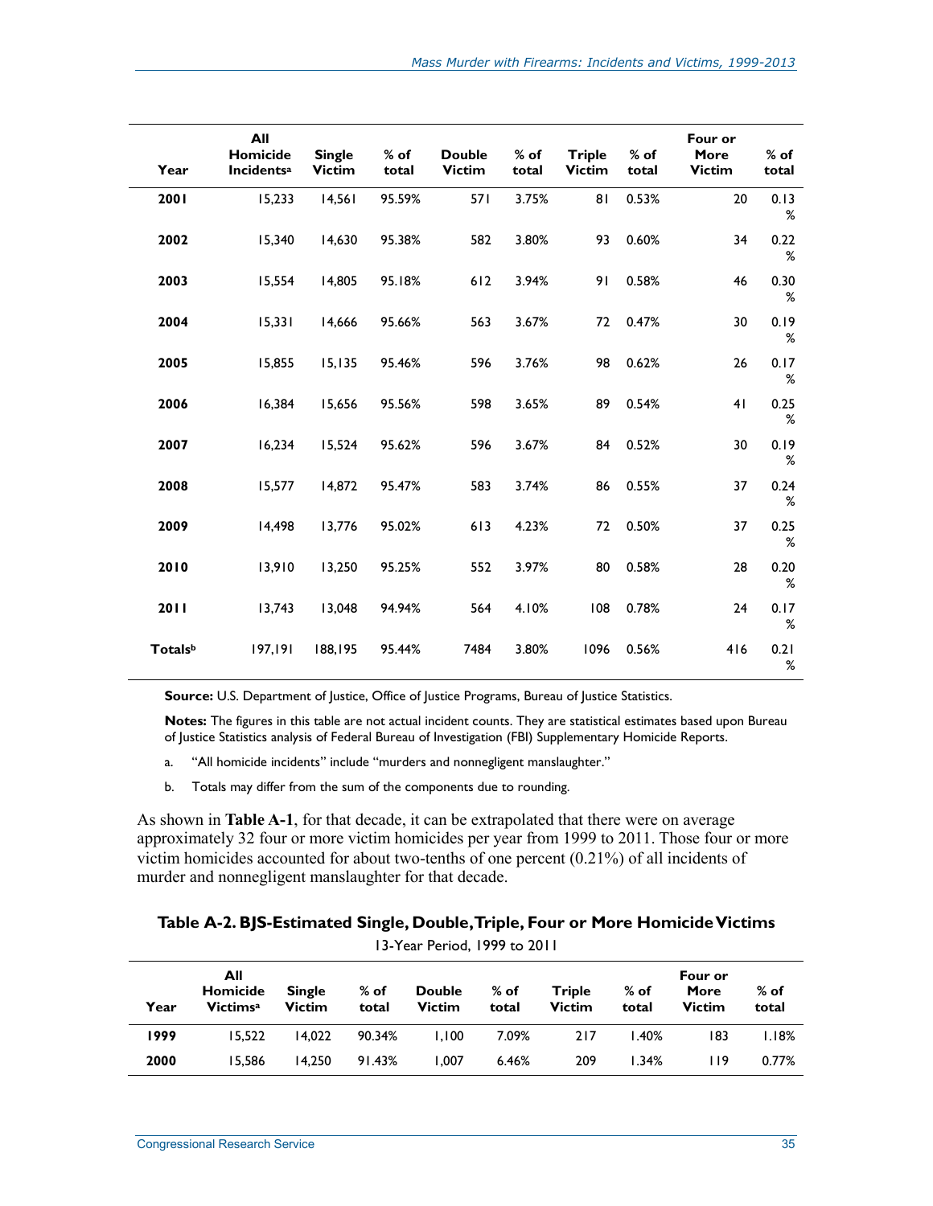| Year | All Homicide Incidents[a] | Single Victim | % of total | Double Victim | % of total | Triple Victim | % of total | Four or More Victim | % of total |
|---|---|---|---|---|---|---|---|---|---|
| **2001** | 15,233 | 14,561 | 95.59% | 571 | 3.75% | 81 | 0.53% | 20 | 0.13% |
| **2002** | 15,340 | 14,630 | 95.38% | 582 | 3.80% | 93 | 0.60% | 34 | 0.22% |
| **2003** | 15,554 | 14,805 | 95.18% | 612 | 3.94% | 91 | 0.58% | 46 | 0.30% |
| **2004** | 15,331 | 14,666 | 95.66% | 563 | 3.67% | 72 | 0.47% | 30 | 0.19% |
| **2005** | 15,855 | 15,135 | 95.46% | 596 | 3.76% | 98 | 0.62% | 26 | 0.17% |
| **2006** | 16,384 | 15,656 | 95.56% | 598 | 3.65% | 89 | 0.54% | 41 | 0.25% |
| **2007** | 16,234 | 15,524 | 95.62% | 596 | 3.67% | 84 | 0.52% | 30 | 0.19% |
| **2008** | 15,577 | 14,872 | 95.47% | 583 | 3.74% | 86 | 0.55% | 37 | 0.24% |
| **2009** | 14,498 | 13,776 | 95.02% | 613 | 4.23% | 72 | 0.50% | 37 | 0.25% |
| **2010** | 13,910 | 13,250 | 95.25% | 552 | 3.97% | 80 | 0.58% | 28 | 0.20% |
| **2011** | 13,743 | 13,048 | 94.94% | 564 | 4.10% | 108 | 0.78% | 24 | 0.17% |
| **Totals[b]** | 197,191 | 188,195 | 95.44% | 7484 | 3.80% | 1096 | 0.56% | 416 | 0.21% |

**Source:** U.S. Department of Justice, Office of Justice Programs, Bureau of Justice Statistics.

**Notes:** The figures in this table are not actual incident counts. They are statistical estimates based upon Bureau of Justice Statistics analysis of Federal Bureau of Investigation (FBI) Supplementary Homicide Reports.

a. "All homicide incidents" include "murders and nonnegligent manslaughter."

b. Totals may differ from the sum of the components due to rounding.

As shown in **Table A-1**, for that decade, it can be extrapolated that there were on average approximately 32 four or more victim homicides per year from 1999 to 2011. Those four or more victim homicides accounted for about two-tenths of one percent (0.21%) of all incidents of murder and nonnegligent manslaughter for that decade.

**Table A-2. BJS-Estimated Single, Double, Triple, Four or More Homicide Victims**

13-Year Period, 1999 to 2011

| Year | All Homicide Victims[a] | Single Victim | % of total | Double Victim | % of total | Triple Victim | % of total | Four or More Victim | % of total |
|---|---|---|---|---|---|---|---|---|---|
| **1999** | 15,522 | 14,022 | 90.34% | 1,100 | 7.09% | 217 | 1.40% | 183 | 1.18% |
| **2000** | 15,586 | 14,250 | 91.43% | 1,007 | 6.46% | 209 | 1.34% | 119 | 0.77% |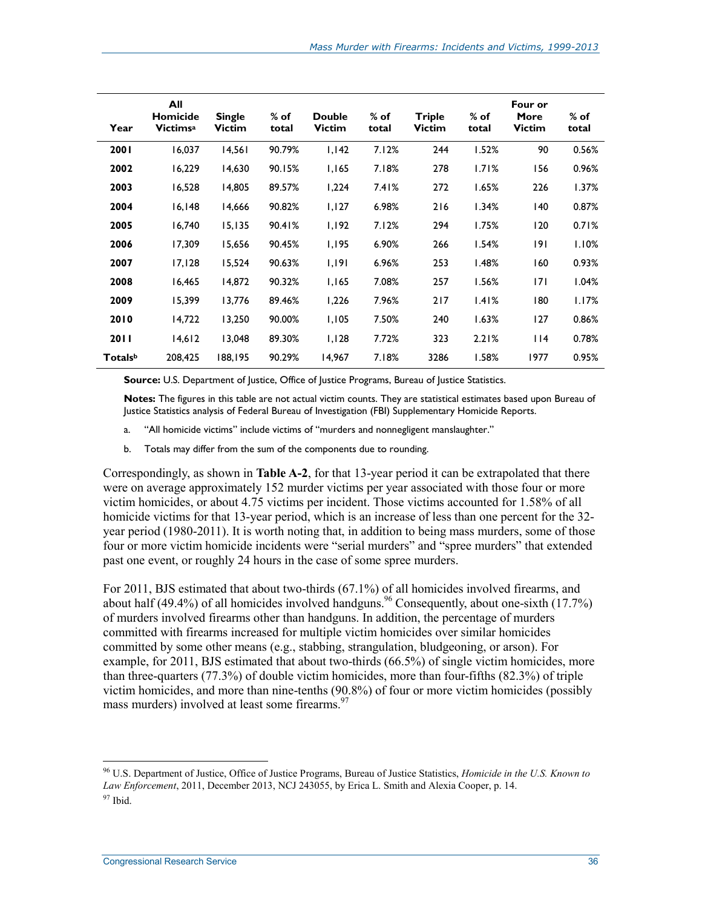| Year | All Homicide Victims[a] | Single Victim | % of total | Double Victim | % of total | Triple Victim | % of total | Four or More Victim | % of total |
|---|---|---|---|---|---|---|---|---|---|
| 2001 | 16,037 | 14,561 | 90.79% | 1,142 | 7.12% | 244 | 1.52% | 90 | 0.56% |
| 2002 | 16,229 | 14,630 | 90.15% | 1,165 | 7.18% | 278 | 1.71% | 156 | 0.96% |
| 2003 | 16,528 | 14,805 | 89.57% | 1,224 | 7.41% | 272 | 1.65% | 226 | 1.37% |
| 2004 | 16,148 | 14,666 | 90.82% | 1,127 | 6.98% | 216 | 1.34% | 140 | 0.87% |
| 2005 | 16,740 | 15,135 | 90.41% | 1,192 | 7.12% | 294 | 1.75% | 120 | 0.71% |
| 2006 | 17,309 | 15,656 | 90.45% | 1,195 | 6.90% | 266 | 1.54% | 191 | 1.10% |
| 2007 | 17,128 | 15,524 | 90.63% | 1,191 | 6.96% | 253 | 1.48% | 160 | 0.93% |
| 2008 | 16,465 | 14,872 | 90.32% | 1,165 | 7.08% | 257 | 1.56% | 171 | 1.04% |
| 2009 | 15,399 | 13,776 | 89.46% | 1,226 | 7.96% | 217 | 1.41% | 180 | 1.17% |
| 2010 | 14,722 | 13,250 | 90.00% | 1,105 | 7.50% | 240 | 1.63% | 127 | 0.86% |
| 2011 | 14,612 | 13,048 | 89.30% | 1,128 | 7.72% | 323 | 2.21% | 114 | 0.78% |
| Totals[b] | 208,425 | 188,195 | 90.29% | 14,967 | 7.18% | 3286 | 1.58% | 1977 | 0.95% |

**Source:** U.S. Department of Justice, Office of Justice Programs, Bureau of Justice Statistics.

**Notes:** The figures in this table are not actual victim counts. They are statistical estimates based upon Bureau of Justice Statistics analysis of Federal Bureau of Investigation (FBI) Supplementary Homicide Reports.

a. "All homicide victims" include victims of "murders and nonnegligent manslaughter."

b. Totals may differ from the sum of the components due to rounding.

Correspondingly, as shown in **Table A-2**, for that 13-year period it can be extrapolated that there were on average approximately 152 murder victims per year associated with those four or more victim homicides, or about 4.75 victims per incident. Those victims accounted for 1.58% of all homicide victims for that 13-year period, which is an increase of less than one percent for the 32-year period (1980-2011). It is worth noting that, in addition to being mass murders, some of those four or more victim homicide incidents were "serial murders" and "spree murders" that extended past one event, or roughly 24 hours in the case of some spree murders.

For 2011, BJS estimated that about two-thirds (67.1%) of all homicides involved firearms, and about half (49.4%) of all homicides involved handguns.[96] Consequently, about one-sixth (17.7%) of murders involved firearms other than handguns. In addition, the percentage of murders committed with firearms increased for multiple victim homicides over similar homicides committed by some other means (e.g., stabbing, strangulation, bludgeoning, or arson). For example, for 2011, BJS estimated that about two-thirds (66.5%) of single victim homicides, more than three-quarters (77.3%) of double victim homicides, more than four-fifths (82.3%) of triple victim homicides, and more than nine-tenths (90.8%) of four or more victim homicides (possibly mass murders) involved at least some firearms.[97]

---

[96] U.S. Department of Justice, Office of Justice Programs, Bureau of Justice Statistics, *Homicide in the U.S. Known to Law Enforcement*, 2011, December 2013, NCJ 243055, by Erica L. Smith and Alexia Cooper, p. 14.

[97] Ibid.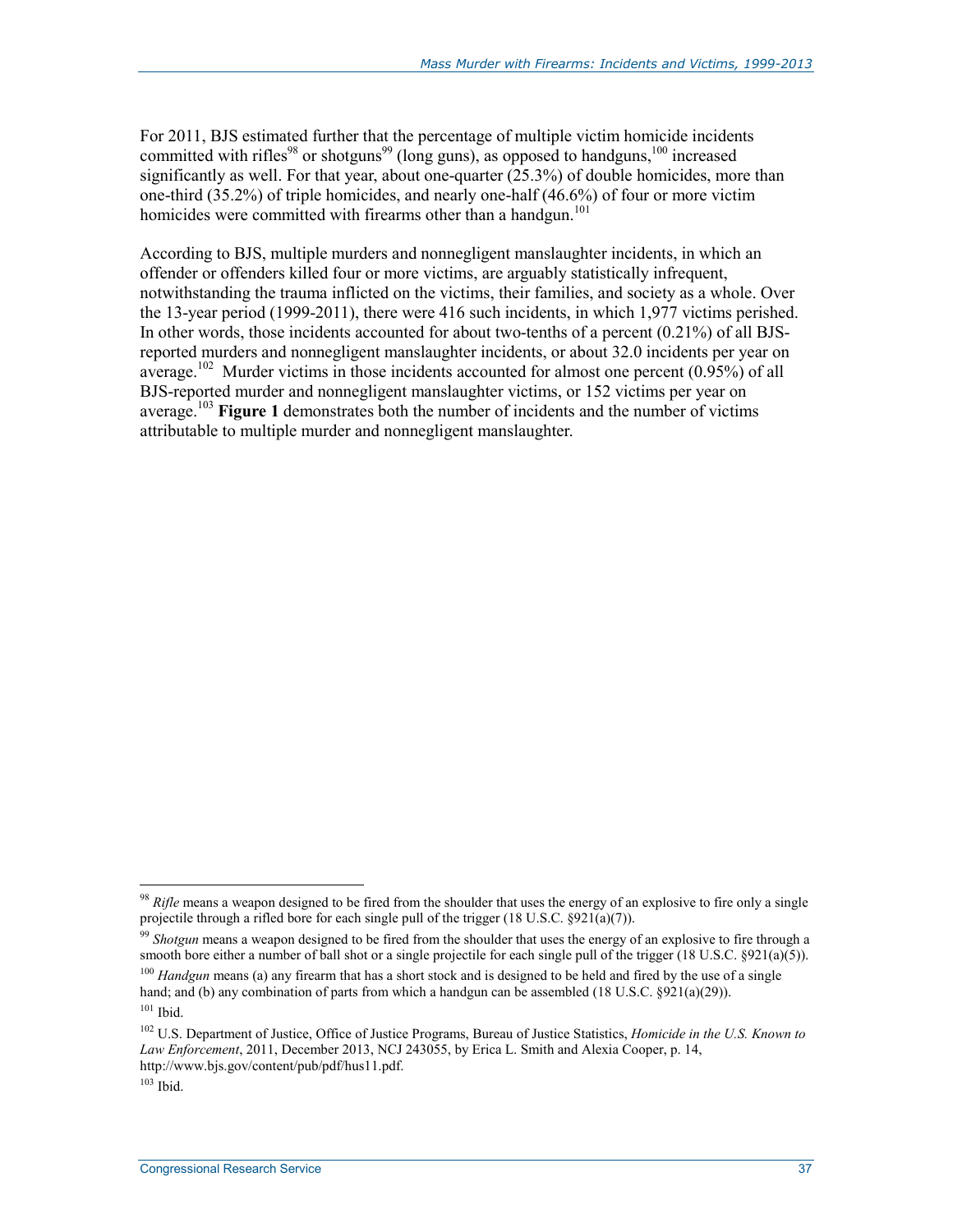For 2011, BJS estimated further that the percentage of multiple victim homicide incidents committed with rifles[98] or shotguns[99] (long guns), as opposed to handguns,[100] increased significantly as well. For that year, about one-quarter (25.3%) of double homicides, more than one-third (35.2%) of triple homicides, and nearly one-half (46.6%) of four or more victim homicides were committed with firearms other than a handgun.[101]

According to BJS, multiple murders and nonnegligent manslaughter incidents, in which an offender or offenders killed four or more victims, are arguably statistically infrequent, notwithstanding the trauma inflicted on the victims, their families, and society as a whole. Over the 13-year period (1999-2011), there were 416 such incidents, in which 1,977 victims perished. In other words, those incidents accounted for about two-tenths of a percent (0.21%) of all BJS-reported murders and nonnegligent manslaughter incidents, or about 32.0 incidents per year on average.[102] Murder victims in those incidents accounted for almost one percent (0.95%) of all BJS-reported murder and nonnegligent manslaughter victims, or 152 victims per year on average.[103] **Figure 1** demonstrates both the number of incidents and the number of victims attributable to multiple murder and nonnegligent manslaughter.

---

[98] *Rifle* means a weapon designed to be fired from the shoulder that uses the energy of an explosive to fire only a single projectile through a rifled bore for each single pull of the trigger (18 U.S.C. §921(a)(7)).

[99] *Shotgun* means a weapon designed to be fired from the shoulder that uses the energy of an explosive to fire through a smooth bore either a number of ball shot or a single projectile for each single pull of the trigger (18 U.S.C. §921(a)(5)).

[100] *Handgun* means (a) any firearm that has a short stock and is designed to be held and fired by the use of a single hand; and (b) any combination of parts from which a handgun can be assembled (18 U.S.C. §921(a)(29)).

[101] Ibid.

[102] U.S. Department of Justice, Office of Justice Programs, Bureau of Justice Statistics, *Homicide in the U.S. Known to Law Enforcement*, 2011, December 2013, NCJ 243055, by Erica L. Smith and Alexia Cooper, p. 14, http://www.bjs.gov/content/pub/pdf/hus11.pdf.

[103] Ibid.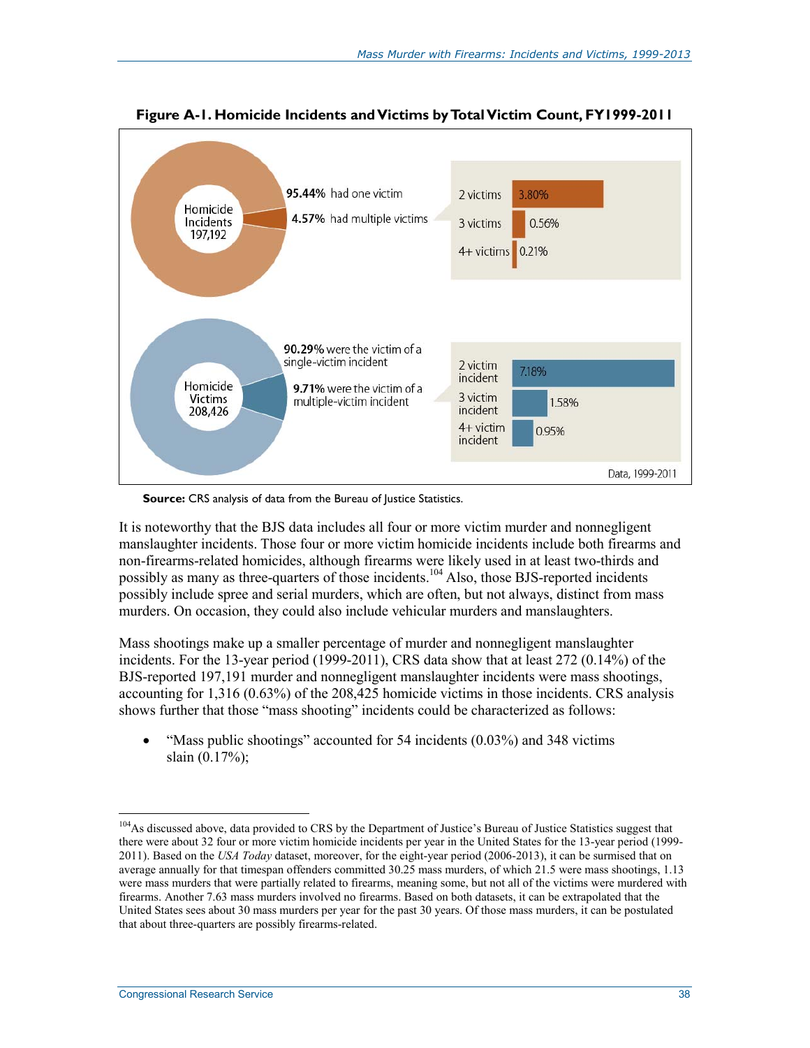**Figure A-1. Homicide Incidents and Victims by Total Victim Count, FY1999-2011**

Homicide Incidents 197,192

**95.44%** had one victim

**4.57%** had multiple victims

| | |
|---|---|
| 2 victims | 3.80% |
| 3 victims | 0.56% |
| 4+ victims | 0.21% |

Homicide Victims 208,426

**90.29%** were the victim of a single-victim incident

**9.71%** were the victim of a multiple-victim incident

| | |
|---|---|
| 2 victim incident | 7.18% |
| 3 victim incident | 1.58% |
| 4+ victim incident | 0.95% |

Data, 1999-2011

**Source:** CRS analysis of data from the Bureau of Justice Statistics.

It is noteworthy that the BJS data includes all four or more victim murder and nonnegligent manslaughter incidents. Those four or more victim homicide incidents include both firearms and non-firearms-related homicides, although firearms were likely used in at least two-thirds and possibly as many as three-quarters of those incidents.[104] Also, those BJS-reported incidents possibly include spree and serial murders, which are often, but not always, distinct from mass murders. On occasion, they could also include vehicular murders and manslaughters.

Mass shootings make up a smaller percentage of murder and nonnegligent manslaughter incidents. For the 13-year period (1999-2011), CRS data show that at least 272 (0.14%) of the BJS-reported 197,191 murder and nonnegligent manslaughter incidents were mass shootings, accounting for 1,316 (0.63%) of the 208,425 homicide victims in those incidents. CRS analysis shows further that those "mass shooting" incidents could be characterized as follows:

- "Mass public shootings" accounted for 54 incidents (0.03%) and 348 victims slain (0.17%);

---

[104] As discussed above, data provided to CRS by the Department of Justice's Bureau of Justice Statistics suggest that there were about 32 four or more victim homicide incidents per year in the United States for the 13-year period (1999-2011). Based on the *USA Today* dataset, moreover, for the eight-year period (2006-2013), it can be surmised that on average annually for that timespan offenders committed 30.25 mass murders, of which 21.5 were mass shootings, 1.13 were mass murders that were partially related to firearms, meaning some, but not all of the victims were murdered with firearms. Another 7.63 mass murders involved no firearms. Based on both datasets, it can be extrapolated that the United States sees about 30 mass murders per year for the past 30 years. Of those mass murders, it can be postulated that about three-quarters are possibly firearms-related.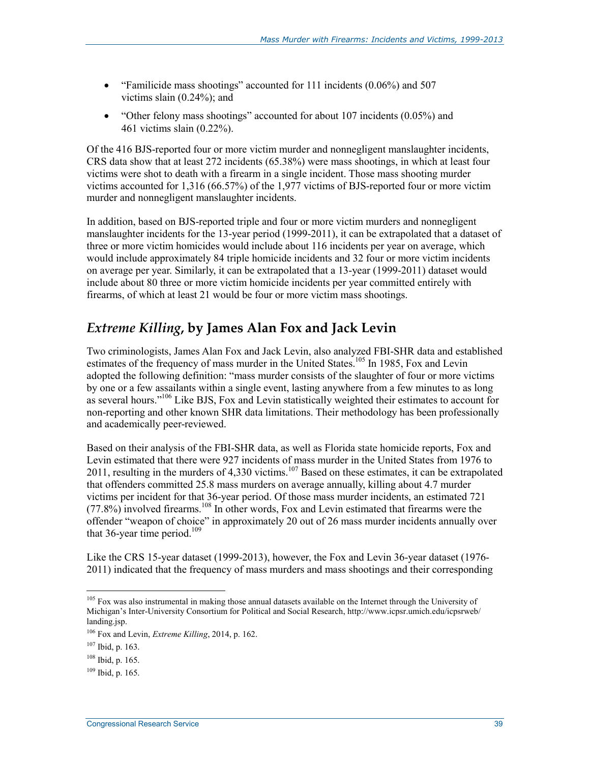- "Familicide mass shootings" accounted for 111 incidents (0.06%) and 507 victims slain (0.24%); and
- "Other felony mass shootings" accounted for about 107 incidents (0.05%) and 461 victims slain (0.22%).

Of the 416 BJS-reported four or more victim murder and nonnegligent manslaughter incidents, CRS data show that at least 272 incidents (65.38%) were mass shootings, in which at least four victims were shot to death with a firearm in a single incident. Those mass shooting murder victims accounted for 1,316 (66.57%) of the 1,977 victims of BJS-reported four or more victim murder and nonnegligent manslaughter incidents.

In addition, based on BJS-reported triple and four or more victim murders and nonnegligent manslaughter incidents for the 13-year period (1999-2011), it can be extrapolated that a dataset of three or more victim homicides would include about 116 incidents per year on average, which would include approximately 84 triple homicide incidents and 32 four or more victim incidents on average per year. Similarly, it can be extrapolated that a 13-year (1999-2011) dataset would include about 80 three or more victim homicide incidents per year committed entirely with firearms, of which at least 21 would be four or more victim mass shootings.

## *Extreme Killing*, by James Alan Fox and Jack Levin

Two criminologists, James Alan Fox and Jack Levin, also analyzed FBI-SHR data and established estimates of the frequency of mass murder in the United States.[105] In 1985, Fox and Levin adopted the following definition: "mass murder consists of the slaughter of four or more victims by one or a few assailants within a single event, lasting anywhere from a few minutes to as long as several hours."[106] Like BJS, Fox and Levin statistically weighted their estimates to account for non-reporting and other known SHR data limitations. Their methodology has been professionally and academically peer-reviewed.

Based on their analysis of the FBI-SHR data, as well as Florida state homicide reports, Fox and Levin estimated that there were 927 incidents of mass murder in the United States from 1976 to 2011, resulting in the murders of 4,330 victims.[107] Based on these estimates, it can be extrapolated that offenders committed 25.8 mass murders on average annually, killing about 4.7 murder victims per incident for that 36-year period. Of those mass murder incidents, an estimated 721 (77.8%) involved firearms.[108] In other words, Fox and Levin estimated that firearms were the offender "weapon of choice" in approximately 20 out of 26 mass murder incidents annually over that 36-year time period.[109]

Like the CRS 15-year dataset (1999-2013), however, the Fox and Levin 36-year dataset (1976-2011) indicated that the frequency of mass murders and mass shootings and their corresponding

---

[105] Fox was also instrumental in making those annual datasets available on the Internet through the University of Michigan's Inter-University Consortium for Political and Social Research, http://www.icpsr.umich.edu/icpsrweb/landing.jsp.

[106] Fox and Levin, *Extreme Killing*, 2014, p. 162.

[107] Ibid, p. 163.

[108] Ibid, p. 165.

[109] Ibid, p. 165.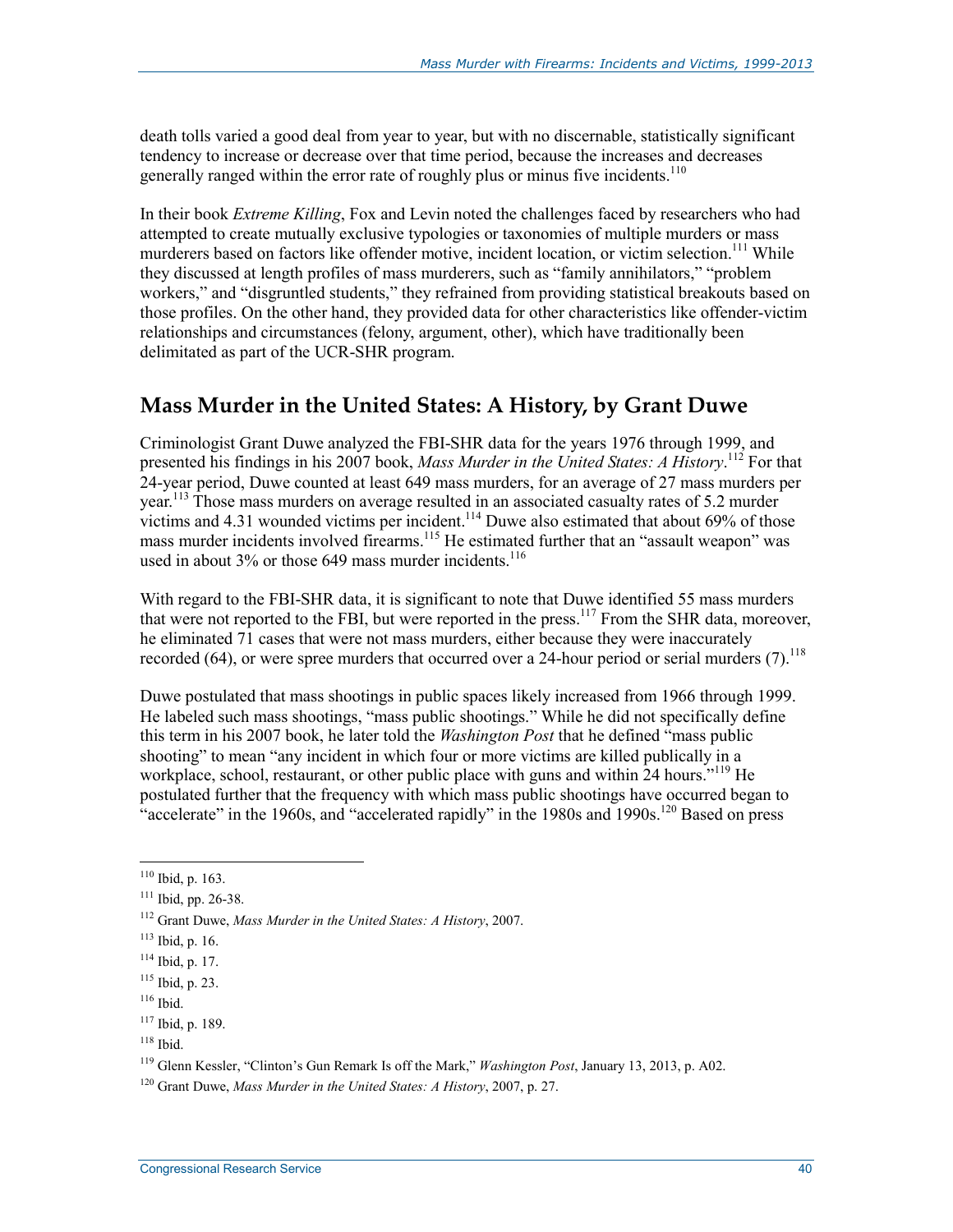death tolls varied a good deal from year to year, but with no discernable, statistically significant tendency to increase or decrease over that time period, because the increases and decreases generally ranged within the error rate of roughly plus or minus five incidents.[110]

In their book *Extreme Killing*, Fox and Levin noted the challenges faced by researchers who had attempted to create mutually exclusive typologies or taxonomies of multiple murders or mass murderers based on factors like offender motive, incident location, or victim selection.[111] While they discussed at length profiles of mass murderers, such as "family annihilators," "problem workers," and "disgruntled students," they refrained from providing statistical breakouts based on those profiles. On the other hand, they provided data for other characteristics like offender-victim relationships and circumstances (felony, argument, other), which have traditionally been delimitated as part of the UCR-SHR program.

## Mass Murder in the United States: A History, by Grant Duwe

Criminologist Grant Duwe analyzed the FBI-SHR data for the years 1976 through 1999, and presented his findings in his 2007 book, *Mass Murder in the United States: A History*.[112] For that 24-year period, Duwe counted at least 649 mass murders, for an average of 27 mass murders per year.[113] Those mass murders on average resulted in an associated casualty rates of 5.2 murder victims and 4.31 wounded victims per incident.[114] Duwe also estimated that about 69% of those mass murder incidents involved firearms.[115] He estimated further that an "assault weapon" was used in about 3% or those 649 mass murder incidents.[116]

With regard to the FBI-SHR data, it is significant to note that Duwe identified 55 mass murders that were not reported to the FBI, but were reported in the press.[117] From the SHR data, moreover, he eliminated 71 cases that were not mass murders, either because they were inaccurately recorded (64), or were spree murders that occurred over a 24-hour period or serial murders (7).[118]

Duwe postulated that mass shootings in public spaces likely increased from 1966 through 1999. He labeled such mass shootings, "mass public shootings." While he did not specifically define this term in his 2007 book, he later told the *Washington Post* that he defined "mass public shooting" to mean "any incident in which four or more victims are killed publically in a workplace, school, restaurant, or other public place with guns and within 24 hours."[119] He postulated further that the frequency with which mass public shootings have occurred began to "accelerate" in the 1960s, and "accelerated rapidly" in the 1980s and 1990s.[120] Based on press

---

[110] Ibid, p. 163.

[111] Ibid, pp. 26-38.

[112] Grant Duwe, *Mass Murder in the United States: A History*, 2007.

[113] Ibid, p. 16.

[114] Ibid, p. 17.

[115] Ibid, p. 23.

[116] Ibid.

[117] Ibid, p. 189.

[118] Ibid.

[119] Glenn Kessler, "Clinton's Gun Remark Is off the Mark," *Washington Post*, January 13, 2013, p. A02.

[120] Grant Duwe, *Mass Murder in the United States: A History*, 2007, p. 27.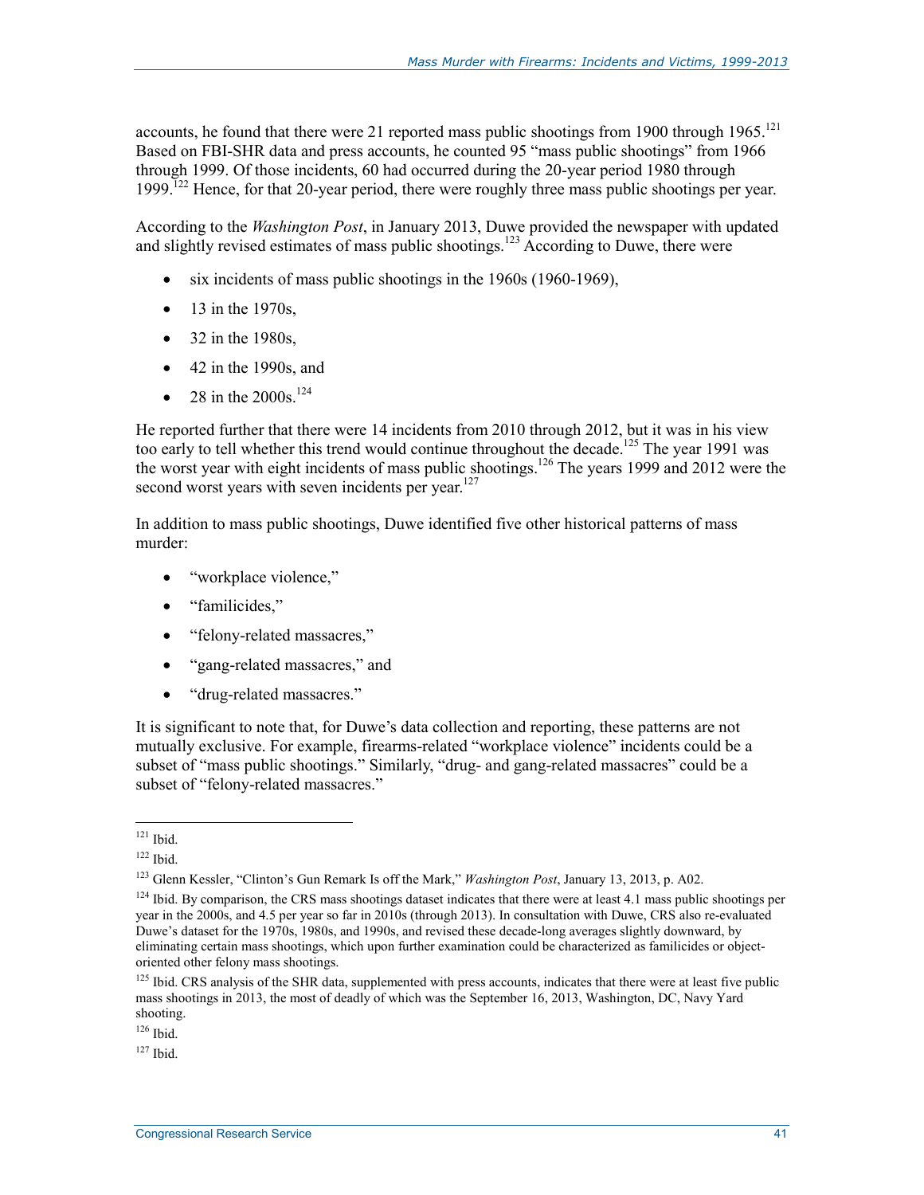accounts, he found that there were 21 reported mass public shootings from 1900 through 1965.[121] Based on FBI-SHR data and press accounts, he counted 95 "mass public shootings" from 1966 through 1999. Of those incidents, 60 had occurred during the 20-year period 1980 through 1999.[122] Hence, for that 20-year period, there were roughly three mass public shootings per year.

According to the *Washington Post*, in January 2013, Duwe provided the newspaper with updated and slightly revised estimates of mass public shootings.[123] According to Duwe, there were

- six incidents of mass public shootings in the 1960s (1960-1969),
- 13 in the 1970s,
- 32 in the 1980s,
- 42 in the 1990s, and
- 28 in the 2000s.[124]

He reported further that there were 14 incidents from 2010 through 2012, but it was in his view too early to tell whether this trend would continue throughout the decade.[125] The year 1991 was the worst year with eight incidents of mass public shootings.[126] The years 1999 and 2012 were the second worst years with seven incidents per year.[127]

In addition to mass public shootings, Duwe identified five other historical patterns of mass murder:

- "workplace violence,"
- "familicides,"
- "felony-related massacres,"
- "gang-related massacres," and
- "drug-related massacres."

It is significant to note that, for Duwe's data collection and reporting, these patterns are not mutually exclusive. For example, firearms-related "workplace violence" incidents could be a subset of "mass public shootings." Similarly, "drug- and gang-related massacres" could be a subset of "felony-related massacres."

---

[121] Ibid.

[122] Ibid.

[123] Glenn Kessler, "Clinton's Gun Remark Is off the Mark," *Washington Post*, January 13, 2013, p. A02.

[124] Ibid. By comparison, the CRS mass shootings dataset indicates that there were at least 4.1 mass public shootings per year in the 2000s, and 4.5 per year so far in 2010s (through 2013). In consultation with Duwe, CRS also re-evaluated Duwe's dataset for the 1970s, 1980s, and 1990s, and revised these decade-long averages slightly downward, by eliminating certain mass shootings, which upon further examination could be characterized as familicides or object-oriented other felony mass shootings.

[125] Ibid. CRS analysis of the SHR data, supplemented with press accounts, indicates that there were at least five public mass shootings in 2013, the most of deadly of which was the September 16, 2013, Washington, DC, Navy Yard shooting.

[126] Ibid.

[127] Ibid.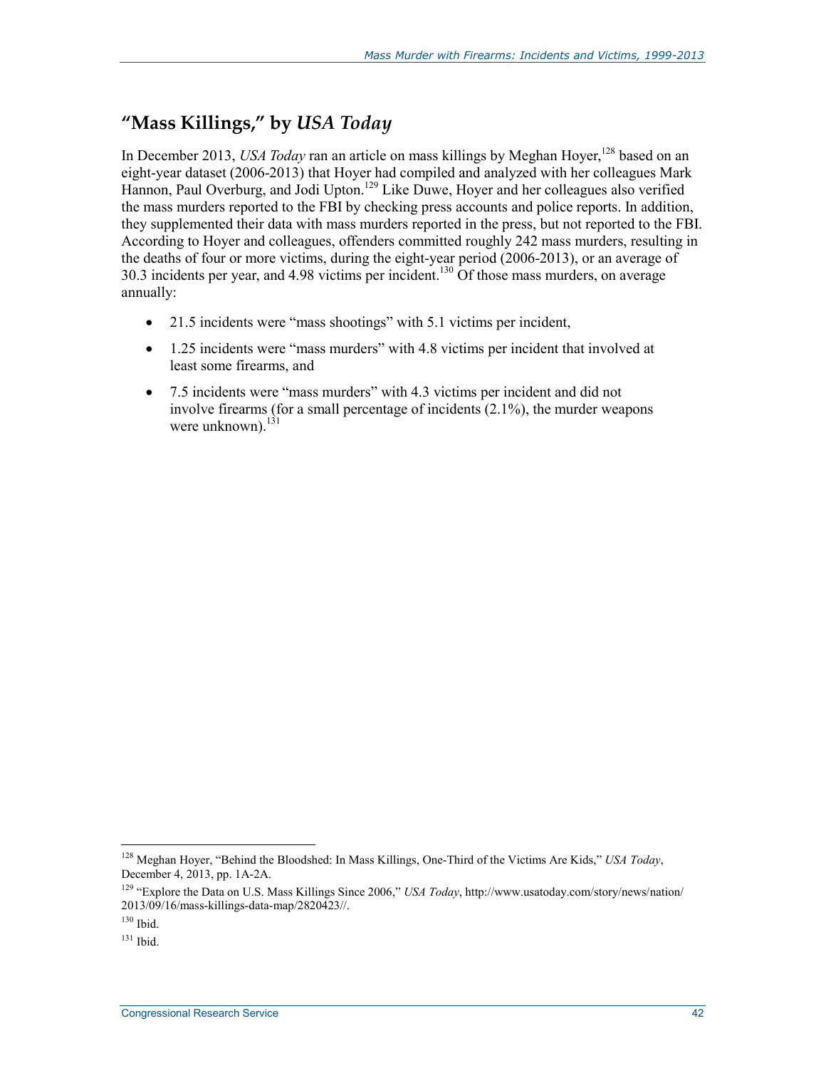## "Mass Killings," by *USA Today*

In December 2013, *USA Today* ran an article on mass killings by Meghan Hoyer,[128] based on an eight-year dataset (2006-2013) that Hoyer had compiled and analyzed with her colleagues Mark Hannon, Paul Overburg, and Jodi Upton.[129] Like Duwe, Hoyer and her colleagues also verified the mass murders reported to the FBI by checking press accounts and police reports. In addition, they supplemented their data with mass murders reported in the press, but not reported to the FBI. According to Hoyer and colleagues, offenders committed roughly 242 mass murders, resulting in the deaths of four or more victims, during the eight-year period (2006-2013), or an average of 30.3 incidents per year, and 4.98 victims per incident.[130] Of those mass murders, on average annually:

- 21.5 incidents were "mass shootings" with 5.1 victims per incident,
- 1.25 incidents were "mass murders" with 4.8 victims per incident that involved at least some firearms, and
- 7.5 incidents were "mass murders" with 4.3 victims per incident and did not involve firearms (for a small percentage of incidents (2.1%), the murder weapons were unknown).[131]

---

[128] Meghan Hoyer, "Behind the Bloodshed: In Mass Killings, One-Third of the Victims Are Kids," *USA Today*, December 4, 2013, pp. 1A-2A.

[129] "Explore the Data on U.S. Mass Killings Since 2006," *USA Today*, http://www.usatoday.com/story/news/nation/2013/09/16/mass-killings-data-map/2820423//.

[130] Ibid.

[131] Ibid.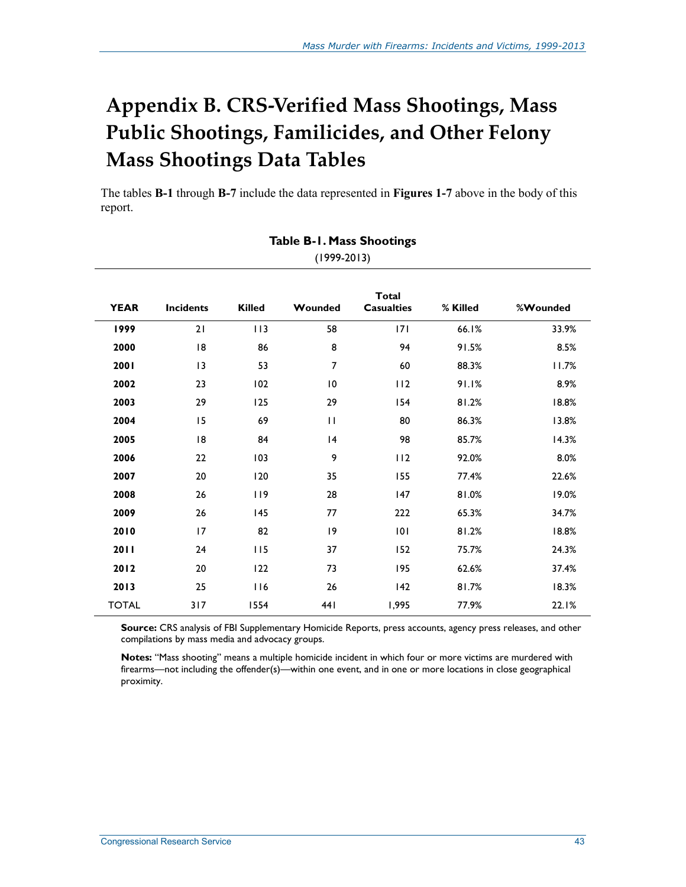# Appendix B. CRS-Verified Mass Shootings, Mass Public Shootings, Familicides, and Other Felony Mass Shootings Data Tables

The tables **B-1** through **B-7** include the data represented in **Figures 1-7** above in the body of this report.

**Table B-1. Mass Shootings**

(1999-2013)

| YEAR | Incidents | Killed | Wounded | Total Casualties | % Killed | %Wounded |
|---|---|---|---|---|---|---|
| **1999** | 21 | 113 | 58 | 171 | 66.1% | 33.9% |
| **2000** | 18 | 86 | 8 | 94 | 91.5% | 8.5% |
| **2001** | 13 | 53 | 7 | 60 | 88.3% | 11.7% |
| **2002** | 23 | 102 | 10 | 112 | 91.1% | 8.9% |
| **2003** | 29 | 125 | 29 | 154 | 81.2% | 18.8% |
| **2004** | 15 | 69 | 11 | 80 | 86.3% | 13.8% |
| **2005** | 18 | 84 | 14 | 98 | 85.7% | 14.3% |
| **2006** | 22 | 103 | 9 | 112 | 92.0% | 8.0% |
| **2007** | 20 | 120 | 35 | 155 | 77.4% | 22.6% |
| **2008** | 26 | 119 | 28 | 147 | 81.0% | 19.0% |
| **2009** | 26 | 145 | 77 | 222 | 65.3% | 34.7% |
| **2010** | 17 | 82 | 19 | 101 | 81.2% | 18.8% |
| **2011** | 24 | 115 | 37 | 152 | 75.7% | 24.3% |
| **2012** | 20 | 122 | 73 | 195 | 62.6% | 37.4% |
| **2013** | 25 | 116 | 26 | 142 | 81.7% | 18.3% |
| TOTAL | 317 | 1554 | 441 | 1,995 | 77.9% | 22.1% |

**Source:** CRS analysis of FBI Supplementary Homicide Reports, press accounts, agency press releases, and other compilations by mass media and advocacy groups.

**Notes:** "Mass shooting" means a multiple homicide incident in which four or more victims are murdered with firearms—not including the offender(s)—within one event, and in one or more locations in close geographical proximity.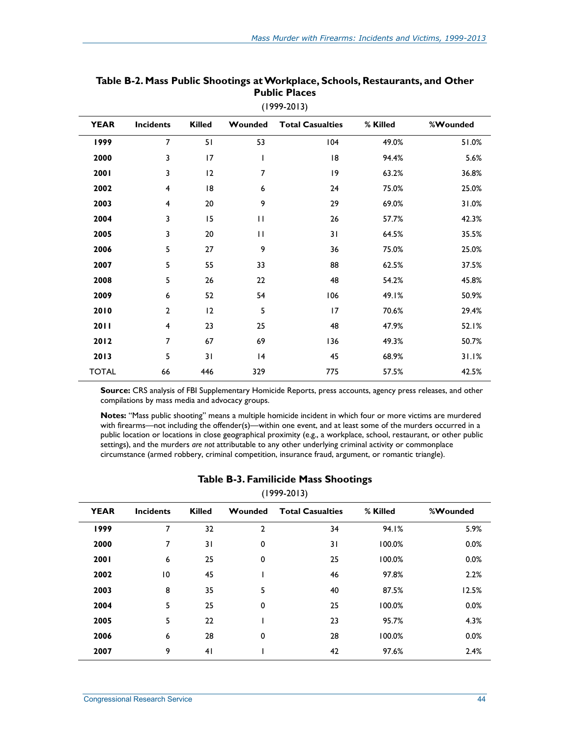**Table B-2. Mass Public Shootings at Workplace, Schools, Restaurants, and Other Public Places**

(1999-2013)

| YEAR | Incidents | Killed | Wounded | Total Casualties | % Killed | %Wounded |
|---|---|---|---|---|---|---|
| 1999 | 7 | 51 | 53 | 104 | 49.0% | 51.0% |
| 2000 | 3 | 17 | 1 | 18 | 94.4% | 5.6% |
| 2001 | 3 | 12 | 7 | 19 | 63.2% | 36.8% |
| 2002 | 4 | 18 | 6 | 24 | 75.0% | 25.0% |
| 2003 | 4 | 20 | 9 | 29 | 69.0% | 31.0% |
| 2004 | 3 | 15 | 11 | 26 | 57.7% | 42.3% |
| 2005 | 3 | 20 | 11 | 31 | 64.5% | 35.5% |
| 2006 | 5 | 27 | 9 | 36 | 75.0% | 25.0% |
| 2007 | 5 | 55 | 33 | 88 | 62.5% | 37.5% |
| 2008 | 5 | 26 | 22 | 48 | 54.2% | 45.8% |
| 2009 | 6 | 52 | 54 | 106 | 49.1% | 50.9% |
| 2010 | 2 | 12 | 5 | 17 | 70.6% | 29.4% |
| 2011 | 4 | 23 | 25 | 48 | 47.9% | 52.1% |
| 2012 | 7 | 67 | 69 | 136 | 49.3% | 50.7% |
| 2013 | 5 | 31 | 14 | 45 | 68.9% | 31.1% |
| TOTAL | 66 | 446 | 329 | 775 | 57.5% | 42.5% |

**Source:** CRS analysis of FBI Supplementary Homicide Reports, press accounts, agency press releases, and other compilations by mass media and advocacy groups.

**Notes:** "Mass public shooting" means a multiple homicide incident in which four or more victims are murdered with firearms—not including the offender(s)—within one event, and at least some of the murders occurred in a public location or locations in close geographical proximity (e.g., a workplace, school, restaurant, or other public settings), and the murders *are not* attributable to any other underlying criminal activity or commonplace circumstance (armed robbery, criminal competition, insurance fraud, argument, or romantic triangle).

**Table B-3. Familicide Mass Shootings**

(1999-2013)

| YEAR | Incidents | Killed | Wounded | Total Casualties | % Killed | %Wounded |
|---|---|---|---|---|---|---|
| 1999 | 7 | 32 | 2 | 34 | 94.1% | 5.9% |
| 2000 | 7 | 31 | 0 | 31 | 100.0% | 0.0% |
| 2001 | 6 | 25 | 0 | 25 | 100.0% | 0.0% |
| 2002 | 10 | 45 | 1 | 46 | 97.8% | 2.2% |
| 2003 | 8 | 35 | 5 | 40 | 87.5% | 12.5% |
| 2004 | 5 | 25 | 0 | 25 | 100.0% | 0.0% |
| 2005 | 5 | 22 | 1 | 23 | 95.7% | 4.3% |
| 2006 | 6 | 28 | 0 | 28 | 100.0% | 0.0% |
| 2007 | 9 | 41 | 1 | 42 | 97.6% | 2.4% |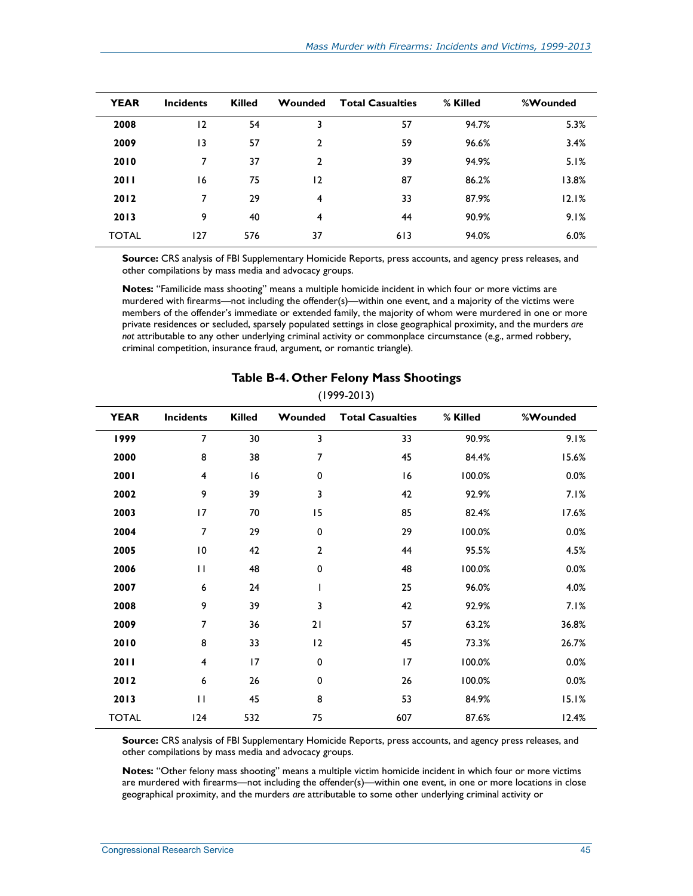| YEAR | Incidents | Killed | Wounded | Total Casualties | % Killed | %Wounded |
|---|---|---|---|---|---|---|
| 2008 | 12 | 54 | 3 | 57 | 94.7% | 5.3% |
| 2009 | 13 | 57 | 2 | 59 | 96.6% | 3.4% |
| 2010 | 7 | 37 | 2 | 39 | 94.9% | 5.1% |
| 2011 | 16 | 75 | 12 | 87 | 86.2% | 13.8% |
| 2012 | 7 | 29 | 4 | 33 | 87.9% | 12.1% |
| 2013 | 9 | 40 | 4 | 44 | 90.9% | 9.1% |
| TOTAL | 127 | 576 | 37 | 613 | 94.0% | 6.0% |

**Source:** CRS analysis of FBI Supplementary Homicide Reports, press accounts, and agency press releases, and other compilations by mass media and advocacy groups.

**Notes:** "Familicide mass shooting" means a multiple homicide incident in which four or more victims are murdered with firearms—not including the offender(s)—within one event, and a majority of the victims were members of the offender's immediate or extended family, the majority of whom were murdered in one or more private residences or secluded, sparsely populated settings in close geographical proximity, and the murders *are not* attributable to any other underlying criminal activity or commonplace circumstance (e.g., armed robbery, criminal competition, insurance fraud, argument, or romantic triangle).

## Table B-4. Other Felony Mass Shootings

(1999-2013)

| YEAR | Incidents | Killed | Wounded | Total Casualties | % Killed | %Wounded |
|---|---|---|---|---|---|---|
| 1999 | 7 | 30 | 3 | 33 | 90.9% | 9.1% |
| 2000 | 8 | 38 | 7 | 45 | 84.4% | 15.6% |
| 2001 | 4 | 16 | 0 | 16 | 100.0% | 0.0% |
| 2002 | 9 | 39 | 3 | 42 | 92.9% | 7.1% |
| 2003 | 17 | 70 | 15 | 85 | 82.4% | 17.6% |
| 2004 | 7 | 29 | 0 | 29 | 100.0% | 0.0% |
| 2005 | 10 | 42 | 2 | 44 | 95.5% | 4.5% |
| 2006 | 11 | 48 | 0 | 48 | 100.0% | 0.0% |
| 2007 | 6 | 24 | 1 | 25 | 96.0% | 4.0% |
| 2008 | 9 | 39 | 3 | 42 | 92.9% | 7.1% |
| 2009 | 7 | 36 | 21 | 57 | 63.2% | 36.8% |
| 2010 | 8 | 33 | 12 | 45 | 73.3% | 26.7% |
| 2011 | 4 | 17 | 0 | 17 | 100.0% | 0.0% |
| 2012 | 6 | 26 | 0 | 26 | 100.0% | 0.0% |
| 2013 | 11 | 45 | 8 | 53 | 84.9% | 15.1% |
| TOTAL | 124 | 532 | 75 | 607 | 87.6% | 12.4% |

**Source:** CRS analysis of FBI Supplementary Homicide Reports, press accounts, and agency press releases, and other compilations by mass media and advocacy groups.

**Notes:** "Other felony mass shooting" means a multiple victim homicide incident in which four or more victims are murdered with firearms—not including the offender(s)—within one event, in one or more locations in close geographical proximity, and the murders *are* attributable to some other underlying criminal activity or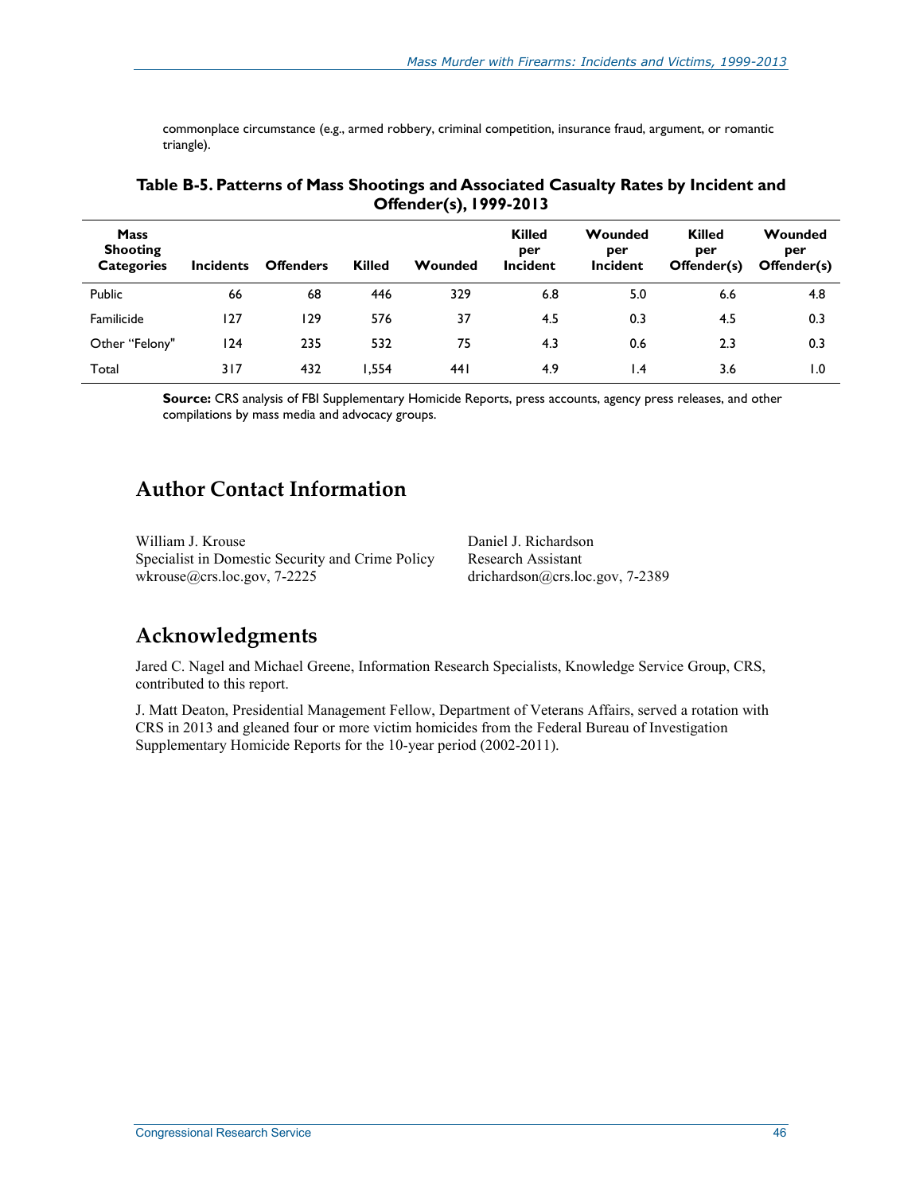commonplace circumstance (e.g., armed robbery, criminal competition, insurance fraud, argument, or romantic triangle).

**Table B-5. Patterns of Mass Shootings and Associated Casualty Rates by Incident and Offender(s), 1999-2013**

| Mass Shooting Categories | Incidents | Offenders | Killed | Wounded | Killed per Incident | Wounded per Incident | Killed per Offender(s) | Wounded per Offender(s) |
|---|---|---|---|---|---|---|---|---|
| Public | 66 | 68 | 446 | 329 | 6.8 | 5.0 | 6.6 | 4.8 |
| Familicide | 127 | 129 | 576 | 37 | 4.5 | 0.3 | 4.5 | 0.3 |
| Other "Felony" | 124 | 235 | 532 | 75 | 4.3 | 0.6 | 2.3 | 0.3 |
| Total | 317 | 432 | 1,554 | 441 | 4.9 | 1.4 | 3.6 | 1.0 |

**Source:** CRS analysis of FBI Supplementary Homicide Reports, press accounts, agency press releases, and other compilations by mass media and advocacy groups.

## Author Contact Information

William J. Krouse
Specialist in Domestic Security and Crime Policy
wkrouse@crs.loc.gov, 7-2225

Daniel J. Richardson
Research Assistant
drichardson@crs.loc.gov, 7-2389

## Acknowledgments

Jared C. Nagel and Michael Greene, Information Research Specialists, Knowledge Service Group, CRS, contributed to this report.

J. Matt Deaton, Presidential Management Fellow, Department of Veterans Affairs, served a rotation with CRS in 2013 and gleaned four or more victim homicides from the Federal Bureau of Investigation Supplementary Homicide Reports for the 10-year period (2002-2011).